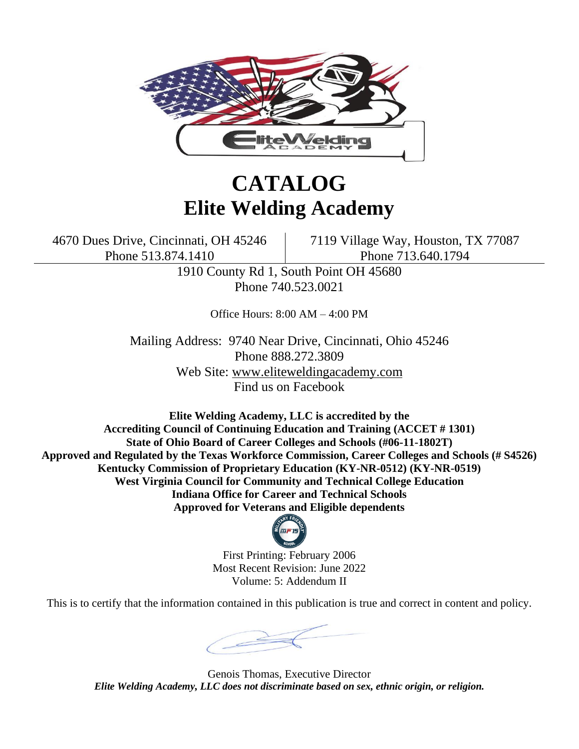# CATALOG
# Elite Welding Academy

4670 Dues Drive, Cincinnati, OH 45246
Phone 513.874.1410

7119 Village Way, Houston, TX 77087
Phone 713.640.1794

1910 County Rd 1, South Point OH 45680
Phone 740.523.0021

Office Hours: 8:00 AM – 4:00 PM

Mailing Address: 9740 Near Drive, Cincinnati, Ohio 45246
Phone 888.272.3809
Web Site: www.eliteweldingacademy.com
Find us on Facebook

**Elite Welding Academy, LLC is accredited by the**
**Accrediting Council of Continuing Education and Training (ACCET # 1301)**
**State of Ohio Board of Career Colleges and Schools (#06-11-1802T)**
**Approved and Regulated by the Texas Workforce Commission, Career Colleges and Schools (# S4526)**
**Kentucky Commission of Proprietary Education (KY-NR-0512) (KY-NR-0519)**
**West Virginia Council for Community and Technical College Education**
**Indiana Office for Career and Technical Schools**
**Approved for Veterans and Eligible dependents**

First Printing: February 2006
Most Recent Revision: June 2022
Volume: 5: Addendum II

This is to certify that the information contained in this publication is true and correct in content and policy.

Genois Thomas, Executive Director

***Elite Welding Academy, LLC does not discriminate based on sex, ethnic origin, or religion.***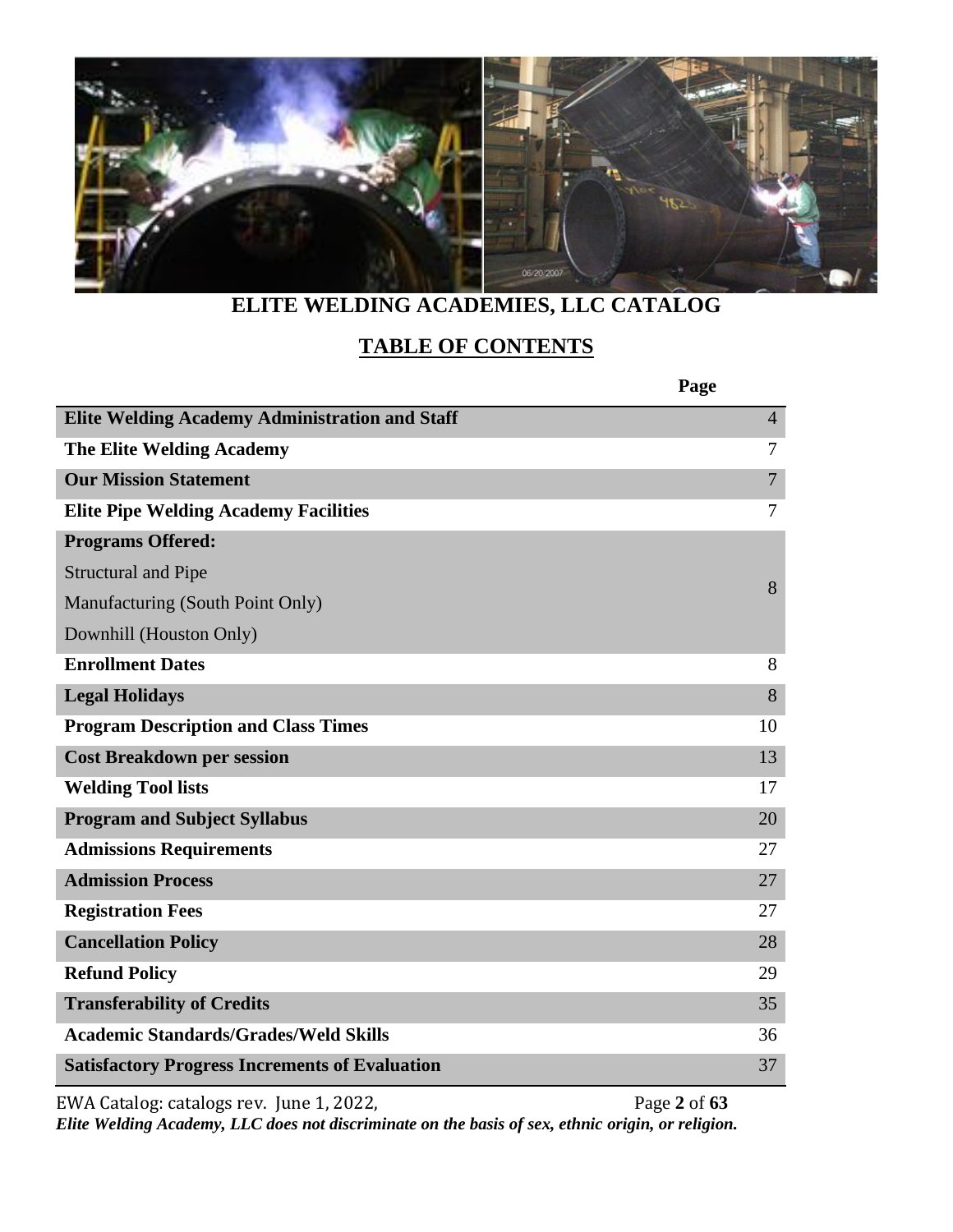# ELITE WELDING ACADEMIES, LLC CATALOG

## TABLE OF CONTENTS

| | Page |
|---|---|
| **Elite Welding Academy Administration and Staff** | 4 |
| **The Elite Welding Academy** | 7 |
| **Our Mission Statement** | 7 |
| **Elite Pipe Welding Academy Facilities** | 7 |
| **Programs Offered:**<br>Structural and Pipe<br>Manufacturing (South Point Only)<br>Downhill (Houston Only) | 8 |
| **Enrollment Dates** | 8 |
| **Legal Holidays** | 8 |
| **Program Description and Class Times** | 10 |
| **Cost Breakdown per session** | 13 |
| **Welding Tool lists** | 17 |
| **Program and Subject Syllabus** | 20 |
| **Admissions Requirements** | 27 |
| **Admission Process** | 27 |
| **Registration Fees** | 27 |
| **Cancellation Policy** | 28 |
| **Refund Policy** | 29 |
| **Transferability of Credits** | 35 |
| **Academic Standards/Grades/Weld Skills** | 36 |
| **Satisfactory Progress Increments of Evaluation** | 37 |

EWA Catalog: catalogs rev. June 1, 2022,

***Elite Welding Academy, LLC does not discriminate on the basis of sex, ethnic origin, or religion.***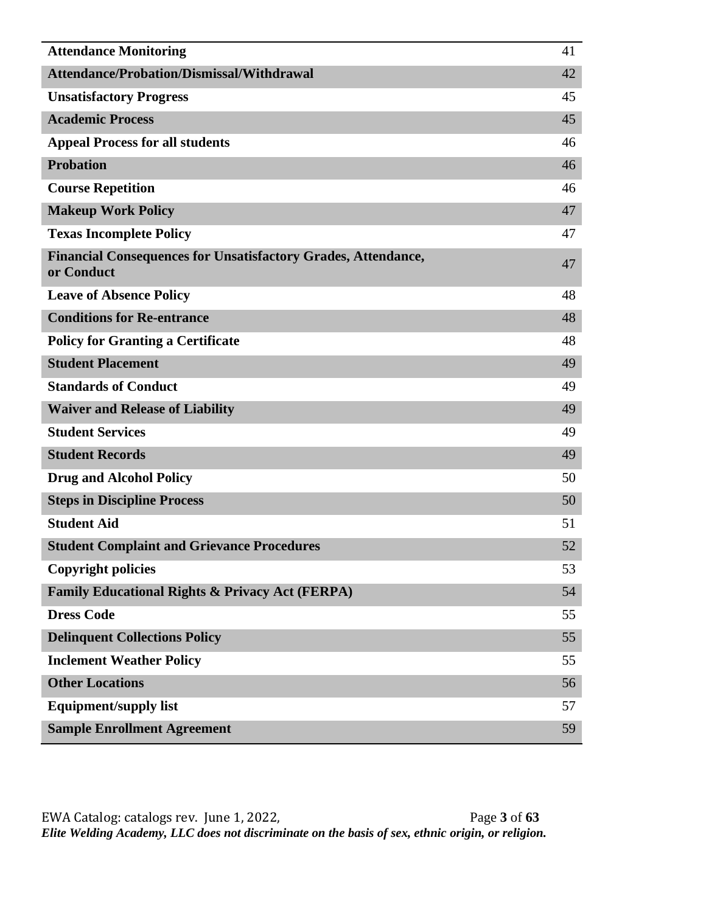| | |
|---|---|
| **Attendance Monitoring** | 41 |
| **Attendance/Probation/Dismissal/Withdrawal** | 42 |
| **Unsatisfactory Progress** | 45 |
| **Academic Process** | 45 |
| **Appeal Process for all students** | 46 |
| **Probation** | 46 |
| **Course Repetition** | 46 |
| **Makeup Work Policy** | 47 |
| **Texas Incomplete Policy** | 47 |
| **Financial Consequences for Unsatisfactory Grades, Attendance, or Conduct** | 47 |
| **Leave of Absence Policy** | 48 |
| **Conditions for Re-entrance** | 48 |
| **Policy for Granting a Certificate** | 48 |
| **Student Placement** | 49 |
| **Standards of Conduct** | 49 |
| **Waiver and Release of Liability** | 49 |
| **Student Services** | 49 |
| **Student Records** | 49 |
| **Drug and Alcohol Policy** | 50 |
| **Steps in Discipline Process** | 50 |
| **Student Aid** | 51 |
| **Student Complaint and Grievance Procedures** | 52 |
| **Copyright policies** | 53 |
| **Family Educational Rights & Privacy Act (FERPA)** | 54 |
| **Dress Code** | 55 |
| **Delinquent Collections Policy** | 55 |
| **Inclement Weather Policy** | 55 |
| **Other Locations** | 56 |
| **Equipment/supply list** | 57 |
| **Sample Enrollment Agreement** | 59 |

*Elite Welding Academy, LLC does not discriminate on the basis of sex, ethnic origin, or religion.*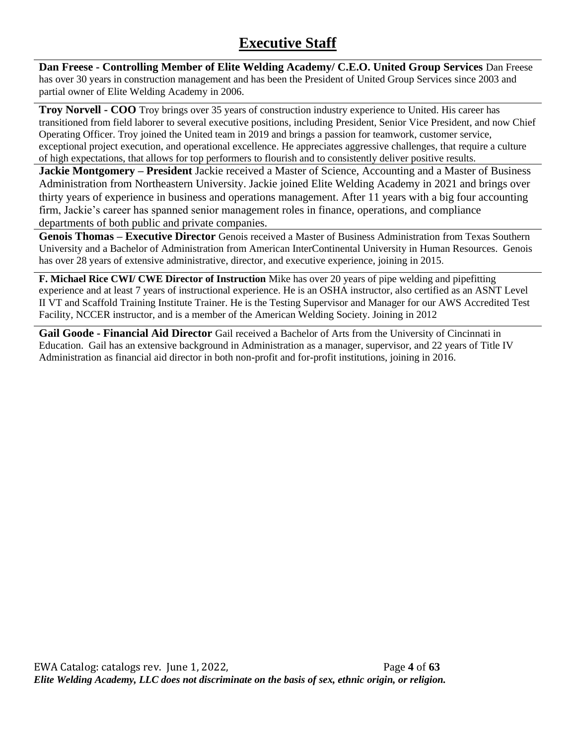# Executive Staff

**Dan Freese - Controlling Member of Elite Welding Academy/ C.E.O. United Group Services** Dan Freese has over 30 years in construction management and has been the President of United Group Services since 2003 and partial owner of Elite Welding Academy in 2006.

**Troy Norvell - COO** Troy brings over 35 years of construction industry experience to United. His career has transitioned from field laborer to several executive positions, including President, Senior Vice President, and now Chief Operating Officer. Troy joined the United team in 2019 and brings a passion for teamwork, customer service, exceptional project execution, and operational excellence. He appreciates aggressive challenges, that require a culture of high expectations, that allows for top performers to flourish and to consistently deliver positive results.

**Jackie Montgomery – President** Jackie received a Master of Science, Accounting and a Master of Business Administration from Northeastern University. Jackie joined Elite Welding Academy in 2021 and brings over thirty years of experience in business and operations management. After 11 years with a big four accounting firm, Jackie's career has spanned senior management roles in finance, operations, and compliance departments of both public and private companies.

**Genois Thomas – Executive Director** Genois received a Master of Business Administration from Texas Southern University and a Bachelor of Administration from American InterContinental University in Human Resources. Genois has over 28 years of extensive administrative, director, and executive experience, joining in 2015.

**F. Michael Rice CWI/ CWE Director of Instruction** Mike has over 20 years of pipe welding and pipefitting experience and at least 7 years of instructional experience. He is an OSHA instructor, also certified as an ASNT Level II VT and Scaffold Training Institute Trainer. He is the Testing Supervisor and Manager for our AWS Accredited Test Facility, NCCER instructor, and is a member of the American Welding Society. Joining in 2012

**Gail Goode - Financial Aid Director** Gail received a Bachelor of Arts from the University of Cincinnati in Education. Gail has an extensive background in Administration as a manager, supervisor, and 22 years of Title IV Administration as financial aid director in both non-profit and for-profit institutions, joining in 2016.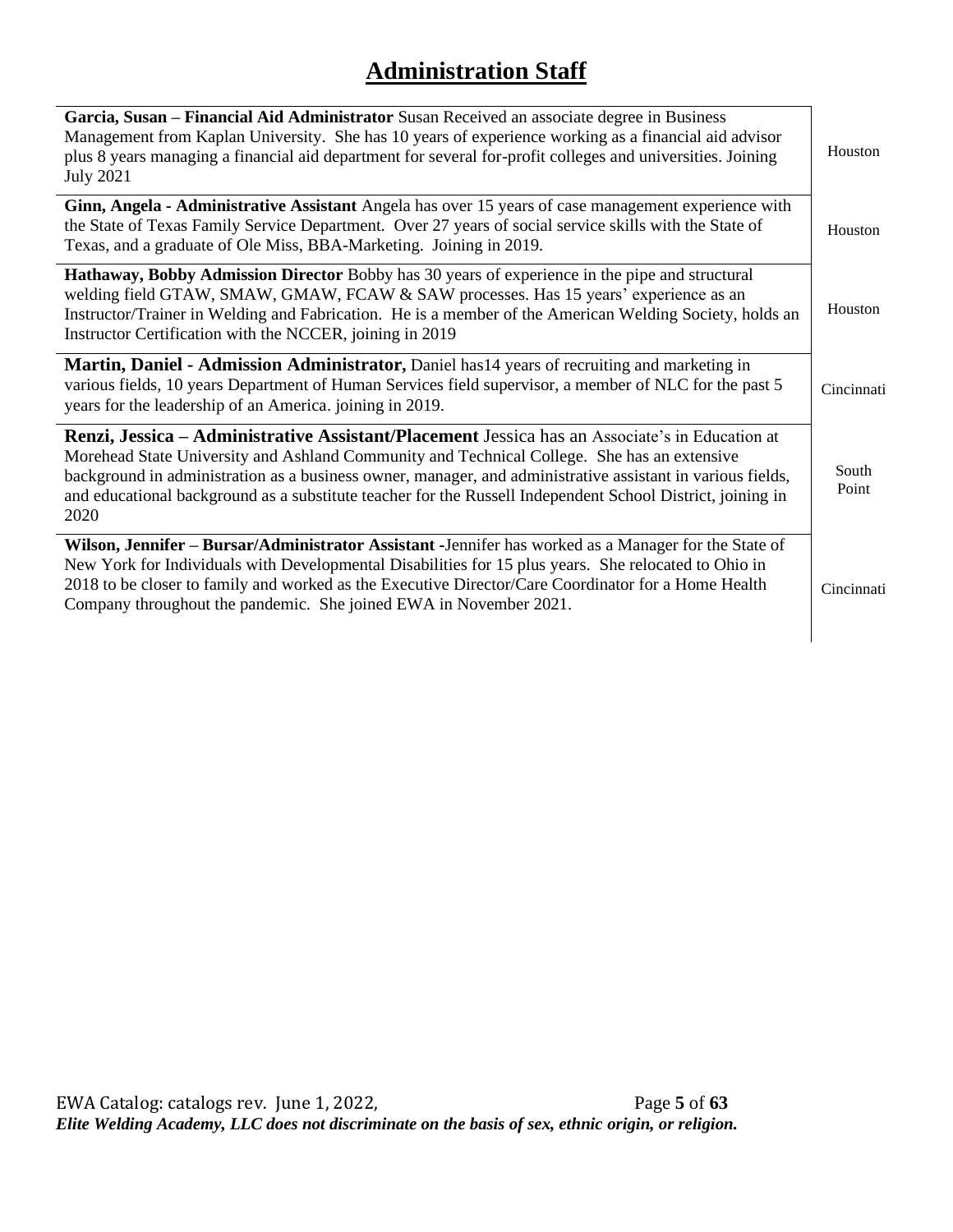# Administration Staff

| | |
|---|---|
| **Garcia, Susan – Financial Aid Administrator** Susan Received an associate degree in Business Management from Kaplan University. She has 10 years of experience working as a financial aid advisor plus 8 years managing a financial aid department for several for-profit colleges and universities. Joining July 2021 | Houston |
| **Ginn, Angela - Administrative Assistant** Angela has over 15 years of case management experience with the State of Texas Family Service Department. Over 27 years of social service skills with the State of Texas, and a graduate of Ole Miss, BBA-Marketing. Joining in 2019. | Houston |
| **Hathaway, Bobby Admission Director** Bobby has 30 years of experience in the pipe and structural welding field GTAW, SMAW, GMAW, FCAW & SAW processes. Has 15 years' experience as an Instructor/Trainer in Welding and Fabrication. He is a member of the American Welding Society, holds an Instructor Certification with the NCCER, joining in 2019 | Houston |
| **Martin, Daniel - Admission Administrator,** Daniel has14 years of recruiting and marketing in various fields, 10 years Department of Human Services field supervisor, a member of NLC for the past 5 years for the leadership of an America. joining in 2019. | Cincinnati |
| **Renzi, Jessica – Administrative Assistant/Placement** Jessica has an Associate's in Education at Morehead State University and Ashland Community and Technical College. She has an extensive background in administration as a business owner, manager, and administrative assistant in various fields, and educational background as a substitute teacher for the Russell Independent School District, joining in 2020 | South Point |
| **Wilson, Jennifer – Bursar/Administrator Assistant** -Jennifer has worked as a Manager for the State of New York for Individuals with Developmental Disabilities for 15 plus years. She relocated to Ohio in 2018 to be closer to family and worked as the Executive Director/Care Coordinator for a Home Health Company throughout the pandemic. She joined EWA in November 2021. | Cincinnati |

*Elite Welding Academy, LLC does not discriminate on the basis of sex, ethnic origin, or religion.*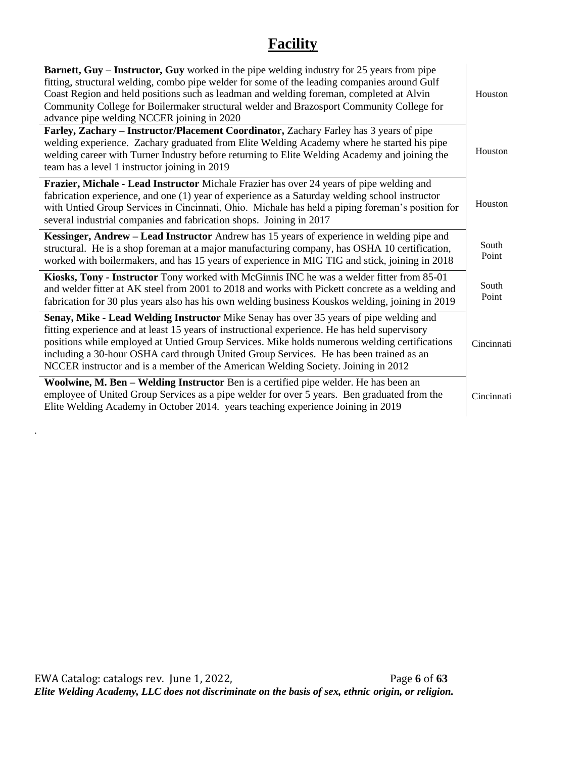# Facility

| | |
|---|---|
| **Barnett, Guy – Instructor, Guy** worked in the pipe welding industry for 25 years from pipe fitting, structural welding, combo pipe welder for some of the leading companies around Gulf Coast Region and held positions such as leadman and welding foreman, completed at Alvin Community College for Boilermaker structural welder and Brazosport Community College for advance pipe welding NCCER joining in 2020 | Houston |
| **Farley, Zachary – Instructor/Placement Coordinator,** Zachary Farley has 3 years of pipe welding experience. Zachary graduated from Elite Welding Academy where he started his pipe welding career with Turner Industry before returning to Elite Welding Academy and joining the team has a level 1 instructor joining in 2019 | Houston |
| **Frazier, Michale - Lead Instructor** Michale Frazier has over 24 years of pipe welding and fabrication experience, and one (1) year of experience as a Saturday welding school instructor with Untied Group Services in Cincinnati, Ohio. Michale has held a piping foreman's position for several industrial companies and fabrication shops. Joining in 2017 | Houston |
| **Kessinger, Andrew – Lead Instructor** Andrew has 15 years of experience in welding pipe and structural. He is a shop foreman at a major manufacturing company, has OSHA 10 certification, worked with boilermakers, and has 15 years of experience in MIG TIG and stick, joining in 2018 | South Point |
| **Kiosks, Tony - Instructor** Tony worked with McGinnis INC he was a welder fitter from 85-01 and welder fitter at AK steel from 2001 to 2018 and works with Pickett concrete as a welding and fabrication for 30 plus years also has his own welding business Kouskos welding, joining in 2019 | South Point |
| **Senay, Mike - Lead Welding Instructor** Mike Senay has over 35 years of pipe welding and fitting experience and at least 15 years of instructional experience. He has held supervisory positions while employed at Untied Group Services. Mike holds numerous welding certifications including a 30-hour OSHA card through United Group Services. He has been trained as an NCCER instructor and is a member of the American Welding Society. Joining in 2012 | Cincinnati |
| **Woolwine, M. Ben – Welding Instructor** Ben is a certified pipe welder. He has been an employee of United Group Services as a pipe welder for over 5 years. Ben graduated from the Elite Welding Academy in October 2014. years teaching experience Joining in 2019 | Cincinnati |

.

*Elite Welding Academy, LLC does not discriminate on the basis of sex, ethnic origin, or religion.*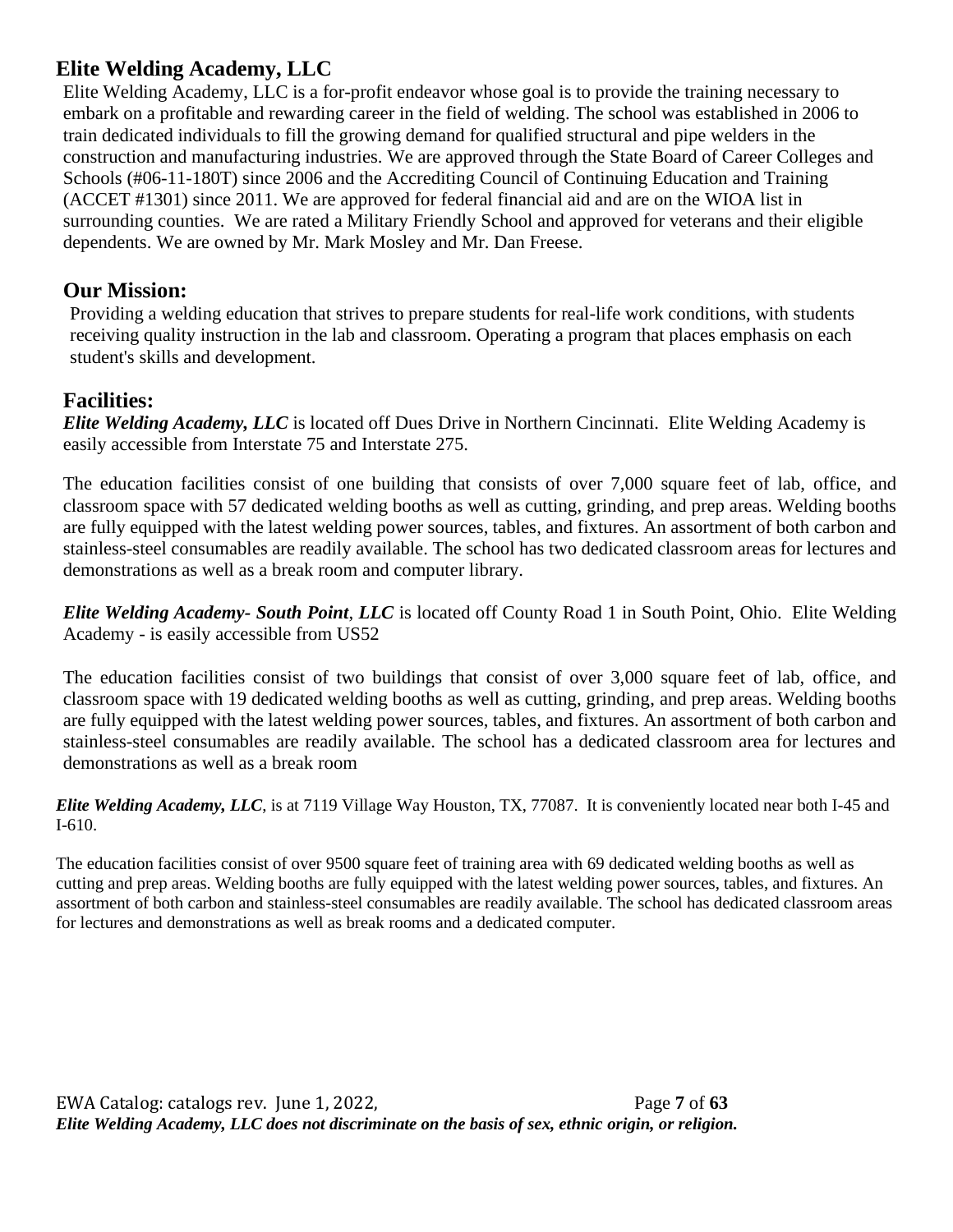## Elite Welding Academy, LLC

Elite Welding Academy, LLC is a for-profit endeavor whose goal is to provide the training necessary to embark on a profitable and rewarding career in the field of welding. The school was established in 2006 to train dedicated individuals to fill the growing demand for qualified structural and pipe welders in the construction and manufacturing industries. We are approved through the State Board of Career Colleges and Schools (#06-11-180T) since 2006 and the Accrediting Council of Continuing Education and Training (ACCET #1301) since 2011. We are approved for federal financial aid and are on the WIOA list in surrounding counties. We are rated a Military Friendly School and approved for veterans and their eligible dependents. We are owned by Mr. Mark Mosley and Mr. Dan Freese.

## Our Mission:

Providing a welding education that strives to prepare students for real-life work conditions, with students receiving quality instruction in the lab and classroom. Operating a program that places emphasis on each student's skills and development.

## Facilities:

***Elite Welding Academy, LLC*** is located off Dues Drive in Northern Cincinnati. Elite Welding Academy is easily accessible from Interstate 75 and Interstate 275.

The education facilities consist of one building that consists of over 7,000 square feet of lab, office, and classroom space with 57 dedicated welding booths as well as cutting, grinding, and prep areas. Welding booths are fully equipped with the latest welding power sources, tables, and fixtures. An assortment of both carbon and stainless-steel consumables are readily available. The school has two dedicated classroom areas for lectures and demonstrations as well as a break room and computer library.

***Elite Welding Academy- South Point*, *LLC*** is located off County Road 1 in South Point, Ohio. Elite Welding Academy - is easily accessible from US52

The education facilities consist of two buildings that consist of over 3,000 square feet of lab, office, and classroom space with 19 dedicated welding booths as well as cutting, grinding, and prep areas. Welding booths are fully equipped with the latest welding power sources, tables, and fixtures. An assortment of both carbon and stainless-steel consumables are readily available. The school has a dedicated classroom area for lectures and demonstrations as well as a break room

***Elite Welding Academy, LLC***, is at 7119 Village Way Houston, TX, 77087. It is conveniently located near both I-45 and I-610.

The education facilities consist of over 9500 square feet of training area with 69 dedicated welding booths as well as cutting and prep areas. Welding booths are fully equipped with the latest welding power sources, tables, and fixtures. An assortment of both carbon and stainless-steel consumables are readily available. The school has dedicated classroom areas for lectures and demonstrations as well as break rooms and a dedicated computer.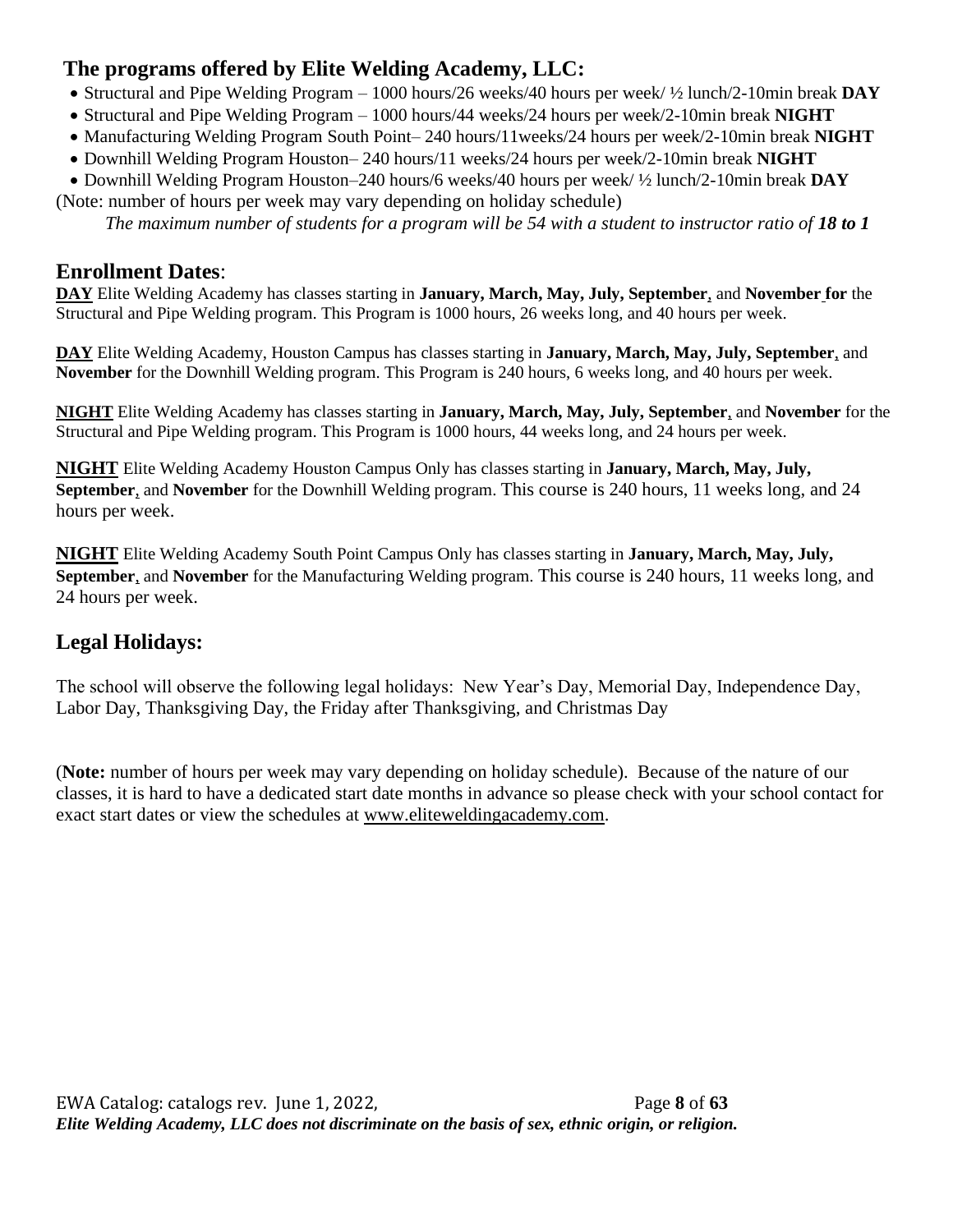## The programs offered by Elite Welding Academy, LLC:

- Structural and Pipe Welding Program – 1000 hours/26 weeks/40 hours per week/ ½ lunch/2-10min break **DAY**
- Structural and Pipe Welding Program – 1000 hours/44 weeks/24 hours per week/2-10min break **NIGHT**
- Manufacturing Welding Program South Point– 240 hours/11weeks/24 hours per week/2-10min break **NIGHT**
- Downhill Welding Program Houston– 240 hours/11 weeks/24 hours per week/2-10min break **NIGHT**
- Downhill Welding Program Houston–240 hours/6 weeks/40 hours per week/ ½ lunch/2-10min break **DAY**

(Note: number of hours per week may vary depending on holiday schedule)

*The maximum number of students for a program will be 54 with a student to instructor ratio of **18 to 1***

## Enrollment Dates:

**DAY** Elite Welding Academy has classes starting in **January, March, May, July, September**, and **November for** the Structural and Pipe Welding program. This Program is 1000 hours, 26 weeks long, and 40 hours per week.

**DAY** Elite Welding Academy, Houston Campus has classes starting in **January, March, May, July, September**, and **November** for the Downhill Welding program. This Program is 240 hours, 6 weeks long, and 40 hours per week.

**NIGHT** Elite Welding Academy has classes starting in **January, March, May, July, September**, and **November** for the Structural and Pipe Welding program. This Program is 1000 hours, 44 weeks long, and 24 hours per week.

**NIGHT** Elite Welding Academy Houston Campus Only has classes starting in **January, March, May, July, September**, and **November** for the Downhill Welding program. This course is 240 hours, 11 weeks long, and 24 hours per week.

**NIGHT** Elite Welding Academy South Point Campus Only has classes starting in **January, March, May, July, September**, and **November** for the Manufacturing Welding program. This course is 240 hours, 11 weeks long, and 24 hours per week.

## Legal Holidays:

The school will observe the following legal holidays: New Year's Day, Memorial Day, Independence Day, Labor Day, Thanksgiving Day, the Friday after Thanksgiving, and Christmas Day

(**Note:** number of hours per week may vary depending on holiday schedule). Because of the nature of our classes, it is hard to have a dedicated start date months in advance so please check with your school contact for exact start dates or view the schedules at www.eliteweldingacademy.com.

*Elite Welding Academy, LLC does not discriminate on the basis of sex, ethnic origin, or religion.*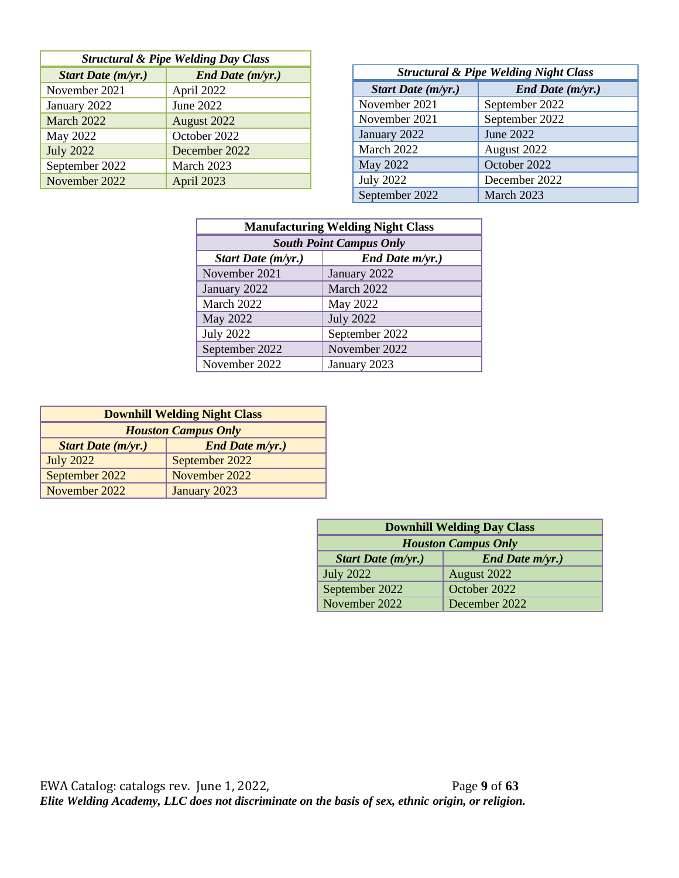| *Structural & Pipe Welding Day Class* | |
|---|---|
| ***Start Date (m/yr.)*** | ***End Date (m/yr.)*** |
| November 2021 | April 2022 |
| January 2022 | June 2022 |
| March 2022 | August 2022 |
| May 2022 | October 2022 |
| July 2022 | December 2022 |
| September 2022 | March 2023 |
| November 2022 | April 2023 |

| *Structural & Pipe Welding Night Class* | |
|---|---|
| ***Start Date (m/yr.)*** | ***End Date (m/yr.)*** |
| November 2021 | September 2022 |
| November 2021 | September 2022 |
| January 2022 | June 2022 |
| March 2022 | August 2022 |
| May 2022 | October 2022 |
| July 2022 | December 2022 |
| September 2022 | March 2023 |

| **Manufacturing Welding Night Class** | |
|---|---|
| ***South Point Campus Only*** | |
| ***Start Date (m/yr.)*** | ***End Date m/yr.)*** |
| November 2021 | January 2022 |
| January 2022 | March 2022 |
| March 2022 | May 2022 |
| May 2022 | July 2022 |
| July 2022 | September 2022 |
| September 2022 | November 2022 |
| November 2022 | January 2023 |

| **Downhill Welding Night Class** | |
|---|---|
| ***Houston Campus Only*** | |
| ***Start Date (m/yr.)*** | ***End Date m/yr.)*** |
| July 2022 | September 2022 |
| September 2022 | November 2022 |
| November 2022 | January 2023 |

| **Downhill Welding Day Class** | |
|---|---|
| ***Houston Campus Only*** | |
| ***Start Date (m/yr.)*** | ***End Date m/yr.)*** |
| July 2022 | August 2022 |
| September 2022 | October 2022 |
| November 2022 | December 2022 |

EWA Catalog: catalogs rev. June 1, 2022,

***Elite Welding Academy, LLC does not discriminate on the basis of sex, ethnic origin, or religion.***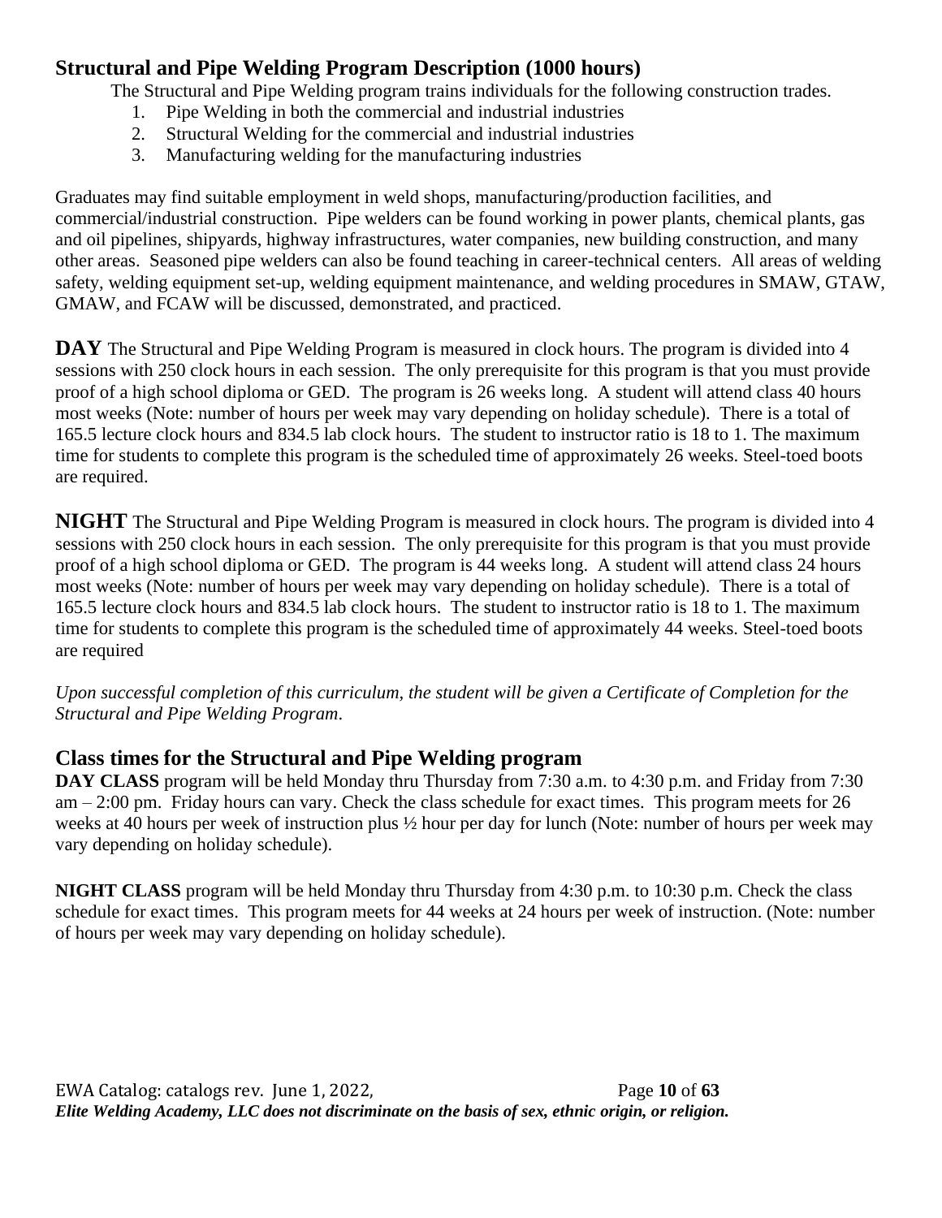## Structural and Pipe Welding Program Description (1000 hours)

The Structural and Pipe Welding program trains individuals for the following construction trades.

1. Pipe Welding in both the commercial and industrial industries
2. Structural Welding for the commercial and industrial industries
3. Manufacturing welding for the manufacturing industries

Graduates may find suitable employment in weld shops, manufacturing/production facilities, and commercial/industrial construction. Pipe welders can be found working in power plants, chemical plants, gas and oil pipelines, shipyards, highway infrastructures, water companies, new building construction, and many other areas. Seasoned pipe welders can also be found teaching in career-technical centers. All areas of welding safety, welding equipment set-up, welding equipment maintenance, and welding procedures in SMAW, GTAW, GMAW, and FCAW will be discussed, demonstrated, and practiced.

**DAY** The Structural and Pipe Welding Program is measured in clock hours. The program is divided into 4 sessions with 250 clock hours in each session. The only prerequisite for this program is that you must provide proof of a high school diploma or GED. The program is 26 weeks long. A student will attend class 40 hours most weeks (Note: number of hours per week may vary depending on holiday schedule). There is a total of 165.5 lecture clock hours and 834.5 lab clock hours. The student to instructor ratio is 18 to 1. The maximum time for students to complete this program is the scheduled time of approximately 26 weeks. Steel-toed boots are required.

**NIGHT** The Structural and Pipe Welding Program is measured in clock hours. The program is divided into 4 sessions with 250 clock hours in each session. The only prerequisite for this program is that you must provide proof of a high school diploma or GED. The program is 44 weeks long. A student will attend class 24 hours most weeks (Note: number of hours per week may vary depending on holiday schedule). There is a total of 165.5 lecture clock hours and 834.5 lab clock hours. The student to instructor ratio is 18 to 1. The maximum time for students to complete this program is the scheduled time of approximately 44 weeks. Steel-toed boots are required

*Upon successful completion of this curriculum, the student will be given a Certificate of Completion for the Structural and Pipe Welding Program*.

## Class times for the Structural and Pipe Welding program

**DAY CLASS** program will be held Monday thru Thursday from 7:30 a.m. to 4:30 p.m. and Friday from 7:30 am – 2:00 pm. Friday hours can vary. Check the class schedule for exact times. This program meets for 26 weeks at 40 hours per week of instruction plus ½ hour per day for lunch (Note: number of hours per week may vary depending on holiday schedule).

**NIGHT CLASS** program will be held Monday thru Thursday from 4:30 p.m. to 10:30 p.m. Check the class schedule for exact times. This program meets for 44 weeks at 24 hours per week of instruction. (Note: number of hours per week may vary depending on holiday schedule).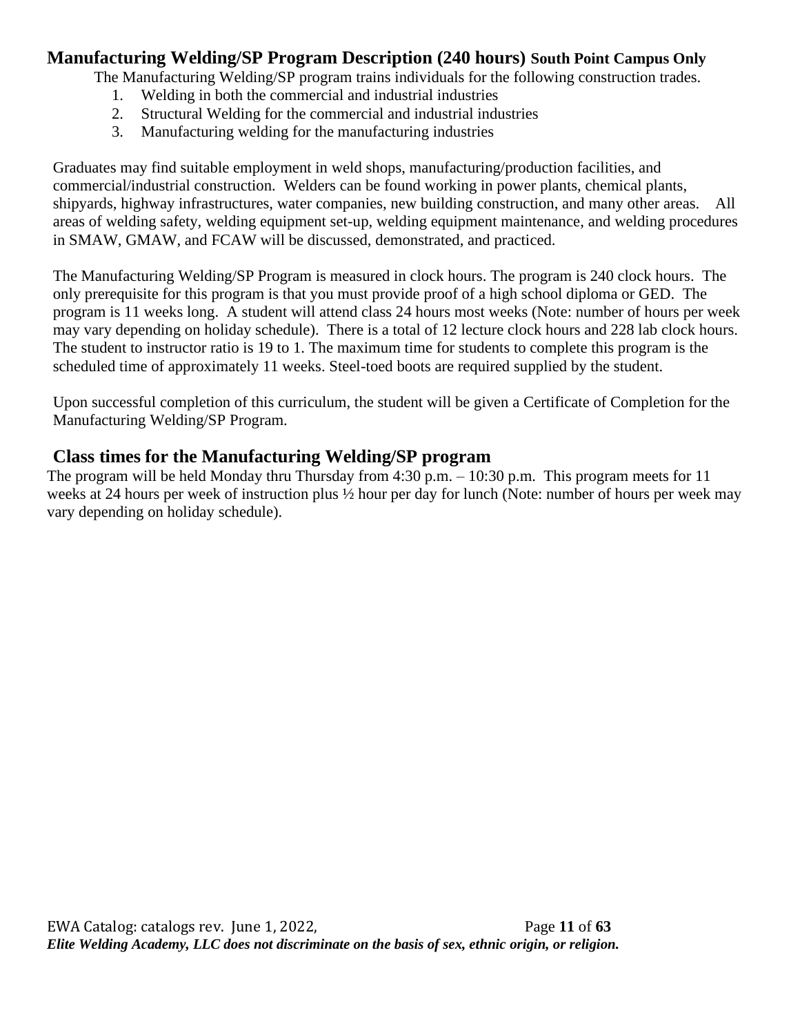## Manufacturing Welding/SP Program Description (240 hours) South Point Campus Only

The Manufacturing Welding/SP program trains individuals for the following construction trades.

1. Welding in both the commercial and industrial industries
2. Structural Welding for the commercial and industrial industries
3. Manufacturing welding for the manufacturing industries

Graduates may find suitable employment in weld shops, manufacturing/production facilities, and commercial/industrial construction. Welders can be found working in power plants, chemical plants, shipyards, highway infrastructures, water companies, new building construction, and many other areas. All areas of welding safety, welding equipment set-up, welding equipment maintenance, and welding procedures in SMAW, GMAW, and FCAW will be discussed, demonstrated, and practiced.

The Manufacturing Welding/SP Program is measured in clock hours. The program is 240 clock hours. The only prerequisite for this program is that you must provide proof of a high school diploma or GED. The program is 11 weeks long. A student will attend class 24 hours most weeks (Note: number of hours per week may vary depending on holiday schedule). There is a total of 12 lecture clock hours and 228 lab clock hours. The student to instructor ratio is 19 to 1. The maximum time for students to complete this program is the scheduled time of approximately 11 weeks. Steel-toed boots are required supplied by the student.

Upon successful completion of this curriculum, the student will be given a Certificate of Completion for the Manufacturing Welding/SP Program.

## Class times for the Manufacturing Welding/SP program

The program will be held Monday thru Thursday from 4:30 p.m. – 10:30 p.m. This program meets for 11 weeks at 24 hours per week of instruction plus ½ hour per day for lunch (Note: number of hours per week may vary depending on holiday schedule).

*Elite Welding Academy, LLC does not discriminate on the basis of sex, ethnic origin, or religion.*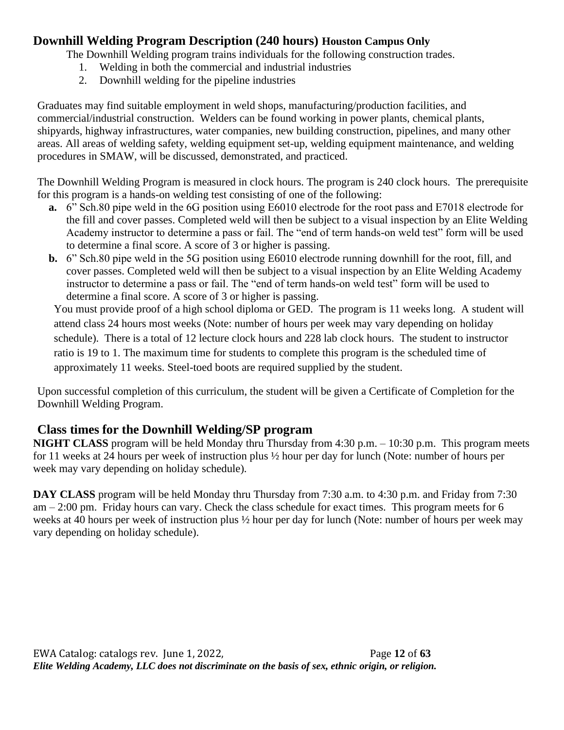## Downhill Welding Program Description (240 hours) Houston Campus Only

The Downhill Welding program trains individuals for the following construction trades.

1. Welding in both the commercial and industrial industries
2. Downhill welding for the pipeline industries

Graduates may find suitable employment in weld shops, manufacturing/production facilities, and commercial/industrial construction. Welders can be found working in power plants, chemical plants, shipyards, highway infrastructures, water companies, new building construction, pipelines, and many other areas. All areas of welding safety, welding equipment set-up, welding equipment maintenance, and welding procedures in SMAW, will be discussed, demonstrated, and practiced.

The Downhill Welding Program is measured in clock hours. The program is 240 clock hours. The prerequisite for this program is a hands-on welding test consisting of one of the following:

**a.** 6" Sch.80 pipe weld in the 6G position using E6010 electrode for the root pass and E7018 electrode for the fill and cover passes. Completed weld will then be subject to a visual inspection by an Elite Welding Academy instructor to determine a pass or fail. The "end of term hands-on weld test" form will be used to determine a final score. A score of 3 or higher is passing.

**b.** 6" Sch.80 pipe weld in the 5G position using E6010 electrode running downhill for the root, fill, and cover passes. Completed weld will then be subject to a visual inspection by an Elite Welding Academy instructor to determine a pass or fail. The "end of term hands-on weld test" form will be used to determine a final score. A score of 3 or higher is passing.

You must provide proof of a high school diploma or GED. The program is 11 weeks long. A student will attend class 24 hours most weeks (Note: number of hours per week may vary depending on holiday schedule). There is a total of 12 lecture clock hours and 228 lab clock hours. The student to instructor ratio is 19 to 1. The maximum time for students to complete this program is the scheduled time of approximately 11 weeks. Steel-toed boots are required supplied by the student.

Upon successful completion of this curriculum, the student will be given a Certificate of Completion for the Downhill Welding Program.

## Class times for the Downhill Welding/SP program

**NIGHT CLASS** program will be held Monday thru Thursday from 4:30 p.m. – 10:30 p.m. This program meets for 11 weeks at 24 hours per week of instruction plus ½ hour per day for lunch (Note: number of hours per week may vary depending on holiday schedule).

**DAY CLASS** program will be held Monday thru Thursday from 7:30 a.m. to 4:30 p.m. and Friday from 7:30 am – 2:00 pm. Friday hours can vary. Check the class schedule for exact times. This program meets for 6 weeks at 40 hours per week of instruction plus ½ hour per day for lunch (Note: number of hours per week may vary depending on holiday schedule).

*Elite Welding Academy, LLC does not discriminate on the basis of sex, ethnic origin, or religion.*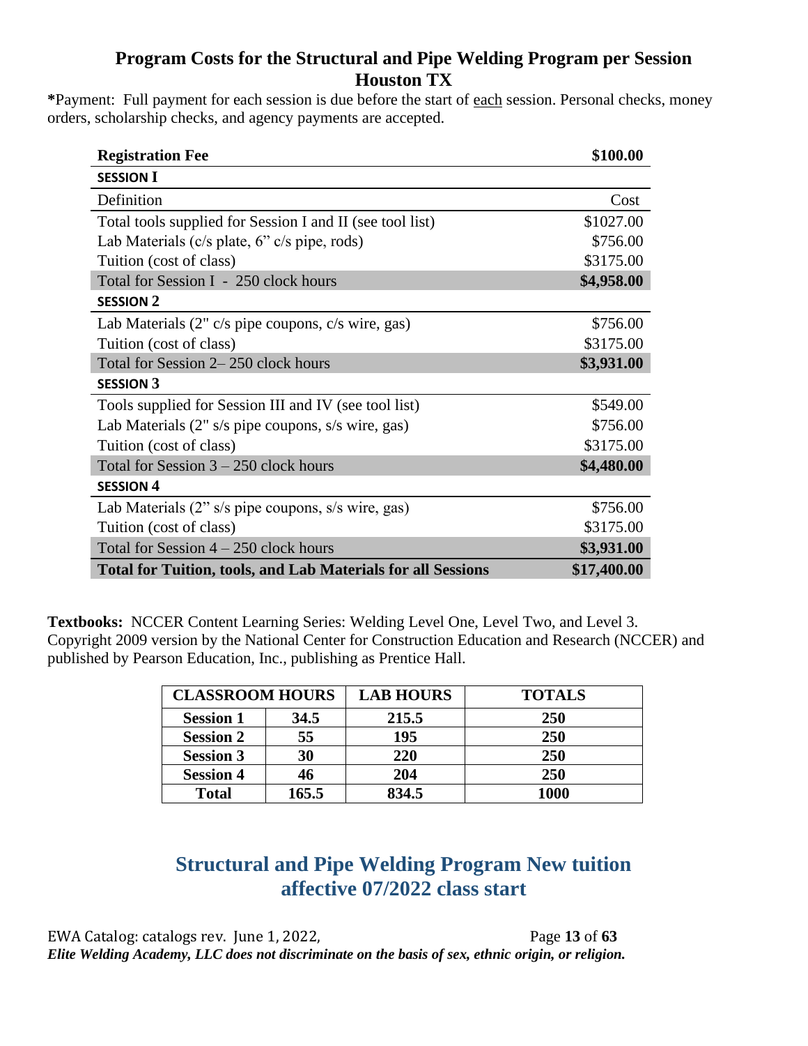## Program Costs for the Structural and Pipe Welding Program per Session Houston TX

**\***Payment: Full payment for each session is due before the start of each session. Personal checks, money orders, scholarship checks, and agency payments are accepted.

| **Registration Fee** | **$100.00** |
|---|---|
| **SESSION I** | |
| Definition | Cost |
| Total tools supplied for Session I and II (see tool list) | $1027.00 |
| Lab Materials (c/s plate, 6" c/s pipe, rods) | $756.00 |
| Tuition (cost of class) | $3175.00 |
| Total for Session I - 250 clock hours | **$4,958.00** |
| **SESSION 2** | |
| Lab Materials (2" c/s pipe coupons, c/s wire, gas) | $756.00 |
| Tuition (cost of class) | $3175.00 |
| Total for Session 2– 250 clock hours | **$3,931.00** |
| **SESSION 3** | |
| Tools supplied for Session III and IV (see tool list) | $549.00 |
| Lab Materials (2" s/s pipe coupons, s/s wire, gas) | $756.00 |
| Tuition (cost of class) | $3175.00 |
| Total for Session 3 – 250 clock hours | **$4,480.00** |
| **SESSION 4** | |
| Lab Materials (2" s/s pipe coupons, s/s wire, gas) | $756.00 |
| Tuition (cost of class) | $3175.00 |
| Total for Session 4 – 250 clock hours | **$3,931.00** |
| **Total for Tuition, tools, and Lab Materials for all Sessions** | **$17,400.00** |

**Textbooks:** NCCER Content Learning Series: Welding Level One, Level Two, and Level 3. Copyright 2009 version by the National Center for Construction Education and Research (NCCER) and published by Pearson Education, Inc., publishing as Prentice Hall.

| **CLASSROOM HOURS** | | **LAB HOURS** | **TOTALS** |
|---|---|---|---|
| **Session 1** | **34.5** | **215.5** | **250** |
| **Session 2** | **55** | **195** | **250** |
| **Session 3** | **30** | **220** | **250** |
| **Session 4** | **46** | **204** | **250** |
| **Total** | **165.5** | **834.5** | **1000** |

## Structural and Pipe Welding Program New tuition affective 07/2022 class start

*Elite Welding Academy, LLC does not discriminate on the basis of sex, ethnic origin, or religion.*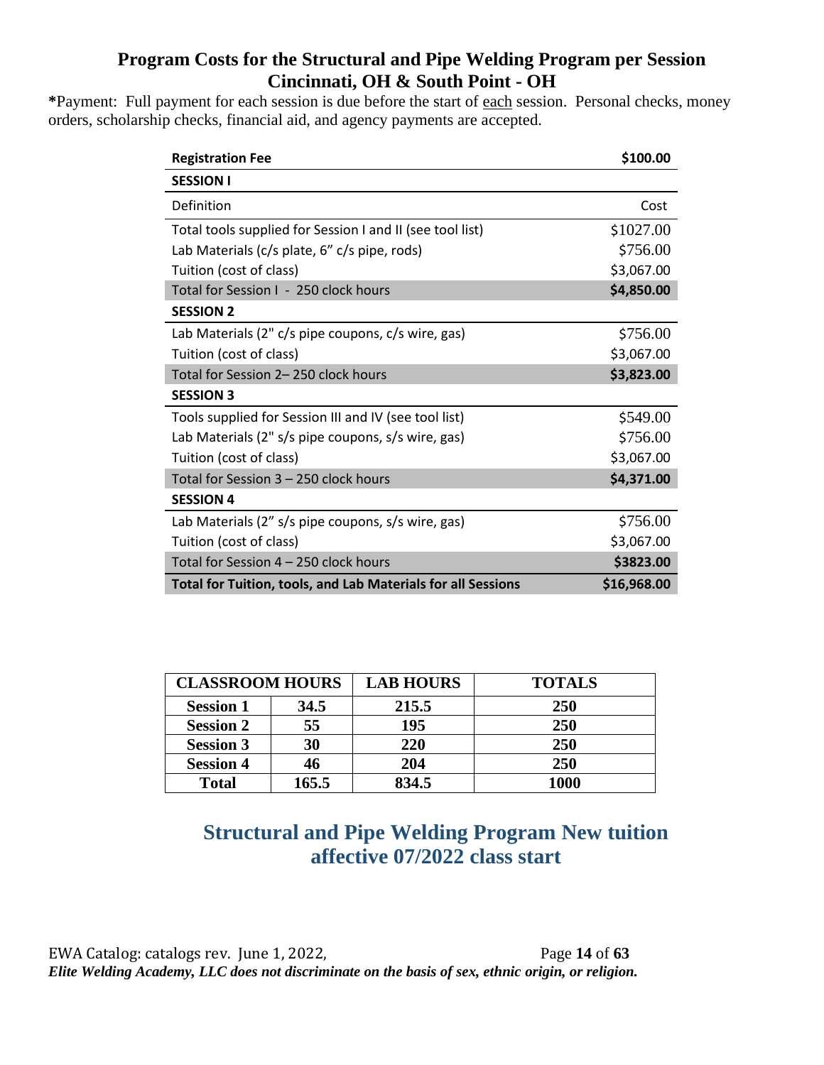## Program Costs for the Structural and Pipe Welding Program per Session
## Cincinnati, OH & South Point - OH

***Payment**: Full payment for each session is due before the start of each session. Personal checks, money orders, scholarship checks, financial aid, and agency payments are accepted.

| **Registration Fee** | **$100.00** |
|---|---|
| **SESSION I** | |
| Definition | Cost |
| Total tools supplied for Session I and II (see tool list) | $1027.00 |
| Lab Materials (c/s plate, 6" c/s pipe, rods) | $756.00 |
| Tuition (cost of class) | $3,067.00 |
| Total for Session I - 250 clock hours | **$4,850.00** |
| **SESSION 2** | |
| Lab Materials (2" c/s pipe coupons, c/s wire, gas) | $756.00 |
| Tuition (cost of class) | $3,067.00 |
| Total for Session 2– 250 clock hours | **$3,823.00** |
| **SESSION 3** | |
| Tools supplied for Session III and IV (see tool list) | $549.00 |
| Lab Materials (2" s/s pipe coupons, s/s wire, gas) | $756.00 |
| Tuition (cost of class) | $3,067.00 |
| Total for Session 3 – 250 clock hours | **$4,371.00** |
| **SESSION 4** | |
| Lab Materials (2" s/s pipe coupons, s/s wire, gas) | $756.00 |
| Tuition (cost of class) | $3,067.00 |
| Total for Session 4 – 250 clock hours | **$3823.00** |
| **Total for Tuition, tools, and Lab Materials for all Sessions** | **$16,968.00** |

| **CLASSROOM HOURS** | | **LAB HOURS** | **TOTALS** |
|---|---|---|---|
| **Session 1** | **34.5** | **215.5** | **250** |
| **Session 2** | **55** | **195** | **250** |
| **Session 3** | **30** | **220** | **250** |
| **Session 4** | **46** | **204** | **250** |
| **Total** | **165.5** | **834.5** | **1000** |

## Structural and Pipe Welding Program New tuition affective 07/2022 class start

EWA Catalog: catalogs rev. June 1, 2022,

*Elite Welding Academy, LLC does not discriminate on the basis of sex, ethnic origin, or religion.*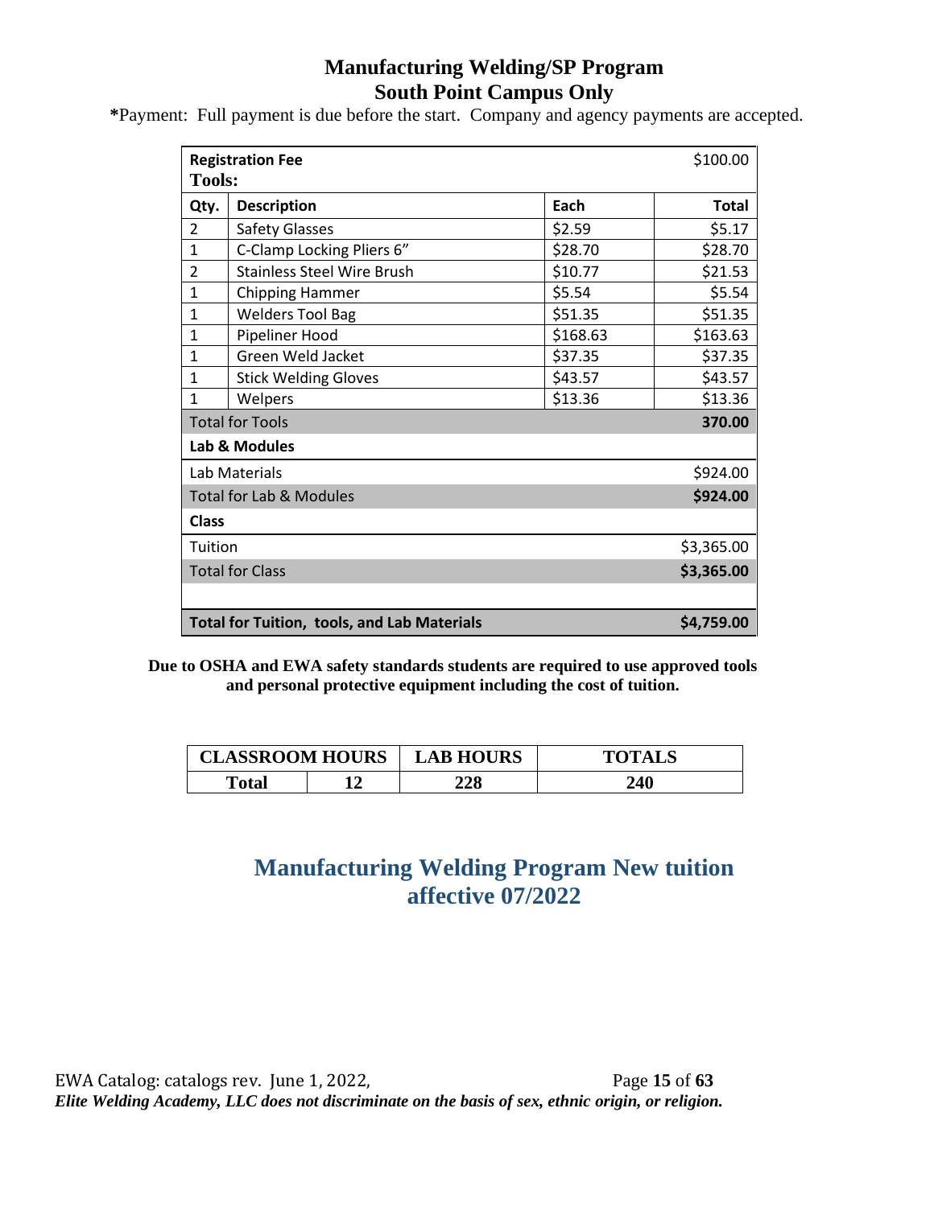# Manufacturing Welding/SP Program
## South Point Campus Only

***Payment:** Full payment is due before the start. Company and agency payments are accepted.

| Qty. | Description | Each | Total |
|---|---|---|---|
| **Registration Fee** | | | $100.00 |
| **Tools:** | | | |
| 2 | Safety Glasses | $2.59 | $5.17 |
| 1 | C-Clamp Locking Pliers 6" | $28.70 | $28.70 |
| 2 | Stainless Steel Wire Brush | $10.77 | $21.53 |
| 1 | Chipping Hammer | $5.54 | $5.54 |
| 1 | Welders Tool Bag | $51.35 | $51.35 |
| 1 | Pipeliner Hood | $168.63 | $163.63 |
| 1 | Green Weld Jacket | $37.35 | $37.35 |
| 1 | Stick Welding Gloves | $43.57 | $43.57 |
| 1 | Welpers | $13.36 | $13.36 |
| Total for Tools | | | **370.00** |
| **Lab & Modules** | | | |
| Lab Materials | | | $924.00 |
| Total for Lab & Modules | | | **$924.00** |
| **Class** | | | |
| Tuition | | | $3,365.00 |
| Total for Class | | | **$3,365.00** |
| **Total for Tuition, tools, and Lab Materials** | | | **$4,759.00** |

**Due to OSHA and EWA safety standards students are required to use approved tools and personal protective equipment including the cost of tuition.**

| CLASSROOM HOURS | | LAB HOURS | TOTALS |
|---|---|---|---|
| **Total** | **12** | **228** | **240** |

## Manufacturing Welding Program New tuition affective 07/2022

EWA Catalog: catalogs rev. June 1, 2022,

*Elite Welding Academy, LLC does not discriminate on the basis of sex, ethnic origin, or religion.*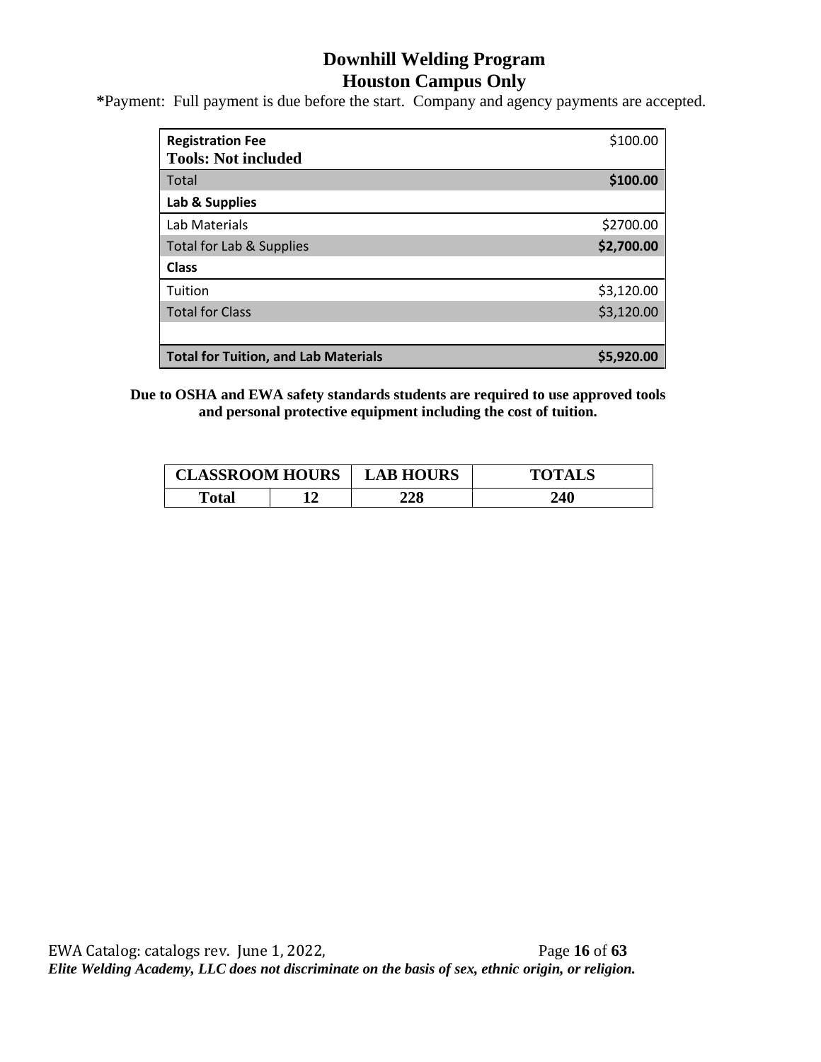# Downhill Welding Program
# Houston Campus Only

**\***Payment: Full payment is due before the start. Company and agency payments are accepted.

| **Registration Fee**<br>**Tools: Not included** | $100.00 |
|---|---|
| Total | **$100.00** |
| **Lab & Supplies** | |
| Lab Materials | $2700.00 |
| Total for Lab & Supplies | **$2,700.00** |
| **Class** | |
| Tuition | $3,120.00 |
| Total for Class | $3,120.00 |
| | |
| **Total for Tuition, and Lab Materials** | **$5,920.00** |

**Due to OSHA and EWA safety standards students are required to use approved tools and personal protective equipment including the cost of tuition.**

| CLASSROOM HOURS | | LAB HOURS | TOTALS |
|---|---|---|---|
| **Total** | **12** | **228** | **240** |

*Elite Welding Academy, LLC does not discriminate on the basis of sex, ethnic origin, or religion.*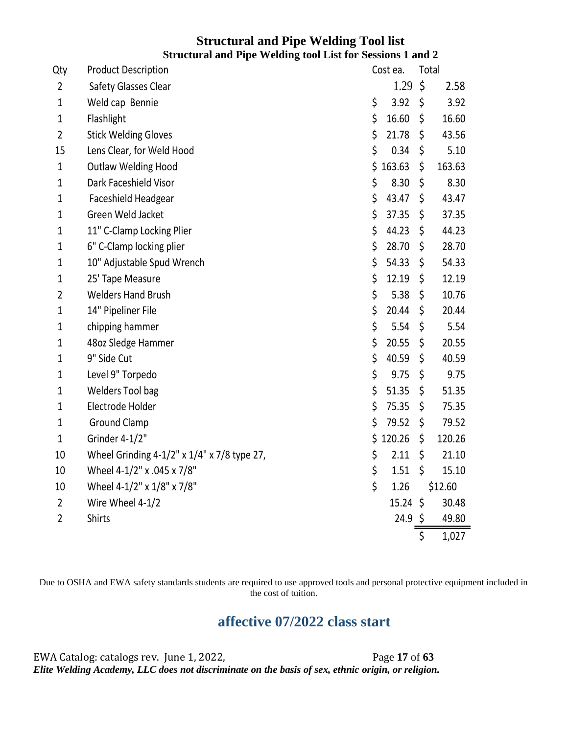# Structural and Pipe Welding Tool list

## Structural and Pipe Welding tool List for Sessions 1 and 2

| Qty | Product Description | Cost ea. | Total |
|---|---|---|---|
| 2 | Safety Glasses Clear | 1.29 | $ 2.58 |
| 1 | Weld cap Bennie | $ 3.92 | $ 3.92 |
| 1 | Flashlight | $ 16.60 | $ 16.60 |
| 2 | Stick Welding Gloves | $ 21.78 | $ 43.56 |
| 15 | Lens Clear, for Weld Hood | $ 0.34 | $ 5.10 |
| 1 | Outlaw Welding Hood | $ 163.63 | $ 163.63 |
| 1 | Dark Faceshield Visor | $ 8.30 | $ 8.30 |
| 1 | Faceshield Headgear | $ 43.47 | $ 43.47 |
| 1 | Green Weld Jacket | $ 37.35 | $ 37.35 |
| 1 | 11" C-Clamp Locking Plier | $ 44.23 | $ 44.23 |
| 1 | 6" C-Clamp locking plier | $ 28.70 | $ 28.70 |
| 1 | 10" Adjustable Spud Wrench | $ 54.33 | $ 54.33 |
| 1 | 25' Tape Measure | $ 12.19 | $ 12.19 |
| 2 | Welders Hand Brush | $ 5.38 | $ 10.76 |
| 1 | 14" Pipeliner File | $ 20.44 | $ 20.44 |
| 1 | chipping hammer | $ 5.54 | $ 5.54 |
| 1 | 48oz Sledge Hammer | $ 20.55 | $ 20.55 |
| 1 | 9" Side Cut | $ 40.59 | $ 40.59 |
| 1 | Level 9" Torpedo | $ 9.75 | $ 9.75 |
| 1 | Welders Tool bag | $ 51.35 | $ 51.35 |
| 1 | Electrode Holder | $ 75.35 | $ 75.35 |
| 1 | Ground Clamp | $ 79.52 | $ 79.52 |
| 1 | Grinder 4-1/2" | $ 120.26 | $ 120.26 |
| 10 | Wheel Grinding 4-1/2" x 1/4" x 7/8 type 27, | $ 2.11 | $ 21.10 |
| 10 | Wheel 4-1/2" x .045 x 7/8" | $ 1.51 | $ 15.10 |
| 10 | Wheel 4-1/2" x 1/8" x 7/8" | $ 1.26 | $12.60 |
| 2 | Wire Wheel 4-1/2 | 15.24 | $ 30.48 |
| 2 | Shirts | 24.9 | $ 49.80 |
| | | | $ 1,027 |

Due to OSHA and EWA safety standards students are required to use approved tools and personal protective equipment included in the cost of tuition.

## affective 07/2022 class start

EWA Catalog: catalogs rev. June 1, 2022,

*Elite Welding Academy, LLC does not discriminate on the basis of sex, ethnic origin, or religion.*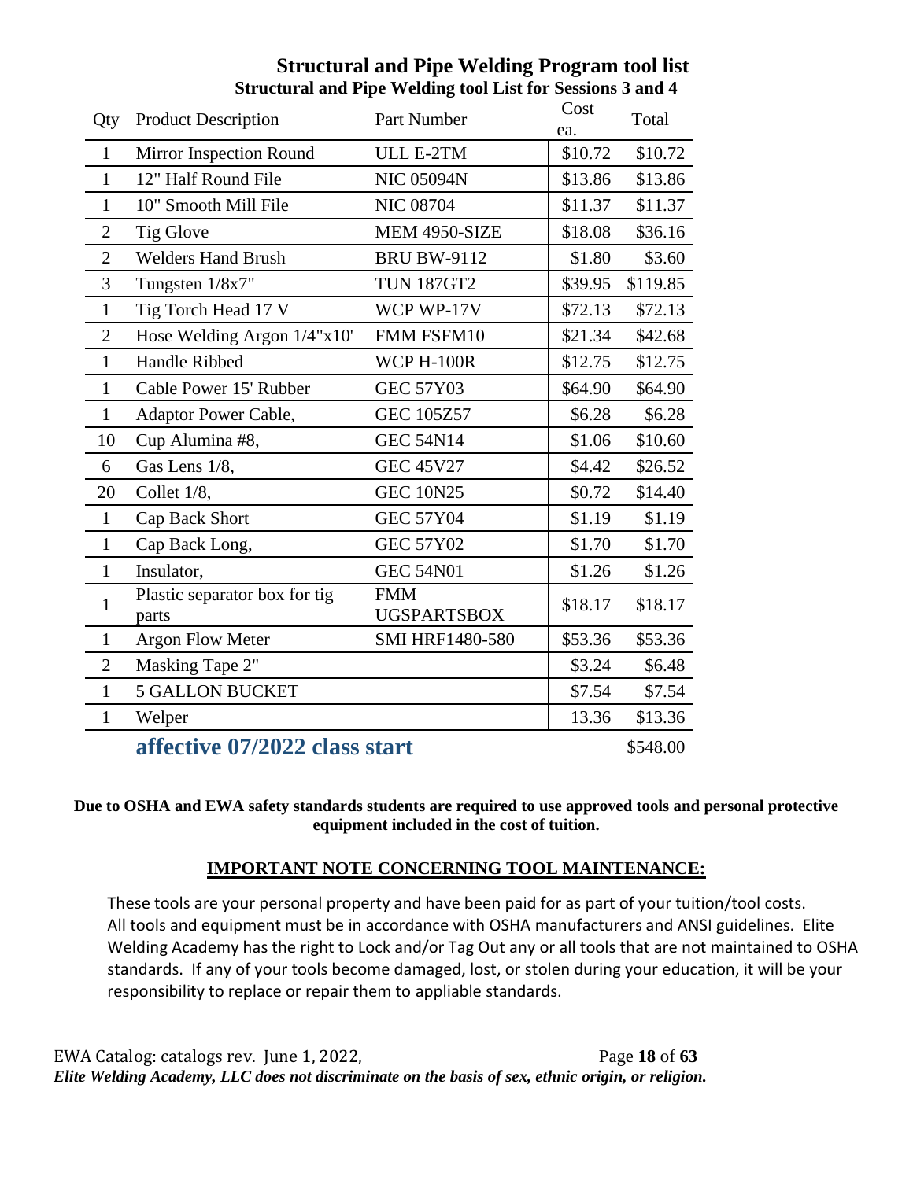# Structural and Pipe Welding Program tool list

## Structural and Pipe Welding tool List for Sessions 3 and 4

| Qty | Product Description | Part Number | Cost ea. | Total |
|---|---|---|---|---|
| 1 | Mirror Inspection Round | ULL E-2TM | $10.72 | $10.72 |
| 1 | 12" Half Round File | NIC 05094N | $13.86 | $13.86 |
| 1 | 10" Smooth Mill File | NIC 08704 | $11.37 | $11.37 |
| 2 | Tig Glove | MEM 4950-SIZE | $18.08 | $36.16 |
| 2 | Welders Hand Brush | BRU BW-9112 | $1.80 | $3.60 |
| 3 | Tungsten 1/8x7" | TUN 187GT2 | $39.95 | $119.85 |
| 1 | Tig Torch Head 17 V | WCP WP-17V | $72.13 | $72.13 |
| 2 | Hose Welding Argon 1/4"x10' | FMM FSFM10 | $21.34 | $42.68 |
| 1 | Handle Ribbed | WCP H-100R | $12.75 | $12.75 |
| 1 | Cable Power 15' Rubber | GEC 57Y03 | $64.90 | $64.90 |
| 1 | Adaptor Power Cable, | GEC 105Z57 | $6.28 | $6.28 |
| 10 | Cup Alumina #8, | GEC 54N14 | $1.06 | $10.60 |
| 6 | Gas Lens 1/8, | GEC 45V27 | $4.42 | $26.52 |
| 20 | Collet 1/8, | GEC 10N25 | $0.72 | $14.40 |
| 1 | Cap Back Short | GEC 57Y04 | $1.19 | $1.19 |
| 1 | Cap Back Long, | GEC 57Y02 | $1.70 | $1.70 |
| 1 | Insulator, | GEC 54N01 | $1.26 | $1.26 |
| 1 | Plastic separator box for tig parts | FMM UGSPARTSBOX | $18.17 | $18.17 |
| 1 | Argon Flow Meter | SMI HRF1480-580 | $53.36 | $53.36 |
| 2 | Masking Tape 2" | | $3.24 | $6.48 |
| 1 | 5 GALLON BUCKET | | $7.54 | $7.54 |
| 1 | Welper | | 13.36 | $13.36 |
| | **affective 07/2022 class start** | | | $548.00 |

**Due to OSHA and EWA safety standards students are required to use approved tools and personal protective equipment included in the cost of tuition.**

**IMPORTANT NOTE CONCERNING TOOL MAINTENANCE:**

These tools are your personal property and have been paid for as part of your tuition/tool costs. All tools and equipment must be in accordance with OSHA manufacturers and ANSI guidelines. Elite Welding Academy has the right to Lock and/or Tag Out any or all tools that are not maintained to OSHA standards. If any of your tools become damaged, lost, or stolen during your education, it will be your responsibility to replace or repair them to appliable standards.

*Elite Welding Academy, LLC does not discriminate on the basis of sex, ethnic origin, or religion.*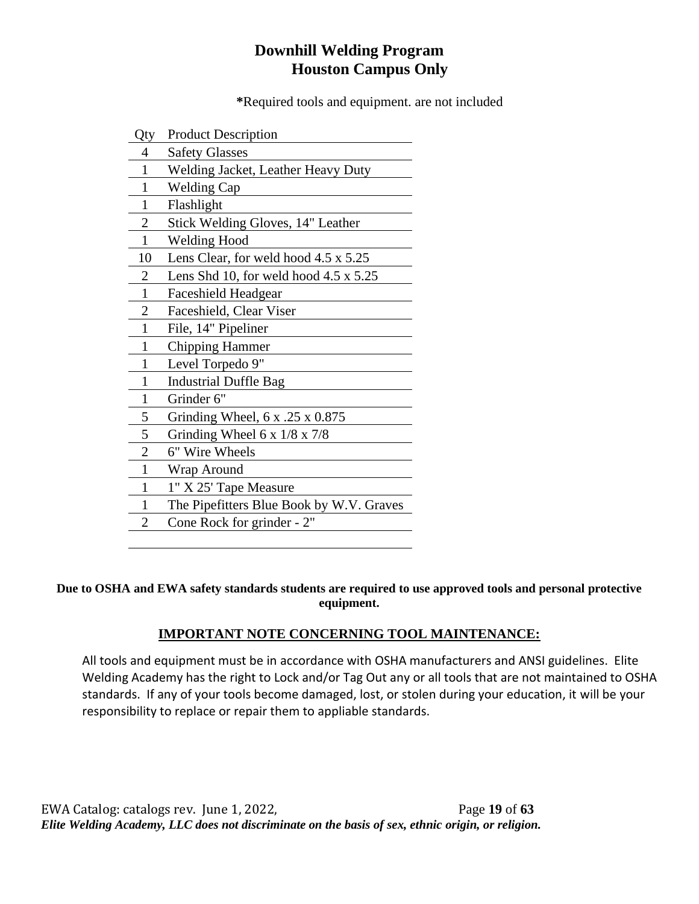# Downhill Welding Program
## Houston Campus Only

**\***Required tools and equipment. are not included

| Qty | Product Description |
|---|---|
| 4 | Safety Glasses |
| 1 | Welding Jacket, Leather Heavy Duty |
| 1 | Welding Cap |
| 1 | Flashlight |
| 2 | Stick Welding Gloves, 14" Leather |
| 1 | Welding Hood |
| 10 | Lens Clear, for weld hood 4.5 x 5.25 |
| 2 | Lens Shd 10, for weld hood 4.5 x 5.25 |
| 1 | Faceshield Headgear |
| 2 | Faceshield, Clear Viser |
| 1 | File, 14" Pipeliner |
| 1 | Chipping Hammer |
| 1 | Level Torpedo 9" |
| 1 | Industrial Duffle Bag |
| 1 | Grinder 6" |
| 5 | Grinding Wheel, 6 x .25 x 0.875 |
| 5 | Grinding Wheel 6 x 1/8 x 7/8 |
| 2 | 6" Wire Wheels |
| 1 | Wrap Around |
| 1 | 1" X 25' Tape Measure |
| 1 | The Pipefitters Blue Book by W.V. Graves |
| 2 | Cone Rock for grinder - 2" |

**Due to OSHA and EWA safety standards students are required to use approved tools and personal protective equipment.**

## IMPORTANT NOTE CONCERNING TOOL MAINTENANCE:

All tools and equipment must be in accordance with OSHA manufacturers and ANSI guidelines. Elite Welding Academy has the right to Lock and/or Tag Out any or all tools that are not maintained to OSHA standards. If any of your tools become damaged, lost, or stolen during your education, it will be your responsibility to replace or repair them to appliable standards.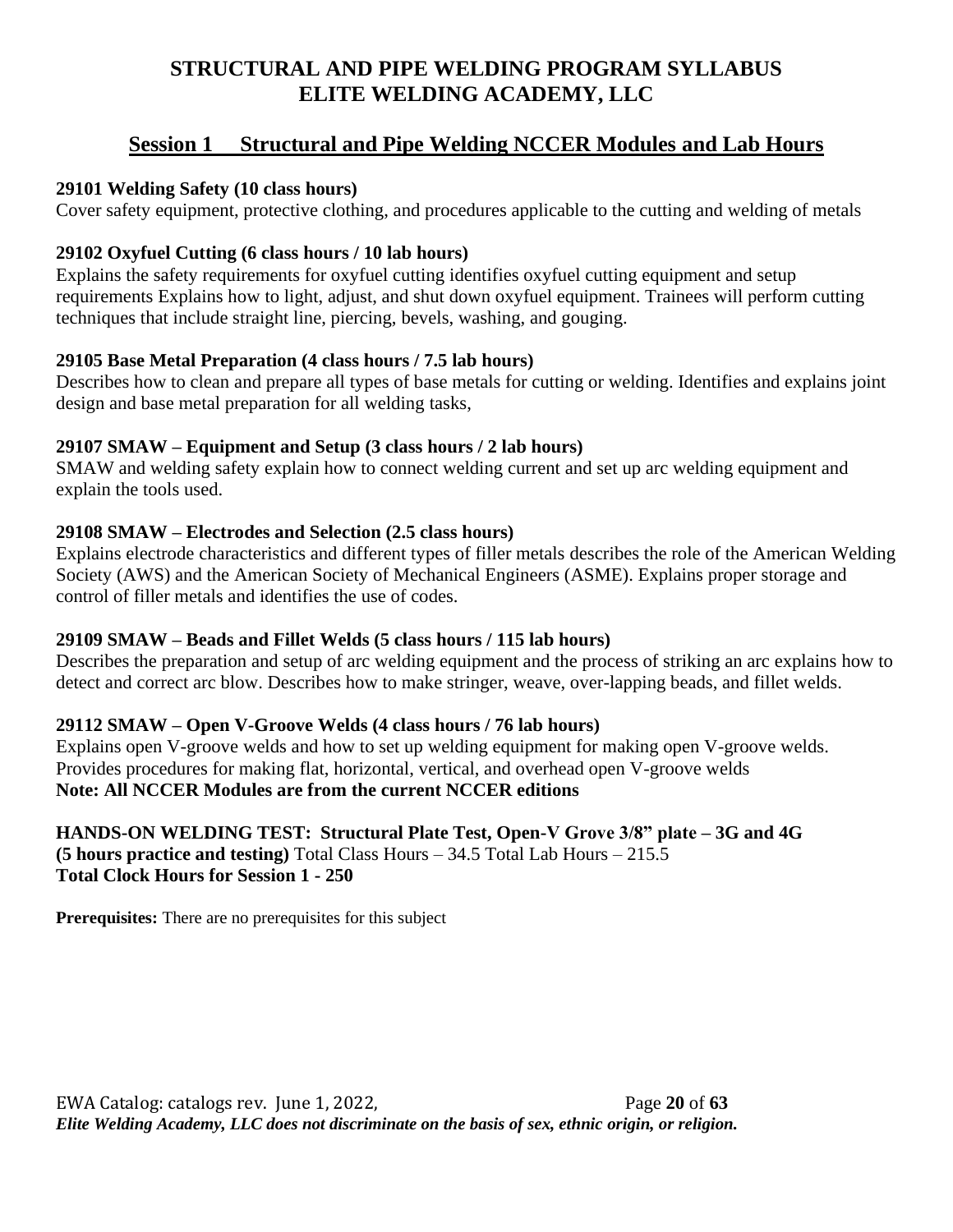# STRUCTURAL AND PIPE WELDING PROGRAM SYLLABUS
# ELITE WELDING ACADEMY, LLC

## Session 1 Structural and Pipe Welding NCCER Modules and Lab Hours

**29101 Welding Safety (10 class hours)**
Cover safety equipment, protective clothing, and procedures applicable to the cutting and welding of metals

**29102 Oxyfuel Cutting (6 class hours / 10 lab hours)**
Explains the safety requirements for oxyfuel cutting identifies oxyfuel cutting equipment and setup requirements Explains how to light, adjust, and shut down oxyfuel equipment. Trainees will perform cutting techniques that include straight line, piercing, bevels, washing, and gouging.

**29105 Base Metal Preparation (4 class hours / 7.5 lab hours)**
Describes how to clean and prepare all types of base metals for cutting or welding. Identifies and explains joint design and base metal preparation for all welding tasks,

**29107 SMAW – Equipment and Setup (3 class hours / 2 lab hours)**
SMAW and welding safety explain how to connect welding current and set up arc welding equipment and explain the tools used.

**29108 SMAW – Electrodes and Selection (2.5 class hours)**
Explains electrode characteristics and different types of filler metals describes the role of the American Welding Society (AWS) and the American Society of Mechanical Engineers (ASME). Explains proper storage and control of filler metals and identifies the use of codes.

**29109 SMAW – Beads and Fillet Welds (5 class hours / 115 lab hours)**
Describes the preparation and setup of arc welding equipment and the process of striking an arc explains how to detect and correct arc blow. Describes how to make stringer, weave, over-lapping beads, and fillet welds.

**29112 SMAW – Open V-Groove Welds (4 class hours / 76 lab hours)**
Explains open V-groove welds and how to set up welding equipment for making open V-groove welds. Provides procedures for making flat, horizontal, vertical, and overhead open V-groove welds
**Note: All NCCER Modules are from the current NCCER editions**

**HANDS-ON WELDING TEST: Structural Plate Test, Open-V Grove 3/8" plate – 3G and 4G (5 hours practice and testing)** Total Class Hours – 34.5 Total Lab Hours – 215.5
**Total Clock Hours for Session 1 - 250**

**Prerequisites:** There are no prerequisites for this subject

*Elite Welding Academy, LLC does not discriminate on the basis of sex, ethnic origin, or religion.*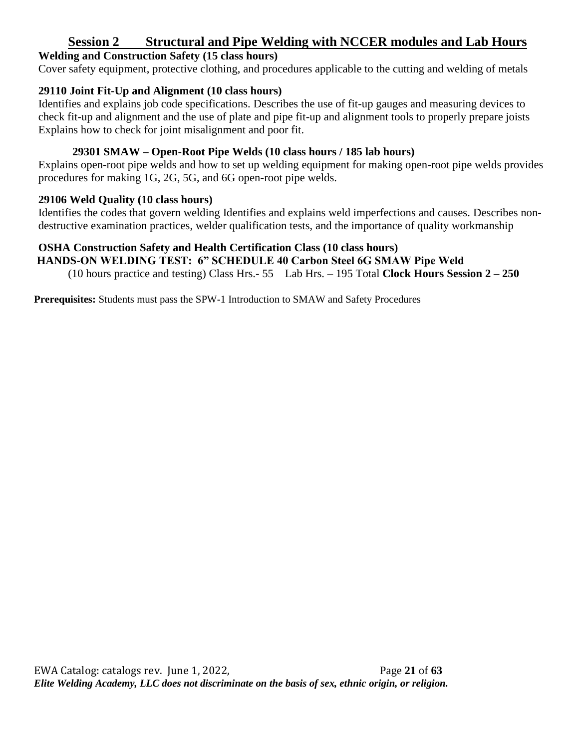## Session 2 Structural and Pipe Welding with NCCER modules and Lab Hours

**Welding and Construction Safety (15 class hours)**

Cover safety equipment, protective clothing, and procedures applicable to the cutting and welding of metals

**29110 Joint Fit-Up and Alignment (10 class hours)**

Identifies and explains job code specifications. Describes the use of fit-up gauges and measuring devices to check fit-up and alignment and the use of plate and pipe fit-up and alignment tools to properly prepare joists Explains how to check for joint misalignment and poor fit.

**29301 SMAW – Open-Root Pipe Welds (10 class hours / 185 lab hours)**

Explains open-root pipe welds and how to set up welding equipment for making open-root pipe welds provides procedures for making 1G, 2G, 5G, and 6G open-root pipe welds.

**29106 Weld Quality (10 class hours)**

Identifies the codes that govern welding Identifies and explains weld imperfections and causes. Describes non-destructive examination practices, welder qualification tests, and the importance of quality workmanship

**OSHA Construction Safety and Health Certification Class (10 class hours)**

**HANDS-ON WELDING TEST: 6" SCHEDULE 40 Carbon Steel 6G SMAW Pipe Weld**

(10 hours practice and testing) Class Hrs.- 55 Lab Hrs. – 195 Total **Clock Hours Session 2 – 250**

**Prerequisites:** Students must pass the SPW-1 Introduction to SMAW and Safety Procedures

*Elite Welding Academy, LLC does not discriminate on the basis of sex, ethnic origin, or religion.*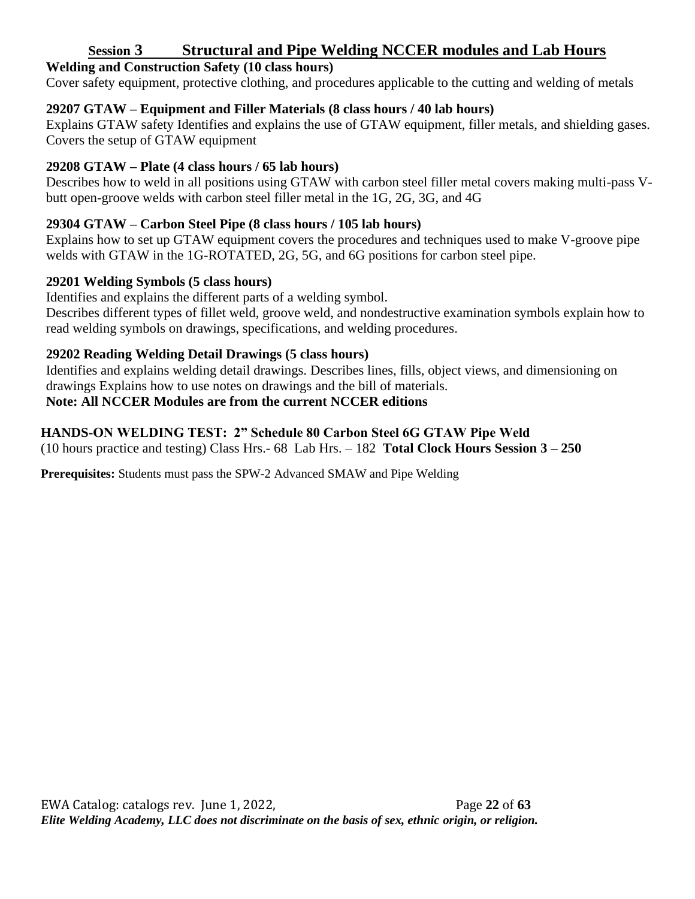## Session 3 Structural and Pipe Welding NCCER modules and Lab Hours

**Welding and Construction Safety (10 class hours)**

Cover safety equipment, protective clothing, and procedures applicable to the cutting and welding of metals

**29207 GTAW – Equipment and Filler Materials (8 class hours / 40 lab hours)**

Explains GTAW safety Identifies and explains the use of GTAW equipment, filler metals, and shielding gases. Covers the setup of GTAW equipment

**29208 GTAW – Plate (4 class hours / 65 lab hours)**

Describes how to weld in all positions using GTAW with carbon steel filler metal covers making multi-pass V-butt open-groove welds with carbon steel filler metal in the 1G, 2G, 3G, and 4G

**29304 GTAW – Carbon Steel Pipe (8 class hours / 105 lab hours)**

Explains how to set up GTAW equipment covers the procedures and techniques used to make V-groove pipe welds with GTAW in the 1G-ROTATED, 2G, 5G, and 6G positions for carbon steel pipe.

**29201 Welding Symbols (5 class hours)**

Identifies and explains the different parts of a welding symbol.
Describes different types of fillet weld, groove weld, and nondestructive examination symbols explain how to read welding symbols on drawings, specifications, and welding procedures.

**29202 Reading Welding Detail Drawings (5 class hours)**

Identifies and explains welding detail drawings. Describes lines, fills, object views, and dimensioning on drawings Explains how to use notes on drawings and the bill of materials.

**Note: All NCCER Modules are from the current NCCER editions**

**HANDS-ON WELDING TEST: 2" Schedule 80 Carbon Steel 6G GTAW Pipe Weld**

(10 hours practice and testing) Class Hrs.- 68 Lab Hrs. – 182 **Total Clock Hours Session 3 – 250**

**Prerequisites:** Students must pass the SPW-2 Advanced SMAW and Pipe Welding

*Elite Welding Academy, LLC does not discriminate on the basis of sex, ethnic origin, or religion.*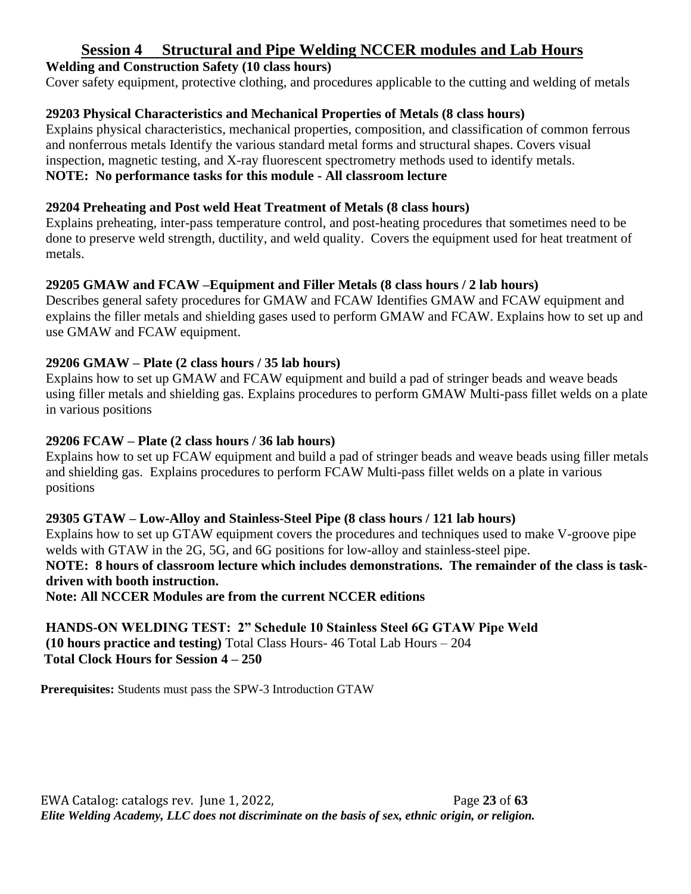## Session 4 Structural and Pipe Welding NCCER modules and Lab Hours

**Welding and Construction Safety (10 class hours)**
Cover safety equipment, protective clothing, and procedures applicable to the cutting and welding of metals

**29203 Physical Characteristics and Mechanical Properties of Metals (8 class hours)**
Explains physical characteristics, mechanical properties, composition, and classification of common ferrous and nonferrous metals Identify the various standard metal forms and structural shapes. Covers visual inspection, magnetic testing, and X-ray fluorescent spectrometry methods used to identify metals.
**NOTE: No performance tasks for this module - All classroom lecture**

**29204 Preheating and Post weld Heat Treatment of Metals (8 class hours)**
Explains preheating, inter-pass temperature control, and post-heating procedures that sometimes need to be done to preserve weld strength, ductility, and weld quality. Covers the equipment used for heat treatment of metals.

**29205 GMAW and FCAW –Equipment and Filler Metals (8 class hours / 2 lab hours)**
Describes general safety procedures for GMAW and FCAW Identifies GMAW and FCAW equipment and explains the filler metals and shielding gases used to perform GMAW and FCAW. Explains how to set up and use GMAW and FCAW equipment.

**29206 GMAW – Plate (2 class hours / 35 lab hours)**
Explains how to set up GMAW and FCAW equipment and build a pad of stringer beads and weave beads using filler metals and shielding gas. Explains procedures to perform GMAW Multi-pass fillet welds on a plate in various positions

**29206 FCAW – Plate (2 class hours / 36 lab hours)**
Explains how to set up FCAW equipment and build a pad of stringer beads and weave beads using filler metals and shielding gas. Explains procedures to perform FCAW Multi-pass fillet welds on a plate in various positions

**29305 GTAW – Low-Alloy and Stainless-Steel Pipe (8 class hours / 121 lab hours)**
Explains how to set up GTAW equipment covers the procedures and techniques used to make V-groove pipe welds with GTAW in the 2G, 5G, and 6G positions for low-alloy and stainless-steel pipe.
**NOTE: 8 hours of classroom lecture which includes demonstrations. The remainder of the class is task-driven with booth instruction.**
**Note: All NCCER Modules are from the current NCCER editions**

**HANDS-ON WELDING TEST: 2" Schedule 10 Stainless Steel 6G GTAW Pipe Weld**
**(10 hours practice and testing)** Total Class Hours- 46 Total Lab Hours – 204
**Total Clock Hours for Session 4 – 250**

**Prerequisites:** Students must pass the SPW-3 Introduction GTAW

*Elite Welding Academy, LLC does not discriminate on the basis of sex, ethnic origin, or religion.*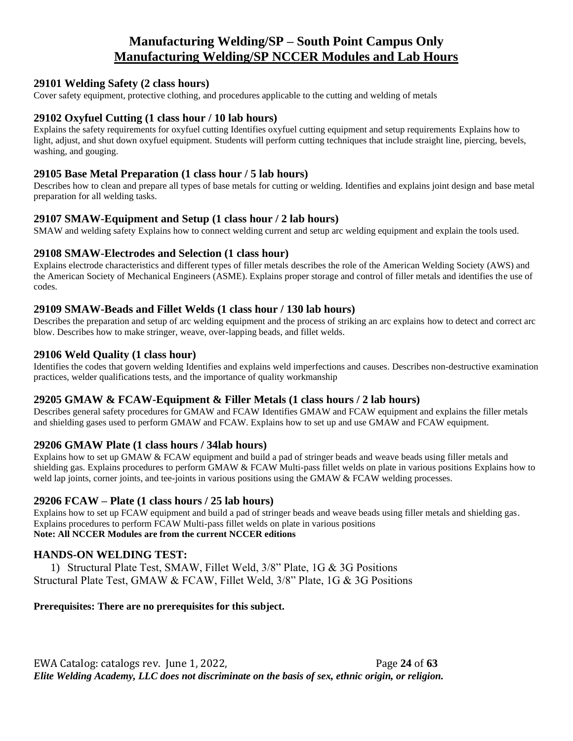# Manufacturing Welding/SP – South Point Campus Only

## Manufacturing Welding/SP NCCER Modules and Lab Hours

### 29101 Welding Safety (2 class hours)

Cover safety equipment, protective clothing, and procedures applicable to the cutting and welding of metals

### 29102 Oxyfuel Cutting (1 class hour / 10 lab hours)

Explains the safety requirements for oxyfuel cutting Identifies oxyfuel cutting equipment and setup requirements Explains how to light, adjust, and shut down oxyfuel equipment. Students will perform cutting techniques that include straight line, piercing, bevels, washing, and gouging.

### 29105 Base Metal Preparation (1 class hour / 5 lab hours)

Describes how to clean and prepare all types of base metals for cutting or welding. Identifies and explains joint design and base metal preparation for all welding tasks.

### 29107 SMAW-Equipment and Setup (1 class hour / 2 lab hours)

SMAW and welding safety Explains how to connect welding current and setup arc welding equipment and explain the tools used.

### 29108 SMAW-Electrodes and Selection (1 class hour)

Explains electrode characteristics and different types of filler metals describes the role of the American Welding Society (AWS) and the American Society of Mechanical Engineers (ASME). Explains proper storage and control of filler metals and identifies the use of codes.

### 29109 SMAW-Beads and Fillet Welds (1 class hour / 130 lab hours)

Describes the preparation and setup of arc welding equipment and the process of striking an arc explains how to detect and correct arc blow. Describes how to make stringer, weave, over-lapping beads, and fillet welds.

### 29106 Weld Quality (1 class hour)

Identifies the codes that govern welding Identifies and explains weld imperfections and causes. Describes non-destructive examination practices, welder qualifications tests, and the importance of quality workmanship

### 29205 GMAW & FCAW-Equipment & Filler Metals (1 class hours / 2 lab hours)

Describes general safety procedures for GMAW and FCAW Identifies GMAW and FCAW equipment and explains the filler metals and shielding gases used to perform GMAW and FCAW. Explains how to set up and use GMAW and FCAW equipment.

### 29206 GMAW Plate (1 class hours / 34lab hours)

Explains how to set up GMAW & FCAW equipment and build a pad of stringer beads and weave beads using filler metals and shielding gas. Explains procedures to perform GMAW & FCAW Multi-pass fillet welds on plate in various positions Explains how to weld lap joints, corner joints, and tee-joints in various positions using the GMAW & FCAW welding processes.

### 29206 FCAW – Plate (1 class hours / 25 lab hours)

Explains how to set up FCAW equipment and build a pad of stringer beads and weave beads using filler metals and shielding gas. Explains procedures to perform FCAW Multi-pass fillet welds on plate in various positions

**Note: All NCCER Modules are from the current NCCER editions**

### HANDS-ON WELDING TEST:

1) Structural Plate Test, SMAW, Fillet Weld, 3/8" Plate, 1G & 3G Positions

Structural Plate Test, GMAW & FCAW, Fillet Weld, 3/8" Plate, 1G & 3G Positions

**Prerequisites: There are no prerequisites for this subject.**

*Elite Welding Academy, LLC does not discriminate on the basis of sex, ethnic origin, or religion.*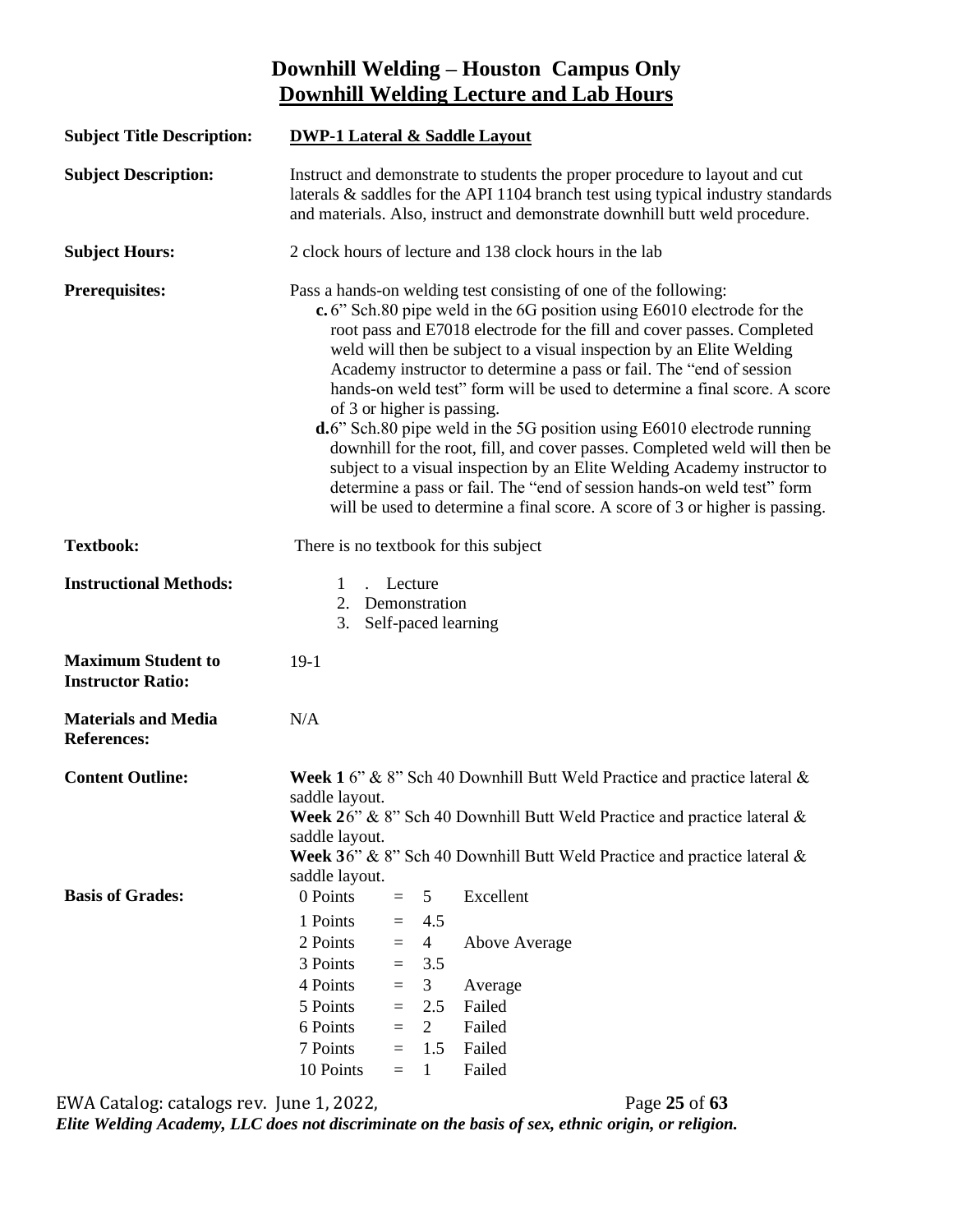# Downhill Welding – Houston Campus Only

## Downhill Welding Lecture and Lab Hours

**Subject Title Description:** **DWP-1 Lateral & Saddle Layout**

**Subject Description:** Instruct and demonstrate to students the proper procedure to layout and cut laterals & saddles for the API 1104 branch test using typical industry standards and materials. Also, instruct and demonstrate downhill butt weld procedure.

**Subject Hours:** 2 clock hours of lecture and 138 clock hours in the lab

**Prerequisites:** Pass a hands-on welding test consisting of one of the following:

- **c.** 6" Sch.80 pipe weld in the 6G position using E6010 electrode for the root pass and E7018 electrode for the fill and cover passes. Completed weld will then be subject to a visual inspection by an Elite Welding Academy instructor to determine a pass or fail. The "end of session hands-on weld test" form will be used to determine a final score. A score of 3 or higher is passing.
- **d.** 6" Sch.80 pipe weld in the 5G position using E6010 electrode running downhill for the root, fill, and cover passes. Completed weld will then be subject to a visual inspection by an Elite Welding Academy instructor to determine a pass or fail. The "end of session hands-on weld test" form will be used to determine a final score. A score of 3 or higher is passing.

**Textbook:** There is no textbook for this subject

**Instructional Methods:**

1. Lecture
2. Demonstration
3. Self-paced learning

**Maximum Student to Instructor Ratio:** 19-1

**Materials and Media References:** N/A

**Content Outline:**

**Week 1** 6" & 8" Sch 40 Downhill Butt Weld Practice and practice lateral & saddle layout.
**Week 2** 6" & 8" Sch 40 Downhill Butt Weld Practice and practice lateral & saddle layout.
**Week 3** 6" & 8" Sch 40 Downhill Butt Weld Practice and practice lateral & saddle layout.

**Basis of Grades:**

| | | | |
|---|---|---|---|
| 0 Points | = | 5 | Excellent |
| 1 Points | = | 4.5 | |
| 2 Points | = | 4 | Above Average |
| 3 Points | = | 3.5 | |
| 4 Points | = | 3 | Average |
| 5 Points | = | 2.5 | Failed |
| 6 Points | = | 2 | Failed |
| 7 Points | = | 1.5 | Failed |
| 10 Points | = | 1 | Failed |

*Elite Welding Academy, LLC does not discriminate on the basis of sex, ethnic origin, or religion.*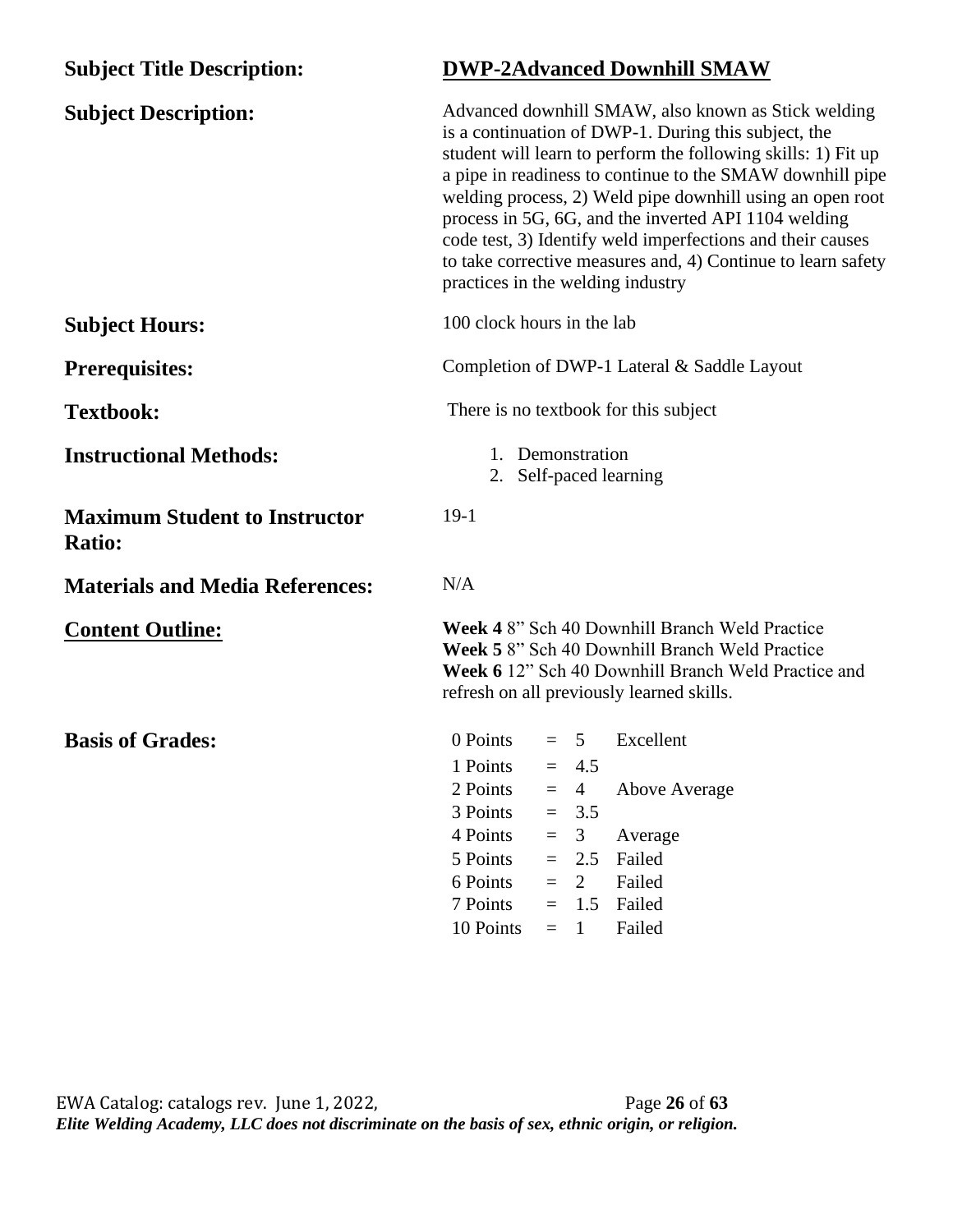**Subject Title Description:** **DWP-2Advanced Downhill SMAW**

**Subject Description:** Advanced downhill SMAW, also known as Stick welding is a continuation of DWP-1. During this subject, the student will learn to perform the following skills: 1) Fit up a pipe in readiness to continue to the SMAW downhill pipe welding process, 2) Weld pipe downhill using an open root process in 5G, 6G, and the inverted API 1104 welding code test, 3) Identify weld imperfections and their causes to take corrective measures and, 4) Continue to learn safety practices in the welding industry

**Subject Hours:** 100 clock hours in the lab

**Prerequisites:** Completion of DWP-1 Lateral & Saddle Layout

**Textbook:** There is no textbook for this subject

**Instructional Methods:**

1. Demonstration
2. Self-paced learning

**Maximum Student to Instructor Ratio:** 19-1

**Materials and Media References:** N/A

**Content Outline:**

**Week 4** 8" Sch 40 Downhill Branch Weld Practice
**Week 5** 8" Sch 40 Downhill Branch Weld Practice
**Week 6** 12" Sch 40 Downhill Branch Weld Practice and refresh on all previously learned skills.

**Basis of Grades:**

| Points | | Grade | Rating |
|---|---|---|---|
| 0 Points | = | 5 | Excellent |
| 1 Points | = | 4.5 | |
| 2 Points | = | 4 | Above Average |
| 3 Points | = | 3.5 | |
| 4 Points | = | 3 | Average |
| 5 Points | = | 2.5 | Failed |
| 6 Points | = | 2 | Failed |
| 7 Points | = | 1.5 | Failed |
| 10 Points | = | 1 | Failed |

*Elite Welding Academy, LLC does not discriminate on the basis of sex, ethnic origin, or religion.*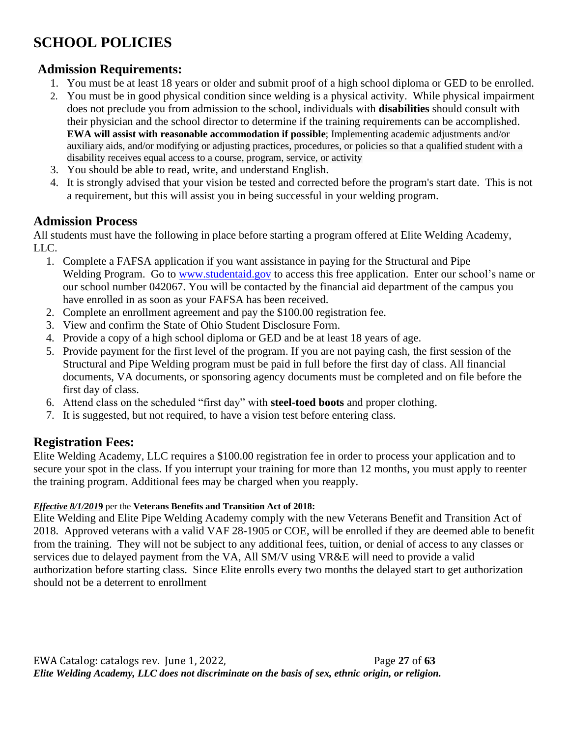# SCHOOL POLICIES

## Admission Requirements:

1. You must be at least 18 years or older and submit proof of a high school diploma or GED to be enrolled.
2. You must be in good physical condition since welding is a physical activity. While physical impairment does not preclude you from admission to the school, individuals with **disabilities** should consult with their physician and the school director to determine if the training requirements can be accomplished. **EWA will assist with reasonable accommodation if possible**; Implementing academic adjustments and/or auxiliary aids, and/or modifying or adjusting practices, procedures, or policies so that a qualified student with a disability receives equal access to a course, program, service, or activity
3. You should be able to read, write, and understand English.
4. It is strongly advised that your vision be tested and corrected before the program's start date. This is not a requirement, but this will assist you in being successful in your welding program.

## Admission Process

All students must have the following in place before starting a program offered at Elite Welding Academy, LLC.

1. Complete a FAFSA application if you want assistance in paying for the Structural and Pipe Welding Program. Go to www.studentaid.gov to access this free application. Enter our school's name or our school number 042067. You will be contacted by the financial aid department of the campus you have enrolled in as soon as your FAFSA has been received.
2. Complete an enrollment agreement and pay the $100.00 registration fee.
3. View and confirm the State of Ohio Student Disclosure Form.
4. Provide a copy of a high school diploma or GED and be at least 18 years of age.
5. Provide payment for the first level of the program. If you are not paying cash, the first session of the Structural and Pipe Welding program must be paid in full before the first day of class. All financial documents, VA documents, or sponsoring agency documents must be completed and on file before the first day of class.
6. Attend class on the scheduled "first day" with **steel-toed boots** and proper clothing.
7. It is suggested, but not required, to have a vision test before entering class.

## Registration Fees:

Elite Welding Academy, LLC requires a $100.00 registration fee in order to process your application and to secure your spot in the class. If you interrupt your training for more than 12 months, you must apply to reenter the training program. Additional fees may be charged when you reapply.

***Effective 8/1/2019*** per the **Veterans Benefits and Transition Act of 2018:**

Elite Welding and Elite Pipe Welding Academy comply with the new Veterans Benefit and Transition Act of 2018. Approved veterans with a valid VAF 28-1905 or COE, will be enrolled if they are deemed able to benefit from the training. They will not be subject to any additional fees, tuition, or denial of access to any classes or services due to delayed payment from the VA, All SM/V using VR&E will need to provide a valid authorization before starting class. Since Elite enrolls every two months the delayed start to get authorization should not be a deterrent to enrollment

*Elite Welding Academy, LLC does not discriminate on the basis of sex, ethnic origin, or religion.*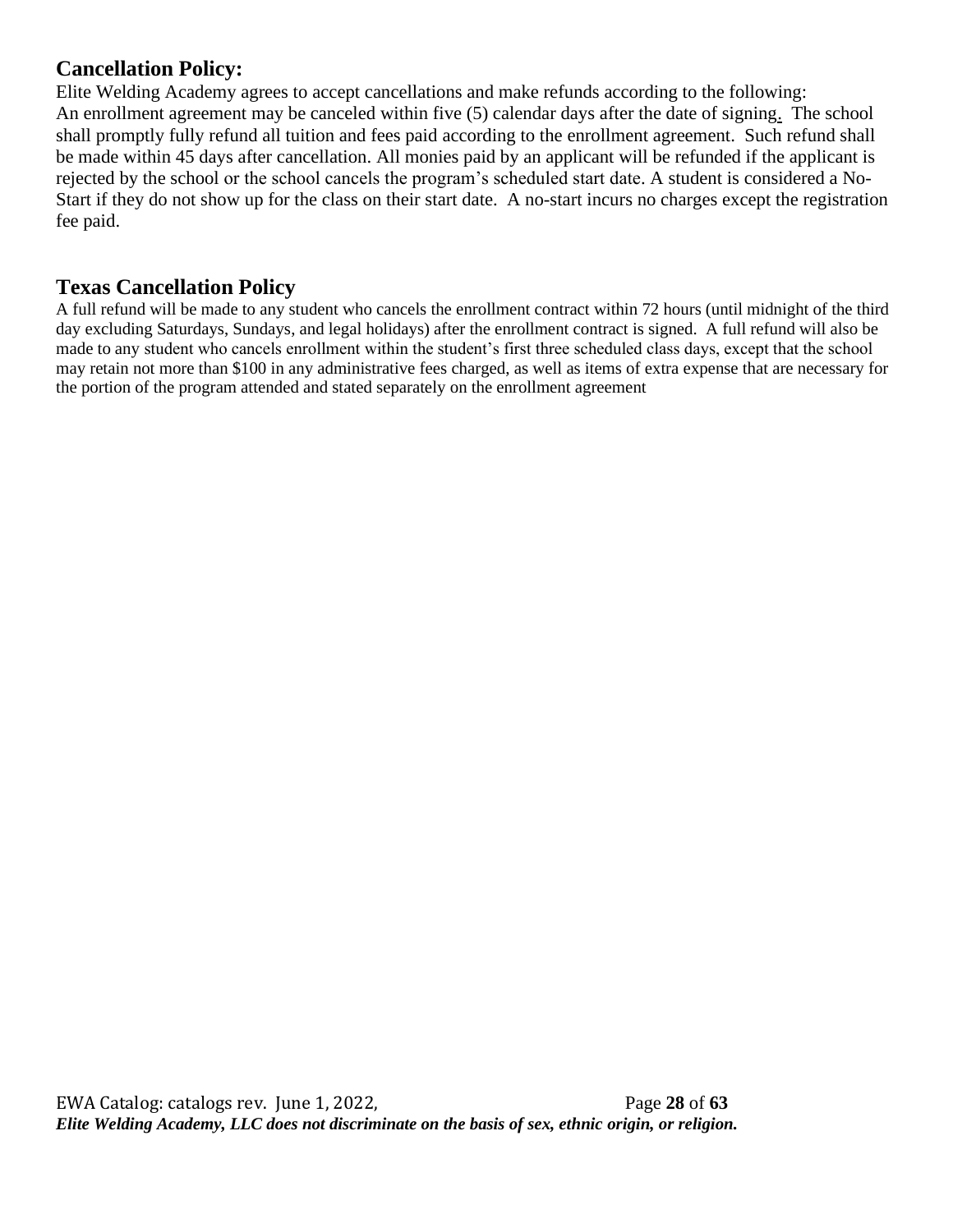## Cancellation Policy:

Elite Welding Academy agrees to accept cancellations and make refunds according to the following:
An enrollment agreement may be canceled within five (5) calendar days after the date of signing. The school shall promptly fully refund all tuition and fees paid according to the enrollment agreement. Such refund shall be made within 45 days after cancellation. All monies paid by an applicant will be refunded if the applicant is rejected by the school or the school cancels the program's scheduled start date. A student is considered a No-Start if they do not show up for the class on their start date. A no-start incurs no charges except the registration fee paid.

## Texas Cancellation Policy

A full refund will be made to any student who cancels the enrollment contract within 72 hours (until midnight of the third day excluding Saturdays, Sundays, and legal holidays) after the enrollment contract is signed. A full refund will also be made to any student who cancels enrollment within the student's first three scheduled class days, except that the school may retain not more than $100 in any administrative fees charged, as well as items of extra expense that are necessary for the portion of the program attended and stated separately on the enrollment agreement

*Elite Welding Academy, LLC does not discriminate on the basis of sex, ethnic origin, or religion.*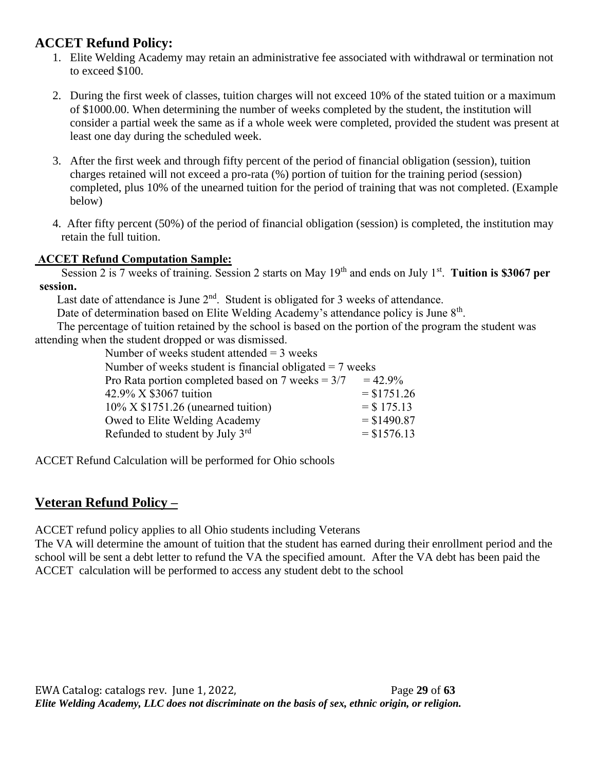## ACCET Refund Policy:

1. Elite Welding Academy may retain an administrative fee associated with withdrawal or termination not to exceed $100.

2. During the first week of classes, tuition charges will not exceed 10% of the stated tuition or a maximum of $1000.00. When determining the number of weeks completed by the student, the institution will consider a partial week the same as if a whole week were completed, provided the student was present at least one day during the scheduled week.

3. After the first week and through fifty percent of the period of financial obligation (session), tuition charges retained will not exceed a pro-rata (%) portion of tuition for the training period (session) completed, plus 10% of the unearned tuition for the period of training that was not completed. (Example below)

4. After fifty percent (50%) of the period of financial obligation (session) is completed, the institution may retain the full tuition.

**ACCET Refund Computation Sample:**

Session 2 is 7 weeks of training. Session 2 starts on May 19th and ends on July 1st. **Tuition is $3067 per session.**

Last date of attendance is June 2nd. Student is obligated for 3 weeks of attendance.

Date of determination based on Elite Welding Academy's attendance policy is June 8th.

The percentage of tuition retained by the school is based on the portion of the program the student was attending when the student dropped or was dismissed.

| | |
|---|---|
| Number of weeks student attended = 3 weeks | |
| Number of weeks student is financial obligated = 7 weeks | |
| Pro Rata portion completed based on 7 weeks = 3/7 | = 42.9% |
| 42.9% X $3067 tuition | = $1751.26 |
| 10% X $1751.26 (unearned tuition) | = $ 175.13 |
| Owed to Elite Welding Academy | = $1490.87 |
| Refunded to student by July 3rd | = $1576.13 |

ACCET Refund Calculation will be performed for Ohio schools

## Veteran Refund Policy –

ACCET refund policy applies to all Ohio students including Veterans

The VA will determine the amount of tuition that the student has earned during their enrollment period and the school will be sent a debt letter to refund the VA the specified amount. After the VA debt has been paid the ACCET calculation will be performed to access any student debt to the school

*Elite Welding Academy, LLC does not discriminate on the basis of sex, ethnic origin, or religion.*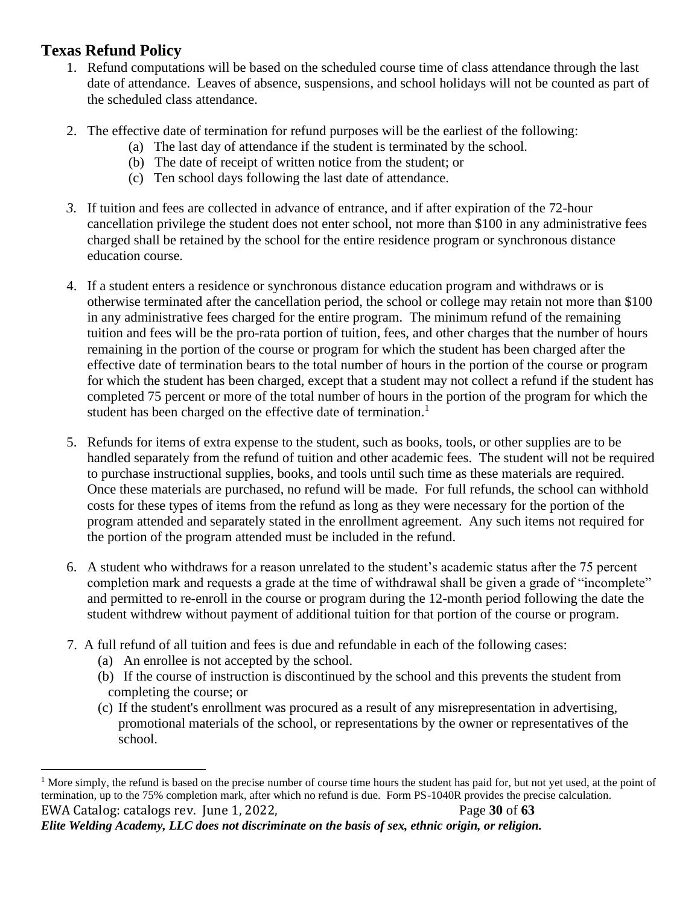## Texas Refund Policy

1. Refund computations will be based on the scheduled course time of class attendance through the last date of attendance. Leaves of absence, suspensions, and school holidays will not be counted as part of the scheduled class attendance.

2. The effective date of termination for refund purposes will be the earliest of the following:
   (a) The last day of attendance if the student is terminated by the school.
   (b) The date of receipt of written notice from the student; or
   (c) Ten school days following the last date of attendance.

3. If tuition and fees are collected in advance of entrance, and if after expiration of the 72-hour cancellation privilege the student does not enter school, not more than $100 in any administrative fees charged shall be retained by the school for the entire residence program or synchronous distance education course.

4. If a student enters a residence or synchronous distance education program and withdraws or is otherwise terminated after the cancellation period, the school or college may retain not more than $100 in any administrative fees charged for the entire program. The minimum refund of the remaining tuition and fees will be the pro-rata portion of tuition, fees, and other charges that the number of hours remaining in the portion of the course or program for which the student has been charged after the effective date of termination bears to the total number of hours in the portion of the course or program for which the student has been charged, except that a student may not collect a refund if the student has completed 75 percent or more of the total number of hours in the portion of the program for which the student has been charged on the effective date of termination.[1]

5. Refunds for items of extra expense to the student, such as books, tools, or other supplies are to be handled separately from the refund of tuition and other academic fees. The student will not be required to purchase instructional supplies, books, and tools until such time as these materials are required. Once these materials are purchased, no refund will be made. For full refunds, the school can withhold costs for these types of items from the refund as long as they were necessary for the portion of the program attended and separately stated in the enrollment agreement. Any such items not required for the portion of the program attended must be included in the refund.

6. A student who withdraws for a reason unrelated to the student's academic status after the 75 percent completion mark and requests a grade at the time of withdrawal shall be given a grade of "incomplete" and permitted to re-enroll in the course or program during the 12-month period following the date the student withdrew without payment of additional tuition for that portion of the course or program.

7. A full refund of all tuition and fees is due and refundable in each of the following cases:
   (a) An enrollee is not accepted by the school.
   (b) If the course of instruction is discontinued by the school and this prevents the student from completing the course; or
   (c) If the student's enrollment was procured as a result of any misrepresentation in advertising, promotional materials of the school, or representations by the owner or representatives of the school.

[1] More simply, the refund is based on the precise number of course time hours the student has paid for, but not yet used, at the point of termination, up to the 75% completion mark, after which no refund is due. Form PS-1040R provides the precise calculation.

***Elite Welding Academy, LLC does not discriminate on the basis of sex, ethnic origin, or religion.***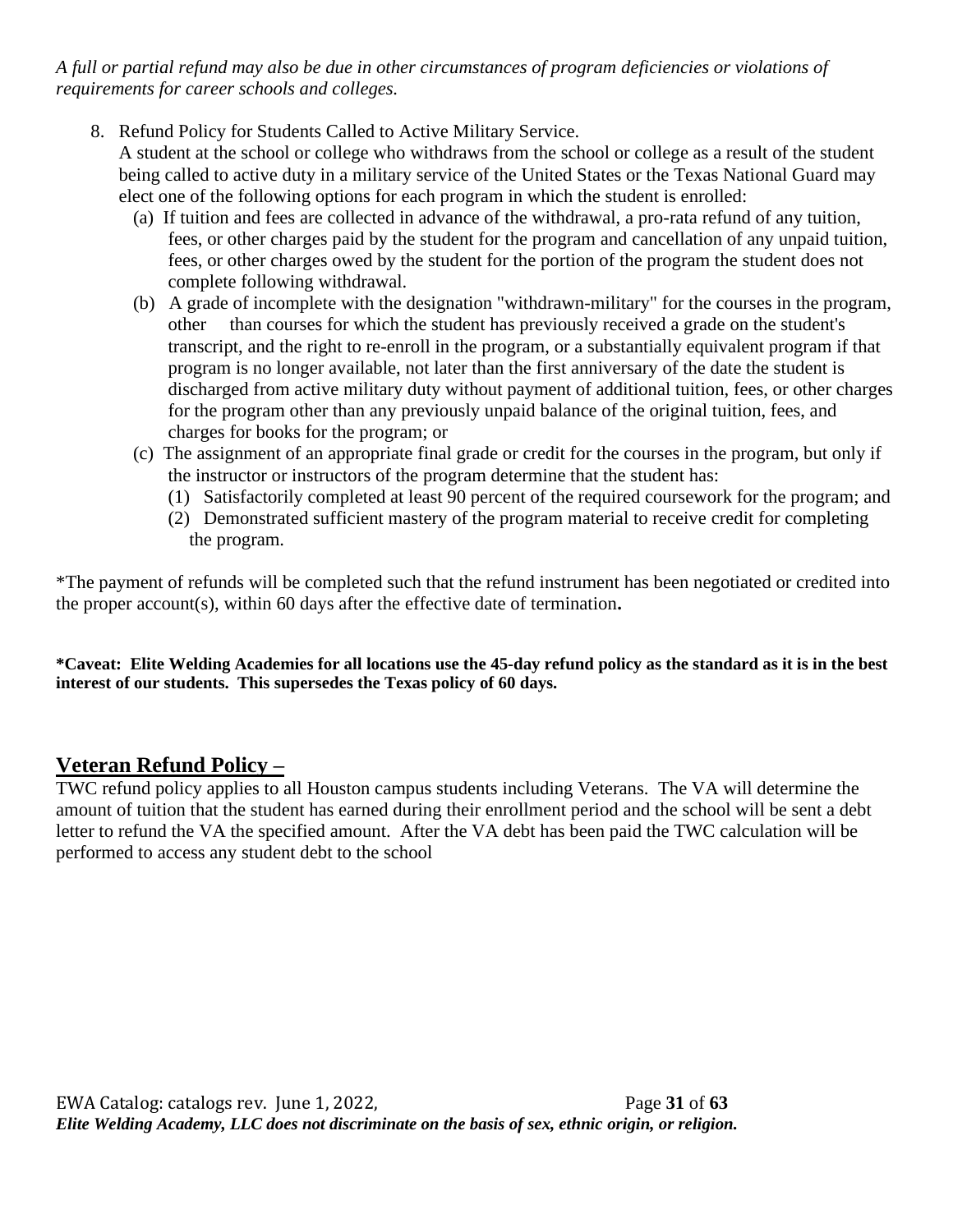*A full or partial refund may also be due in other circumstances of program deficiencies or violations of requirements for career schools and colleges.*

8. Refund Policy for Students Called to Active Military Service.
   A student at the school or college who withdraws from the school or college as a result of the student being called to active duty in a military service of the United States or the Texas National Guard may elect one of the following options for each program in which the student is enrolled:
   (a) If tuition and fees are collected in advance of the withdrawal, a pro-rata refund of any tuition, fees, or other charges paid by the student for the program and cancellation of any unpaid tuition, fees, or other charges owed by the student for the portion of the program the student does not complete following withdrawal.
   (b) A grade of incomplete with the designation "withdrawn-military" for the courses in the program, other than courses for which the student has previously received a grade on the student's transcript, and the right to re-enroll in the program, or a substantially equivalent program if that program is no longer available, not later than the first anniversary of the date the student is discharged from active military duty without payment of additional tuition, fees, or other charges for the program other than any previously unpaid balance of the original tuition, fees, and charges for books for the program; or
   (c) The assignment of an appropriate final grade or credit for the courses in the program, but only if the instructor or instructors of the program determine that the student has:
      (1) Satisfactorily completed at least 90 percent of the required coursework for the program; and
      (2) Demonstrated sufficient mastery of the program material to receive credit for completing the program.

*The payment of refunds will be completed such that the refund instrument has been negotiated or credited into the proper account(s), within 60 days after the effective date of termination**.**

**\*Caveat: Elite Welding Academies for all locations use the 45-day refund policy as the standard as it is in the best interest of our students. This supersedes the Texas policy of 60 days.**

## Veteran Refund Policy –

TWC refund policy applies to all Houston campus students including Veterans. The VA will determine the amount of tuition that the student has earned during their enrollment period and the school will be sent a debt letter to refund the VA the specified amount. After the VA debt has been paid the TWC calculation will be performed to access any student debt to the school

*Elite Welding Academy, LLC does not discriminate on the basis of sex, ethnic origin, or religion.*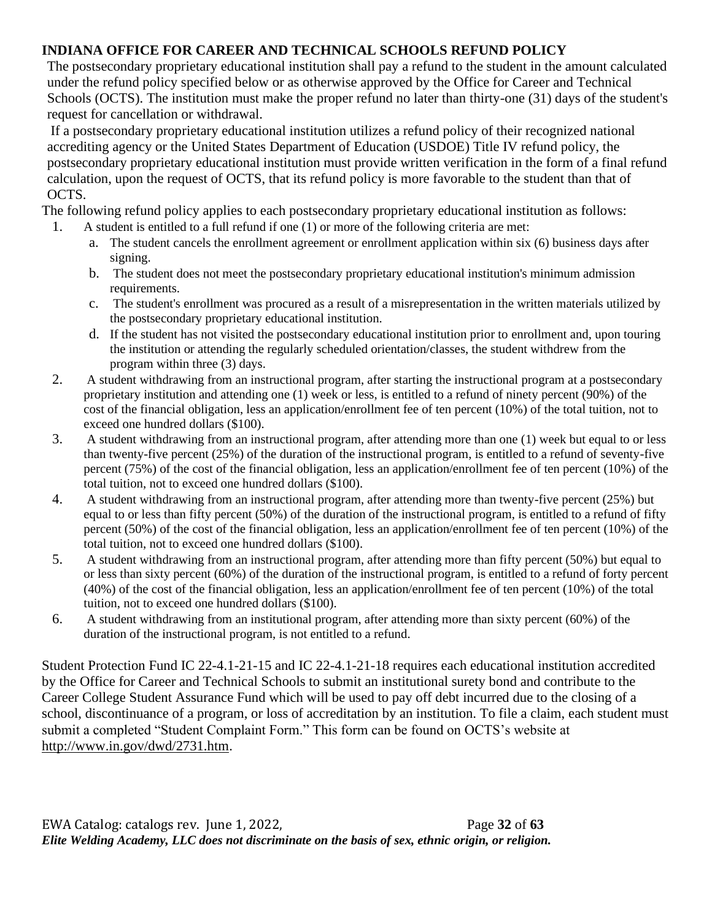## INDIANA OFFICE FOR CAREER AND TECHNICAL SCHOOLS REFUND POLICY

The postsecondary proprietary educational institution shall pay a refund to the student in the amount calculated under the refund policy specified below or as otherwise approved by the Office for Career and Technical Schools (OCTS). The institution must make the proper refund no later than thirty-one (31) days of the student's request for cancellation or withdrawal.

If a postsecondary proprietary educational institution utilizes a refund policy of their recognized national accrediting agency or the United States Department of Education (USDOE) Title IV refund policy, the postsecondary proprietary educational institution must provide written verification in the form of a final refund calculation, upon the request of OCTS, that its refund policy is more favorable to the student than that of OCTS.

The following refund policy applies to each postsecondary proprietary educational institution as follows:

1. A student is entitled to a full refund if one (1) or more of the following criteria are met:
   a. The student cancels the enrollment agreement or enrollment application within six (6) business days after signing.
   b. The student does not meet the postsecondary proprietary educational institution's minimum admission requirements.
   c. The student's enrollment was procured as a result of a misrepresentation in the written materials utilized by the postsecondary proprietary educational institution.
   d. If the student has not visited the postsecondary educational institution prior to enrollment and, upon touring the institution or attending the regularly scheduled orientation/classes, the student withdrew from the program within three (3) days.
2. A student withdrawing from an instructional program, after starting the instructional program at a postsecondary proprietary institution and attending one (1) week or less, is entitled to a refund of ninety percent (90%) of the cost of the financial obligation, less an application/enrollment fee of ten percent (10%) of the total tuition, not to exceed one hundred dollars ($100).
3. A student withdrawing from an instructional program, after attending more than one (1) week but equal to or less than twenty-five percent (25%) of the duration of the instructional program, is entitled to a refund of seventy-five percent (75%) of the cost of the financial obligation, less an application/enrollment fee of ten percent (10%) of the total tuition, not to exceed one hundred dollars ($100).
4. A student withdrawing from an instructional program, after attending more than twenty-five percent (25%) but equal to or less than fifty percent (50%) of the duration of the instructional program, is entitled to a refund of fifty percent (50%) of the cost of the financial obligation, less an application/enrollment fee of ten percent (10%) of the total tuition, not to exceed one hundred dollars ($100).
5. A student withdrawing from an instructional program, after attending more than fifty percent (50%) but equal to or less than sixty percent (60%) of the duration of the instructional program, is entitled to a refund of forty percent (40%) of the cost of the financial obligation, less an application/enrollment fee of ten percent (10%) of the total tuition, not to exceed one hundred dollars ($100).
6. A student withdrawing from an institutional program, after attending more than sixty percent (60%) of the duration of the instructional program, is not entitled to a refund.

Student Protection Fund IC 22-4.1-21-15 and IC 22-4.1-21-18 requires each educational institution accredited by the Office for Career and Technical Schools to submit an institutional surety bond and contribute to the Career College Student Assurance Fund which will be used to pay off debt incurred due to the closing of a school, discontinuance of a program, or loss of accreditation by an institution. To file a claim, each student must submit a completed "Student Complaint Form." This form can be found on OCTS's website at http://www.in.gov/dwd/2731.htm.

EWA Catalog: catalogs rev. June 1, 2022,

***Elite Welding Academy, LLC does not discriminate on the basis of sex, ethnic origin, or religion.***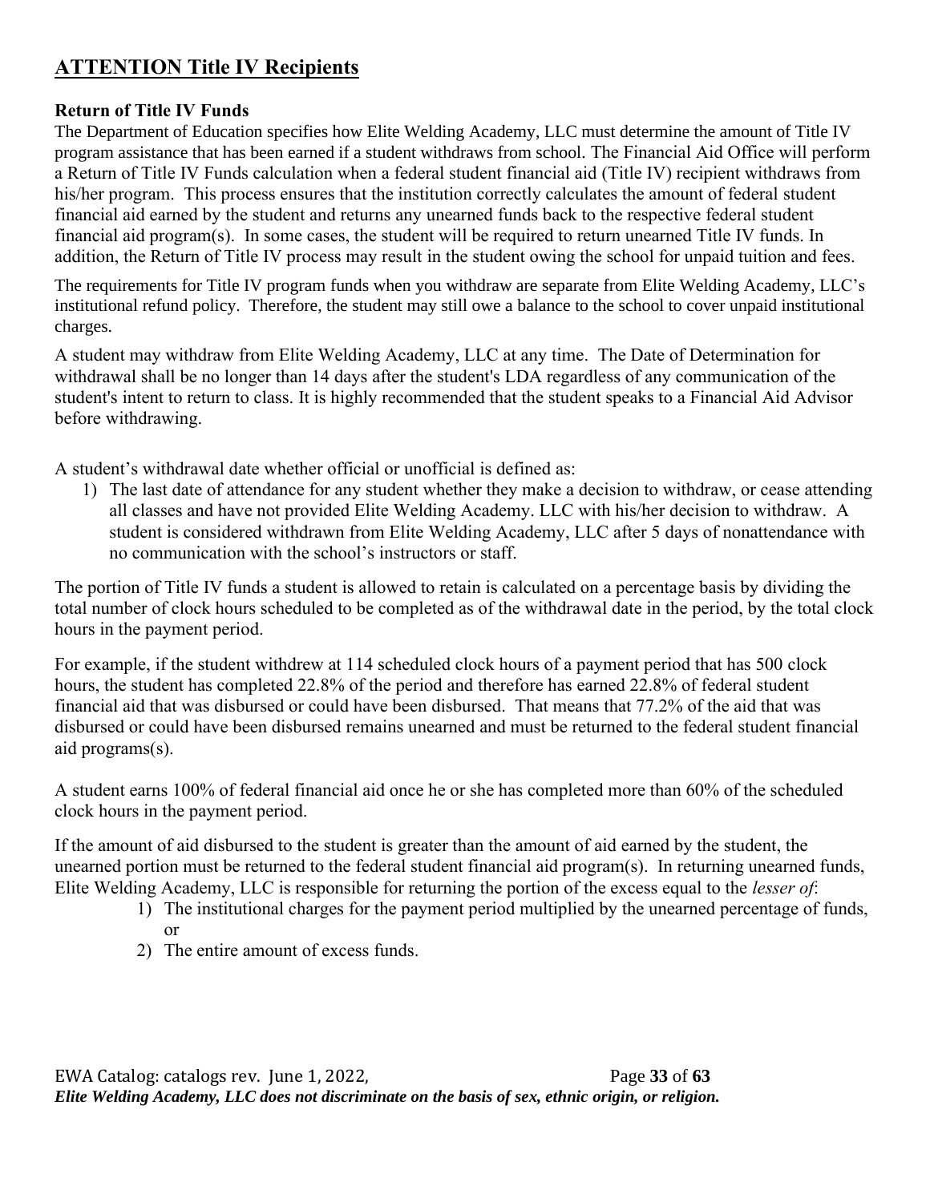## ATTENTION Title IV Recipients

### Return of Title IV Funds

The Department of Education specifies how Elite Welding Academy, LLC must determine the amount of Title IV program assistance that has been earned if a student withdraws from school. The Financial Aid Office will perform a Return of Title IV Funds calculation when a federal student financial aid (Title IV) recipient withdraws from his/her program. This process ensures that the institution correctly calculates the amount of federal student financial aid earned by the student and returns any unearned funds back to the respective federal student financial aid program(s). In some cases, the student will be required to return unearned Title IV funds. In addition, the Return of Title IV process may result in the student owing the school for unpaid tuition and fees.

The requirements for Title IV program funds when you withdraw are separate from Elite Welding Academy, LLC's institutional refund policy. Therefore, the student may still owe a balance to the school to cover unpaid institutional charges.

A student may withdraw from Elite Welding Academy, LLC at any time. The Date of Determination for withdrawal shall be no longer than 14 days after the student's LDA regardless of any communication of the student's intent to return to class. It is highly recommended that the student speaks to a Financial Aid Advisor before withdrawing.

A student's withdrawal date whether official or unofficial is defined as:

1) The last date of attendance for any student whether they make a decision to withdraw, or cease attending all classes and have not provided Elite Welding Academy. LLC with his/her decision to withdraw. A student is considered withdrawn from Elite Welding Academy, LLC after 5 days of nonattendance with no communication with the school's instructors or staff.

The portion of Title IV funds a student is allowed to retain is calculated on a percentage basis by dividing the total number of clock hours scheduled to be completed as of the withdrawal date in the period, by the total clock hours in the payment period.

For example, if the student withdrew at 114 scheduled clock hours of a payment period that has 500 clock hours, the student has completed 22.8% of the period and therefore has earned 22.8% of federal student financial aid that was disbursed or could have been disbursed. That means that 77.2% of the aid that was disbursed or could have been disbursed remains unearned and must be returned to the federal student financial aid programs(s).

A student earns 100% of federal financial aid once he or she has completed more than 60% of the scheduled clock hours in the payment period.

If the amount of aid disbursed to the student is greater than the amount of aid earned by the student, the unearned portion must be returned to the federal student financial aid program(s). In returning unearned funds, Elite Welding Academy, LLC is responsible for returning the portion of the excess equal to the *lesser of*:

1) The institutional charges for the payment period multiplied by the unearned percentage of funds, or
2) The entire amount of excess funds.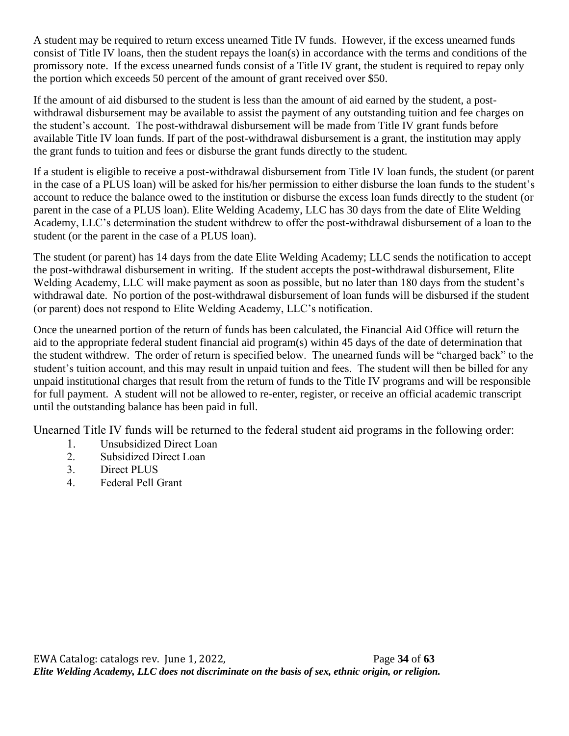A student may be required to return excess unearned Title IV funds. However, if the excess unearned funds consist of Title IV loans, then the student repays the loan(s) in accordance with the terms and conditions of the promissory note. If the excess unearned funds consist of a Title IV grant, the student is required to repay only the portion which exceeds 50 percent of the amount of grant received over $50.

If the amount of aid disbursed to the student is less than the amount of aid earned by the student, a post-withdrawal disbursement may be available to assist the payment of any outstanding tuition and fee charges on the student's account. The post-withdrawal disbursement will be made from Title IV grant funds before available Title IV loan funds. If part of the post-withdrawal disbursement is a grant, the institution may apply the grant funds to tuition and fees or disburse the grant funds directly to the student.

If a student is eligible to receive a post-withdrawal disbursement from Title IV loan funds, the student (or parent in the case of a PLUS loan) will be asked for his/her permission to either disburse the loan funds to the student's account to reduce the balance owed to the institution or disburse the excess loan funds directly to the student (or parent in the case of a PLUS loan). Elite Welding Academy, LLC has 30 days from the date of Elite Welding Academy, LLC's determination the student withdrew to offer the post-withdrawal disbursement of a loan to the student (or the parent in the case of a PLUS loan).

The student (or parent) has 14 days from the date Elite Welding Academy; LLC sends the notification to accept the post-withdrawal disbursement in writing. If the student accepts the post-withdrawal disbursement, Elite Welding Academy, LLC will make payment as soon as possible, but no later than 180 days from the student's withdrawal date. No portion of the post-withdrawal disbursement of loan funds will be disbursed if the student (or parent) does not respond to Elite Welding Academy, LLC's notification.

Once the unearned portion of the return of funds has been calculated, the Financial Aid Office will return the aid to the appropriate federal student financial aid program(s) within 45 days of the date of determination that the student withdrew. The order of return is specified below. The unearned funds will be "charged back" to the student's tuition account, and this may result in unpaid tuition and fees. The student will then be billed for any unpaid institutional charges that result from the return of funds to the Title IV programs and will be responsible for full payment. A student will not be allowed to re-enter, register, or receive an official academic transcript until the outstanding balance has been paid in full.

Unearned Title IV funds will be returned to the federal student aid programs in the following order:

1. Unsubsidized Direct Loan
2. Subsidized Direct Loan
3. Direct PLUS
4. Federal Pell Grant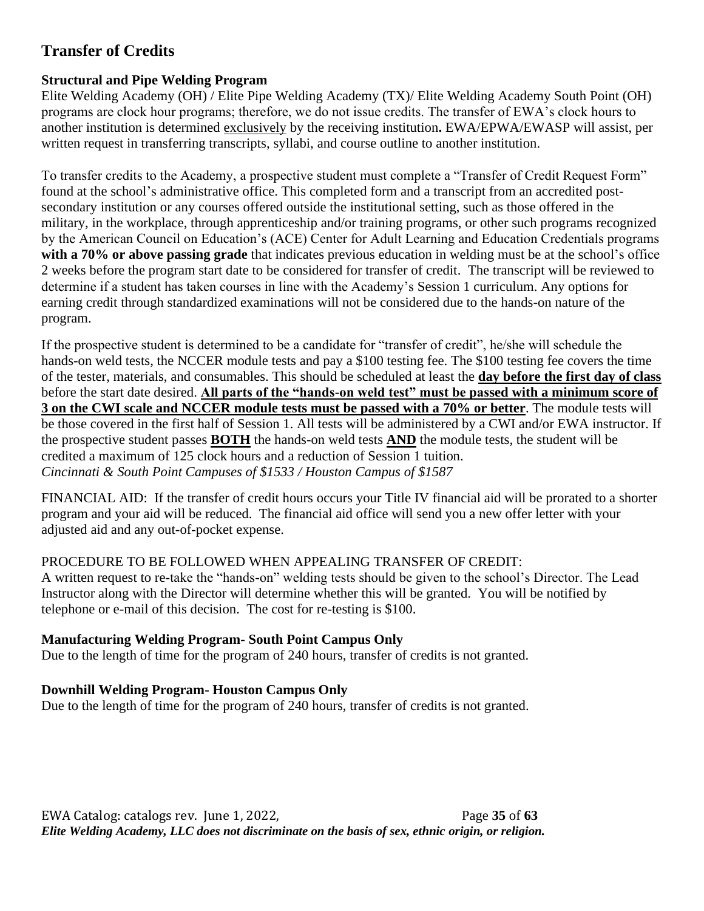# Transfer of Credits

### Structural and Pipe Welding Program

Elite Welding Academy (OH) / Elite Pipe Welding Academy (TX)/ Elite Welding Academy South Point (OH) programs are clock hour programs; therefore, we do not issue credits. The transfer of EWA's clock hours to another institution is determined exclusively by the receiving institution**.** EWA/EPWA/EWASP will assist, per written request in transferring transcripts, syllabi, and course outline to another institution.

To transfer credits to the Academy, a prospective student must complete a "Transfer of Credit Request Form" found at the school's administrative office. This completed form and a transcript from an accredited post-secondary institution or any courses offered outside the institutional setting, such as those offered in the military, in the workplace, through apprenticeship and/or training programs, or other such programs recognized by the American Council on Education's (ACE) Center for Adult Learning and Education Credentials programs **with a 70% or above passing grade** that indicates previous education in welding must be at the school's office 2 weeks before the program start date to be considered for transfer of credit. The transcript will be reviewed to determine if a student has taken courses in line with the Academy's Session 1 curriculum. Any options for earning credit through standardized examinations will not be considered due to the hands-on nature of the program.

If the prospective student is determined to be a candidate for "transfer of credit", he/she will schedule the hands-on weld tests, the NCCER module tests and pay a $100 testing fee. The $100 testing fee covers the time of the tester, materials, and consumables. This should be scheduled at least the **day before the first day of class** before the start date desired. **All parts of the "hands-on weld test" must be passed with a minimum score of 3 on the CWI scale and NCCER module tests must be passed with a 70% or better**. The module tests will be those covered in the first half of Session 1. All tests will be administered by a CWI and/or EWA instructor. If the prospective student passes **BOTH** the hands-on weld tests **AND** the module tests, the student will be credited a maximum of 125 clock hours and a reduction of Session 1 tuition.
*Cincinnati & South Point Campuses of $1533 / Houston Campus of $1587*

FINANCIAL AID: If the transfer of credit hours occurs your Title IV financial aid will be prorated to a shorter program and your aid will be reduced. The financial aid office will send you a new offer letter with your adjusted aid and any out-of-pocket expense.

PROCEDURE TO BE FOLLOWED WHEN APPEALING TRANSFER OF CREDIT:
A written request to re-take the "hands-on" welding tests should be given to the school's Director. The Lead Instructor along with the Director will determine whether this will be granted. You will be notified by telephone or e-mail of this decision. The cost for re-testing is $100.

### Manufacturing Welding Program- South Point Campus Only

Due to the length of time for the program of 240 hours, transfer of credits is not granted.

### Downhill Welding Program- Houston Campus Only

Due to the length of time for the program of 240 hours, transfer of credits is not granted.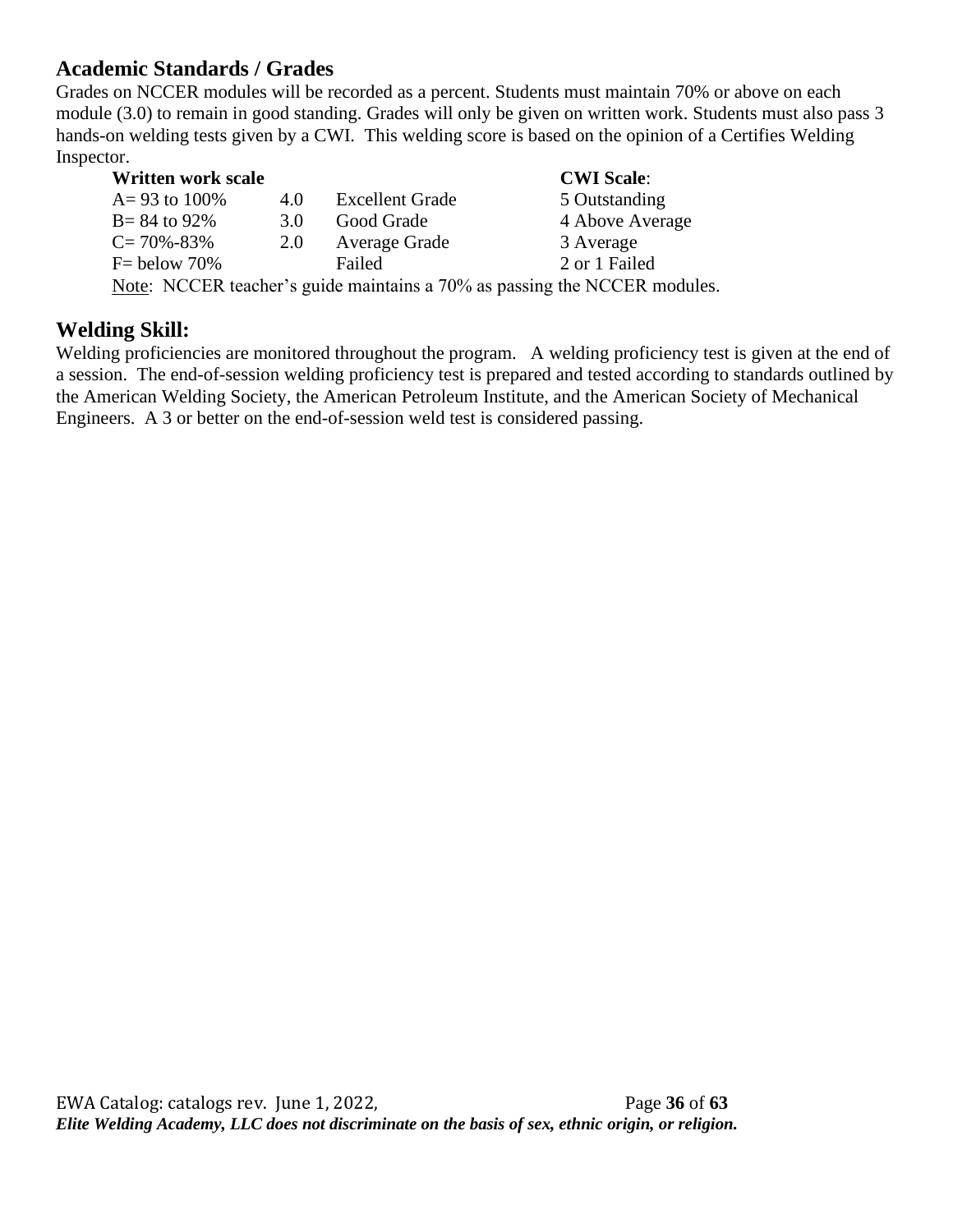## Academic Standards / Grades

Grades on NCCER modules will be recorded as a percent. Students must maintain 70% or above on each module (3.0) to remain in good standing. Grades will only be given on written work. Students must also pass 3 hands-on welding tests given by a CWI. This welding score is based on the opinion of a Certifies Welding Inspector.

| **Written work scale** | | | **CWI Scale**: |
|---|---|---|---|
| A= 93 to 100% | 4.0 | Excellent Grade | 5 Outstanding |
| B= 84 to 92% | 3.0 | Good Grade | 4 Above Average |
| C= 70%-83% | 2.0 | Average Grade | 3 Average |
| F= below 70% | | Failed | 2 or 1 Failed |

Note: NCCER teacher's guide maintains a 70% as passing the NCCER modules.

## Welding Skill:

Welding proficiencies are monitored throughout the program. A welding proficiency test is given at the end of a session. The end-of-session welding proficiency test is prepared and tested according to standards outlined by the American Welding Society, the American Petroleum Institute, and the American Society of Mechanical Engineers. A 3 or better on the end-of-session weld test is considered passing.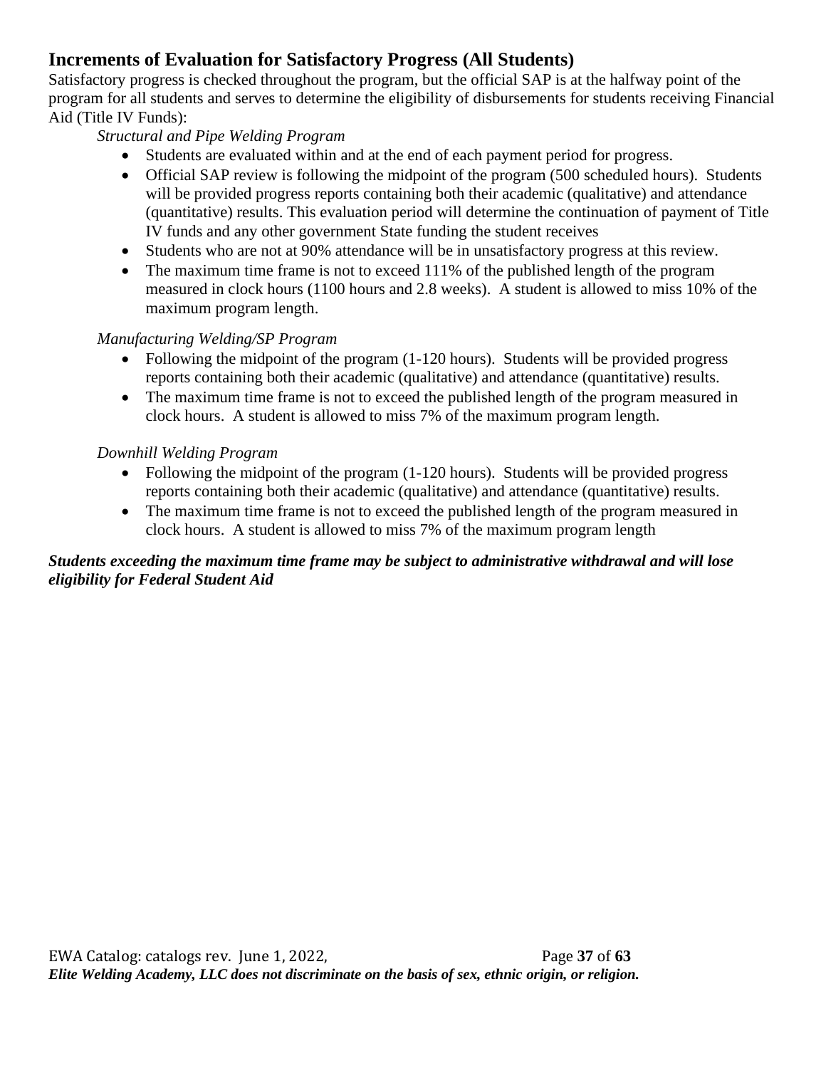## Increments of Evaluation for Satisfactory Progress (All Students)

Satisfactory progress is checked throughout the program, but the official SAP is at the halfway point of the program for all students and serves to determine the eligibility of disbursements for students receiving Financial Aid (Title IV Funds):

*Structural and Pipe Welding Program*

- Students are evaluated within and at the end of each payment period for progress.
- Official SAP review is following the midpoint of the program (500 scheduled hours). Students will be provided progress reports containing both their academic (qualitative) and attendance (quantitative) results. This evaluation period will determine the continuation of payment of Title IV funds and any other government State funding the student receives
- Students who are not at 90% attendance will be in unsatisfactory progress at this review.
- The maximum time frame is not to exceed 111% of the published length of the program measured in clock hours (1100 hours and 2.8 weeks). A student is allowed to miss 10% of the maximum program length.

*Manufacturing Welding/SP Program*

- Following the midpoint of the program (1-120 hours). Students will be provided progress reports containing both their academic (qualitative) and attendance (quantitative) results.
- The maximum time frame is not to exceed the published length of the program measured in clock hours. A student is allowed to miss 7% of the maximum program length.

*Downhill Welding Program*

- Following the midpoint of the program (1-120 hours). Students will be provided progress reports containing both their academic (qualitative) and attendance (quantitative) results.
- The maximum time frame is not to exceed the published length of the program measured in clock hours. A student is allowed to miss 7% of the maximum program length

***Students exceeding the maximum time frame may be subject to administrative withdrawal and will lose eligibility for Federal Student Aid***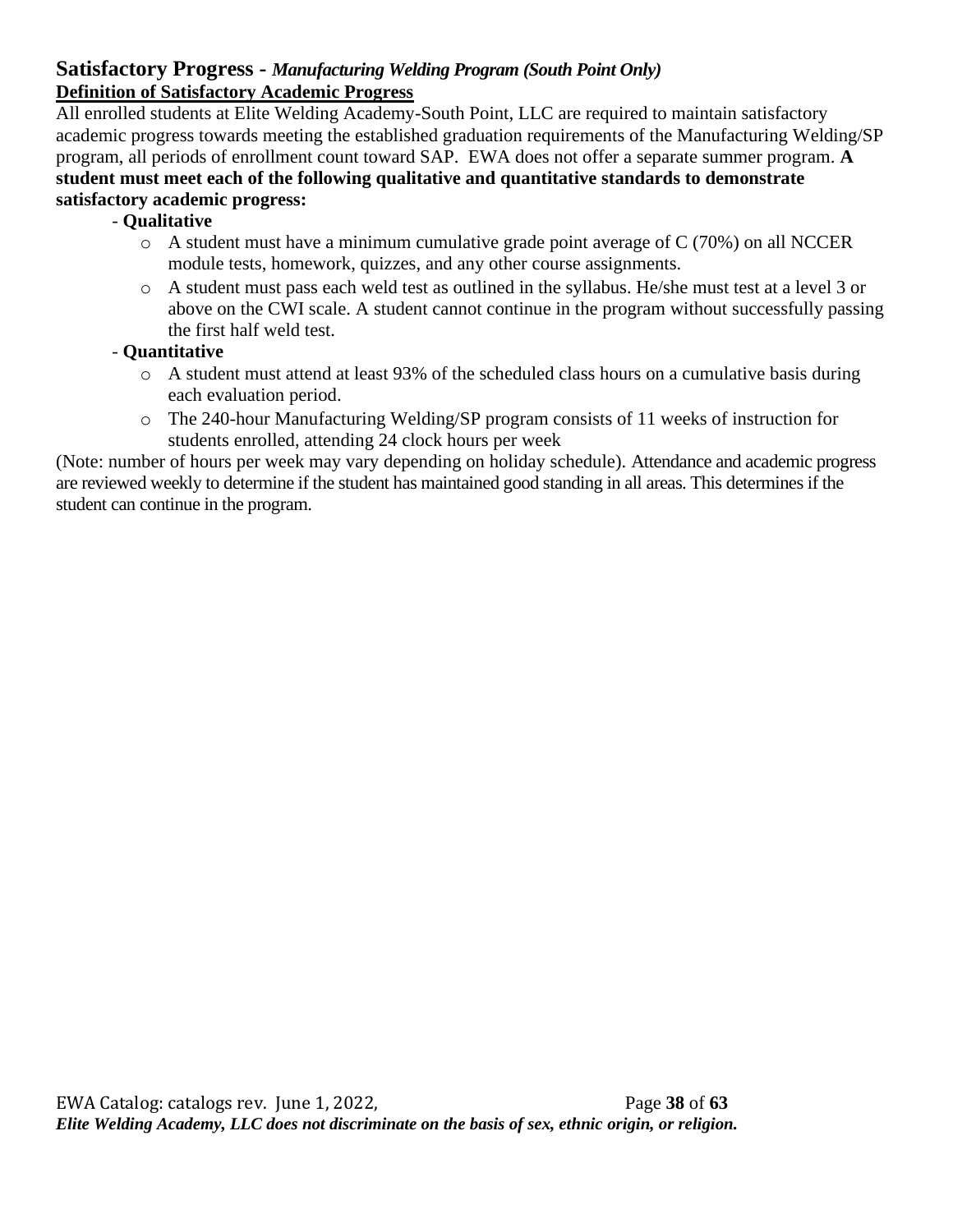## Satisfactory Progress - *Manufacturing Welding Program (South Point Only)*

**Definition of Satisfactory Academic Progress**

All enrolled students at Elite Welding Academy-South Point, LLC are required to maintain satisfactory academic progress towards meeting the established graduation requirements of the Manufacturing Welding/SP program, all periods of enrollment count toward SAP. EWA does not offer a separate summer program. **A student must meet each of the following qualitative and quantitative standards to demonstrate satisfactory academic progress:**

- **Qualitative**
  - A student must have a minimum cumulative grade point average of C (70%) on all NCCER module tests, homework, quizzes, and any other course assignments.
  - A student must pass each weld test as outlined in the syllabus. He/she must test at a level 3 or above on the CWI scale. A student cannot continue in the program without successfully passing the first half weld test.
- **Quantitative**
  - A student must attend at least 93% of the scheduled class hours on a cumulative basis during each evaluation period.
  - The 240-hour Manufacturing Welding/SP program consists of 11 weeks of instruction for students enrolled, attending 24 clock hours per week

(Note: number of hours per week may vary depending on holiday schedule). Attendance and academic progress are reviewed weekly to determine if the student has maintained good standing in all areas. This determines if the student can continue in the program.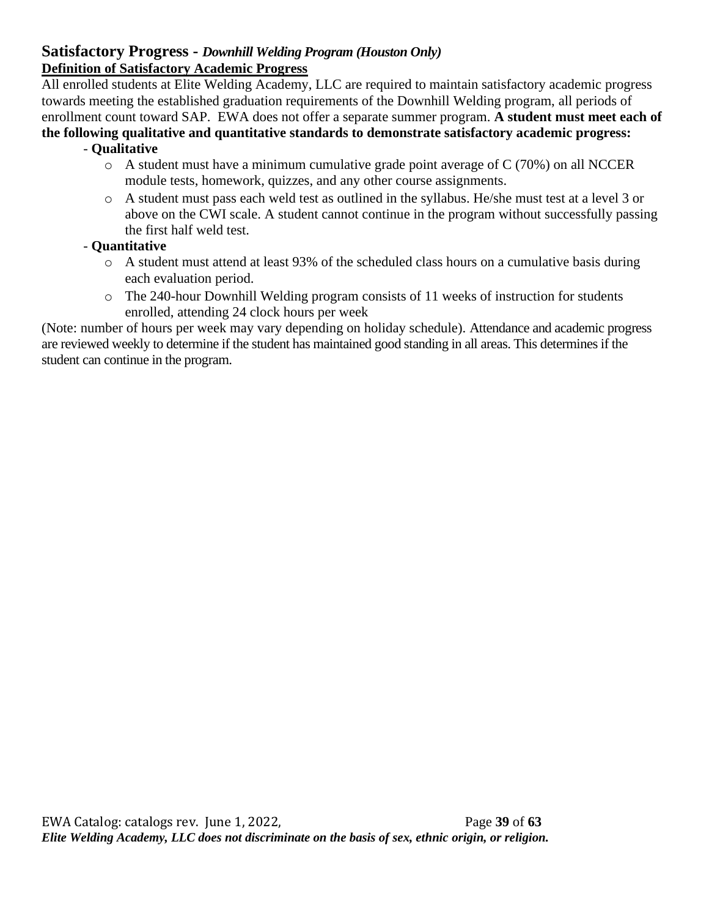## Satisfactory Progress - *Downhill Welding Program (Houston Only)*

**Definition of Satisfactory Academic Progress**

All enrolled students at Elite Welding Academy, LLC are required to maintain satisfactory academic progress towards meeting the established graduation requirements of the Downhill Welding program, all periods of enrollment count toward SAP. EWA does not offer a separate summer program. **A student must meet each of the following qualitative and quantitative standards to demonstrate satisfactory academic progress:**

- **Qualitative**
  - A student must have a minimum cumulative grade point average of C (70%) on all NCCER module tests, homework, quizzes, and any other course assignments.
  - A student must pass each weld test as outlined in the syllabus. He/she must test at a level 3 or above on the CWI scale. A student cannot continue in the program without successfully passing the first half weld test.
- **Quantitative**
  - A student must attend at least 93% of the scheduled class hours on a cumulative basis during each evaluation period.
  - The 240-hour Downhill Welding program consists of 11 weeks of instruction for students enrolled, attending 24 clock hours per week

(Note: number of hours per week may vary depending on holiday schedule). Attendance and academic progress are reviewed weekly to determine if the student has maintained good standing in all areas. This determines if the student can continue in the program.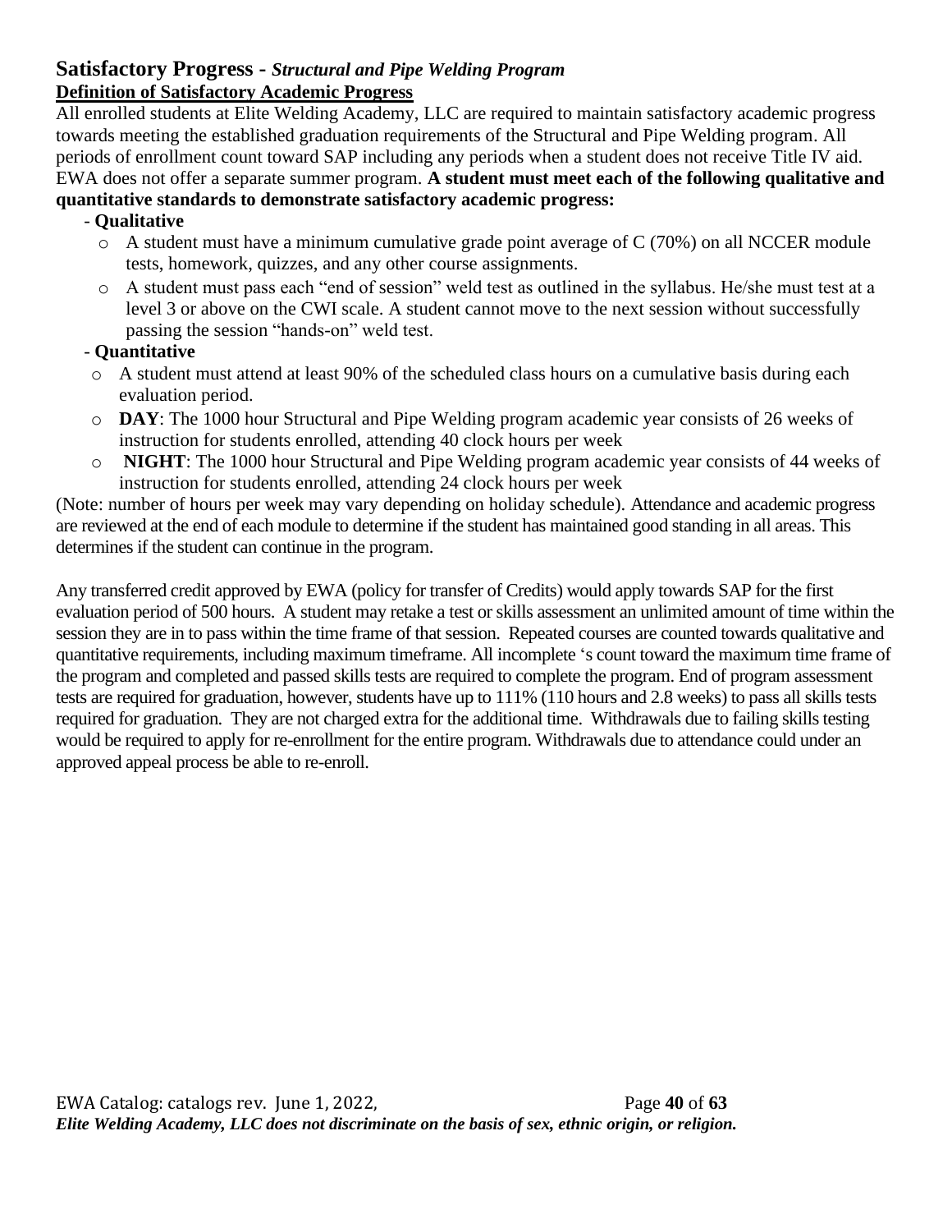## Satisfactory Progress - *Structural and Pipe Welding Program*

**Definition of Satisfactory Academic Progress**

All enrolled students at Elite Welding Academy, LLC are required to maintain satisfactory academic progress towards meeting the established graduation requirements of the Structural and Pipe Welding program. All periods of enrollment count toward SAP including any periods when a student does not receive Title IV aid. EWA does not offer a separate summer program. **A student must meet each of the following qualitative and quantitative standards to demonstrate satisfactory academic progress:**

- **Qualitative**
  - A student must have a minimum cumulative grade point average of C (70%) on all NCCER module tests, homework, quizzes, and any other course assignments.
  - A student must pass each "end of session" weld test as outlined in the syllabus. He/she must test at a level 3 or above on the CWI scale. A student cannot move to the next session without successfully passing the session "hands-on" weld test.
- **Quantitative**
  - A student must attend at least 90% of the scheduled class hours on a cumulative basis during each evaluation period.
  - **DAY**: The 1000 hour Structural and Pipe Welding program academic year consists of 26 weeks of instruction for students enrolled, attending 40 clock hours per week
  - **NIGHT**: The 1000 hour Structural and Pipe Welding program academic year consists of 44 weeks of instruction for students enrolled, attending 24 clock hours per week

(Note: number of hours per week may vary depending on holiday schedule). Attendance and academic progress are reviewed at the end of each module to determine if the student has maintained good standing in all areas. This determines if the student can continue in the program.

Any transferred credit approved by EWA (policy for transfer of Credits) would apply towards SAP for the first evaluation period of 500 hours. A student may retake a test or skills assessment an unlimited amount of time within the session they are in to pass within the time frame of that session. Repeated courses are counted towards qualitative and quantitative requirements, including maximum timeframe. All incomplete 's count toward the maximum time frame of the program and completed and passed skills tests are required to complete the program. End of program assessment tests are required for graduation, however, students have up to 111% (110 hours and 2.8 weeks) to pass all skills tests required for graduation. They are not charged extra for the additional time. Withdrawals due to failing skills testing would be required to apply for re-enrollment for the entire program. Withdrawals due to attendance could under an approved appeal process be able to re-enroll.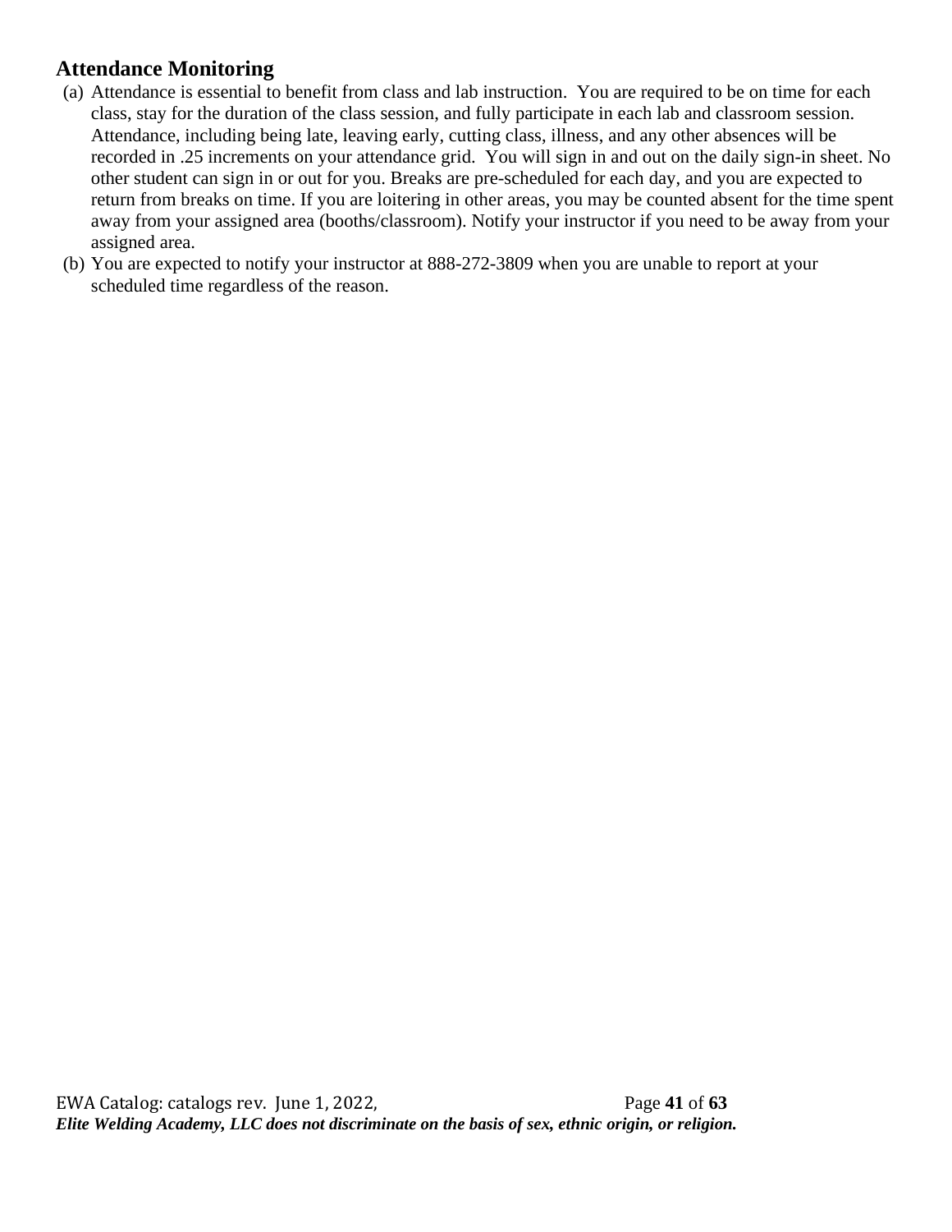## Attendance Monitoring

(a) Attendance is essential to benefit from class and lab instruction. You are required to be on time for each class, stay for the duration of the class session, and fully participate in each lab and classroom session. Attendance, including being late, leaving early, cutting class, illness, and any other absences will be recorded in .25 increments on your attendance grid. You will sign in and out on the daily sign-in sheet. No other student can sign in or out for you. Breaks are pre-scheduled for each day, and you are expected to return from breaks on time. If you are loitering in other areas, you may be counted absent for the time spent away from your assigned area (booths/classroom). Notify your instructor if you need to be away from your assigned area.

(b) You are expected to notify your instructor at 888-272-3809 when you are unable to report at your scheduled time regardless of the reason.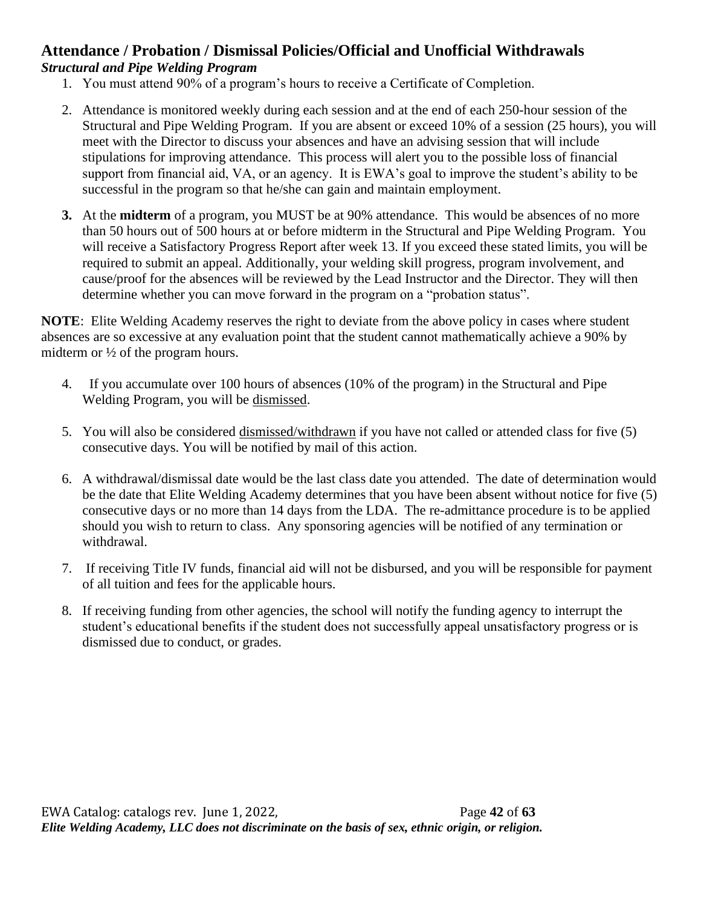## Attendance / Probation / Dismissal Policies/Official and Unofficial Withdrawals

***Structural and Pipe Welding Program***

1. You must attend 90% of a program's hours to receive a Certificate of Completion.

2. Attendance is monitored weekly during each session and at the end of each 250-hour session of the Structural and Pipe Welding Program. If you are absent or exceed 10% of a session (25 hours), you will meet with the Director to discuss your absences and have an advising session that will include stipulations for improving attendance. This process will alert you to the possible loss of financial support from financial aid, VA, or an agency. It is EWA's goal to improve the student's ability to be successful in the program so that he/she can gain and maintain employment.

3. At the **midterm** of a program, you MUST be at 90% attendance. This would be absences of no more than 50 hours out of 500 hours at or before midterm in the Structural and Pipe Welding Program. You will receive a Satisfactory Progress Report after week 13. If you exceed these stated limits, you will be required to submit an appeal. Additionally, your welding skill progress, program involvement, and cause/proof for the absences will be reviewed by the Lead Instructor and the Director. They will then determine whether you can move forward in the program on a "probation status".

**NOTE**: Elite Welding Academy reserves the right to deviate from the above policy in cases where student absences are so excessive at any evaluation point that the student cannot mathematically achieve a 90% by midterm or ½ of the program hours.

4. If you accumulate over 100 hours of absences (10% of the program) in the Structural and Pipe Welding Program, you will be dismissed.

5. You will also be considered dismissed/withdrawn if you have not called or attended class for five (5) consecutive days. You will be notified by mail of this action.

6. A withdrawal/dismissal date would be the last class date you attended. The date of determination would be the date that Elite Welding Academy determines that you have been absent without notice for five (5) consecutive days or no more than 14 days from the LDA. The re-admittance procedure is to be applied should you wish to return to class. Any sponsoring agencies will be notified of any termination or withdrawal.

7. If receiving Title IV funds, financial aid will not be disbursed, and you will be responsible for payment of all tuition and fees for the applicable hours.

8. If receiving funding from other agencies, the school will notify the funding agency to interrupt the student's educational benefits if the student does not successfully appeal unsatisfactory progress or is dismissed due to conduct, or grades.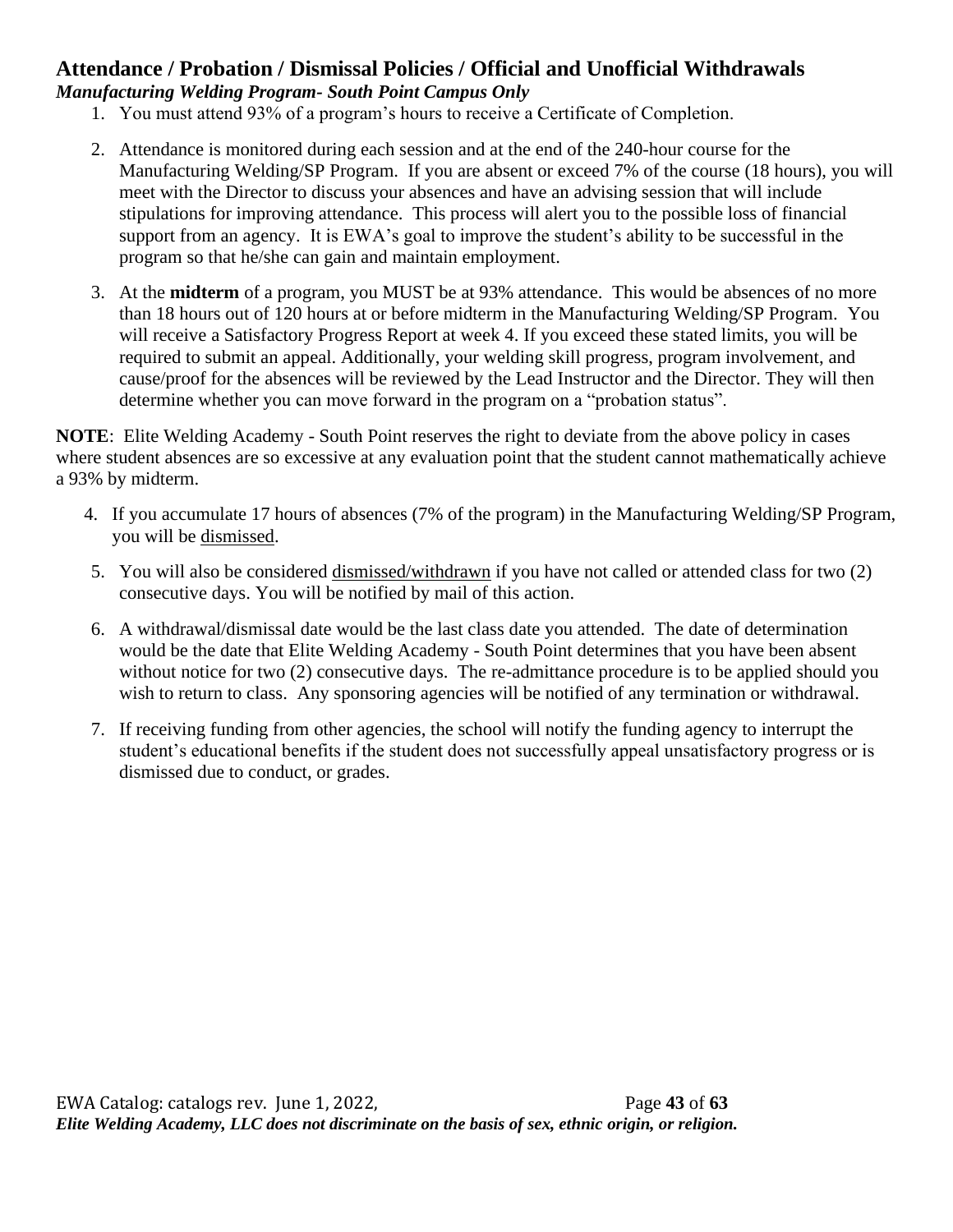## Attendance / Probation / Dismissal Policies / Official and Unofficial Withdrawals

***Manufacturing Welding Program- South Point Campus Only***

1. You must attend 93% of a program's hours to receive a Certificate of Completion.

2. Attendance is monitored during each session and at the end of the 240-hour course for the Manufacturing Welding/SP Program. If you are absent or exceed 7% of the course (18 hours), you will meet with the Director to discuss your absences and have an advising session that will include stipulations for improving attendance. This process will alert you to the possible loss of financial support from an agency. It is EWA's goal to improve the student's ability to be successful in the program so that he/she can gain and maintain employment.

3. At the **midterm** of a program, you MUST be at 93% attendance. This would be absences of no more than 18 hours out of 120 hours at or before midterm in the Manufacturing Welding/SP Program. You will receive a Satisfactory Progress Report at week 4. If you exceed these stated limits, you will be required to submit an appeal. Additionally, your welding skill progress, program involvement, and cause/proof for the absences will be reviewed by the Lead Instructor and the Director. They will then determine whether you can move forward in the program on a "probation status".

**NOTE**: Elite Welding Academy - South Point reserves the right to deviate from the above policy in cases where student absences are so excessive at any evaluation point that the student cannot mathematically achieve a 93% by midterm.

4. If you accumulate 17 hours of absences (7% of the program) in the Manufacturing Welding/SP Program, you will be <u>dismissed</u>.

5. You will also be considered <u>dismissed/withdrawn</u> if you have not called or attended class for two (2) consecutive days. You will be notified by mail of this action.

6. A withdrawal/dismissal date would be the last class date you attended. The date of determination would be the date that Elite Welding Academy - South Point determines that you have been absent without notice for two (2) consecutive days. The re-admittance procedure is to be applied should you wish to return to class. Any sponsoring agencies will be notified of any termination or withdrawal.

7. If receiving funding from other agencies, the school will notify the funding agency to interrupt the student's educational benefits if the student does not successfully appeal unsatisfactory progress or is dismissed due to conduct, or grades.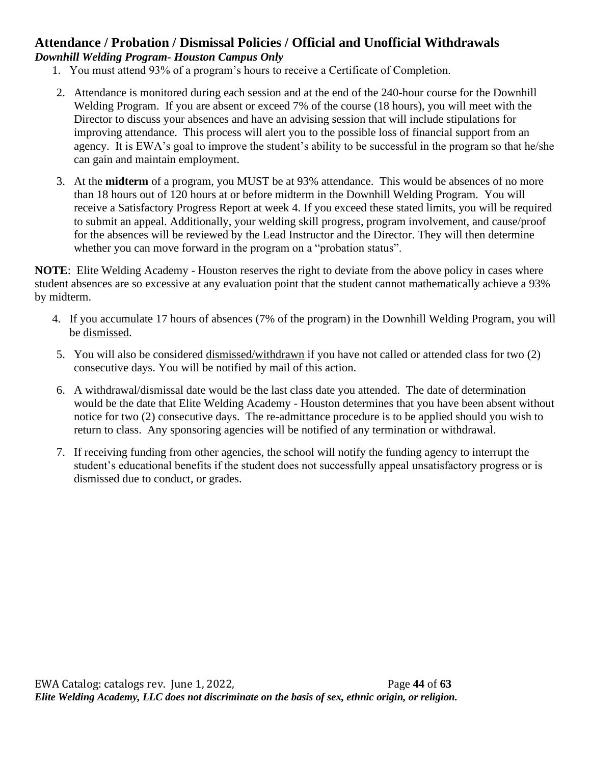## Attendance / Probation / Dismissal Policies / Official and Unofficial Withdrawals

***Downhill Welding Program- Houston Campus Only***

1. You must attend 93% of a program's hours to receive a Certificate of Completion.
2. Attendance is monitored during each session and at the end of the 240-hour course for the Downhill Welding Program. If you are absent or exceed 7% of the course (18 hours), you will meet with the Director to discuss your absences and have an advising session that will include stipulations for improving attendance. This process will alert you to the possible loss of financial support from an agency. It is EWA's goal to improve the student's ability to be successful in the program so that he/she can gain and maintain employment.
3. At the **midterm** of a program, you MUST be at 93% attendance. This would be absences of no more than 18 hours out of 120 hours at or before midterm in the Downhill Welding Program. You will receive a Satisfactory Progress Report at week 4. If you exceed these stated limits, you will be required to submit an appeal. Additionally, your welding skill progress, program involvement, and cause/proof for the absences will be reviewed by the Lead Instructor and the Director. They will then determine whether you can move forward in the program on a "probation status".

**NOTE**: Elite Welding Academy - Houston reserves the right to deviate from the above policy in cases where student absences are so excessive at any evaluation point that the student cannot mathematically achieve a 93% by midterm.

4. If you accumulate 17 hours of absences (7% of the program) in the Downhill Welding Program, you will be <u>dismissed</u>.
5. You will also be considered <u>dismissed/withdrawn</u> if you have not called or attended class for two (2) consecutive days. You will be notified by mail of this action.
6. A withdrawal/dismissal date would be the last class date you attended. The date of determination would be the date that Elite Welding Academy - Houston determines that you have been absent without notice for two (2) consecutive days. The re-admittance procedure is to be applied should you wish to return to class. Any sponsoring agencies will be notified of any termination or withdrawal.
7. If receiving funding from other agencies, the school will notify the funding agency to interrupt the student's educational benefits if the student does not successfully appeal unsatisfactory progress or is dismissed due to conduct, or grades.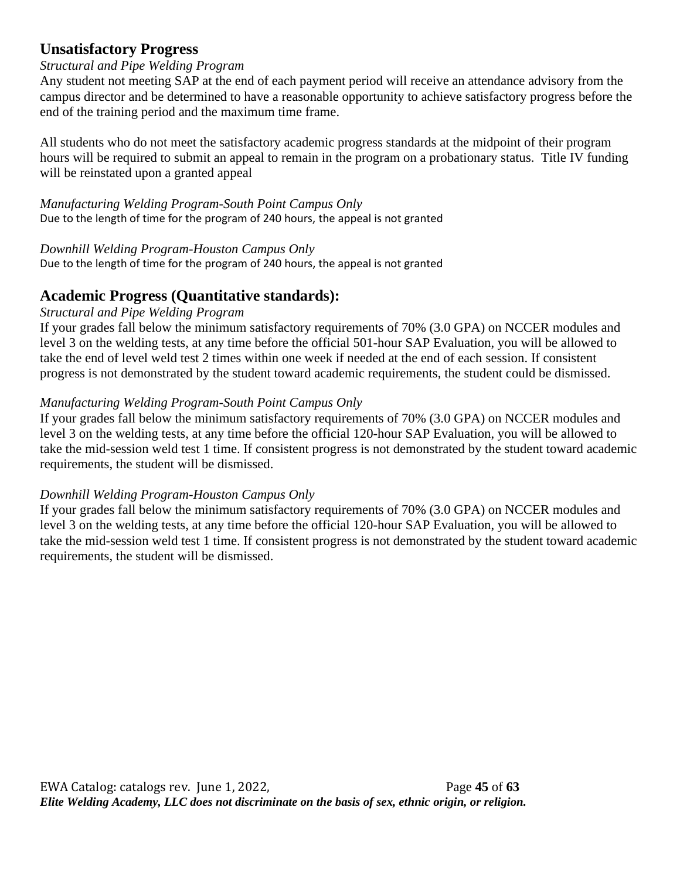## Unsatisfactory Progress

*Structural and Pipe Welding Program*

Any student not meeting SAP at the end of each payment period will receive an attendance advisory from the campus director and be determined to have a reasonable opportunity to achieve satisfactory progress before the end of the training period and the maximum time frame.

All students who do not meet the satisfactory academic progress standards at the midpoint of their program hours will be required to submit an appeal to remain in the program on a probationary status. Title IV funding will be reinstated upon a granted appeal

*Manufacturing Welding Program-South Point Campus Only*

Due to the length of time for the program of 240 hours, the appeal is not granted

*Downhill Welding Program-Houston Campus Only*

Due to the length of time for the program of 240 hours, the appeal is not granted

## Academic Progress (Quantitative standards):

*Structural and Pipe Welding Program*

If your grades fall below the minimum satisfactory requirements of 70% (3.0 GPA) on NCCER modules and level 3 on the welding tests, at any time before the official 501-hour SAP Evaluation, you will be allowed to take the end of level weld test 2 times within one week if needed at the end of each session. If consistent progress is not demonstrated by the student toward academic requirements, the student could be dismissed.

*Manufacturing Welding Program-South Point Campus Only*

If your grades fall below the minimum satisfactory requirements of 70% (3.0 GPA) on NCCER modules and level 3 on the welding tests, at any time before the official 120-hour SAP Evaluation, you will be allowed to take the mid-session weld test 1 time. If consistent progress is not demonstrated by the student toward academic requirements, the student will be dismissed.

*Downhill Welding Program-Houston Campus Only*

If your grades fall below the minimum satisfactory requirements of 70% (3.0 GPA) on NCCER modules and level 3 on the welding tests, at any time before the official 120-hour SAP Evaluation, you will be allowed to take the mid-session weld test 1 time. If consistent progress is not demonstrated by the student toward academic requirements, the student will be dismissed.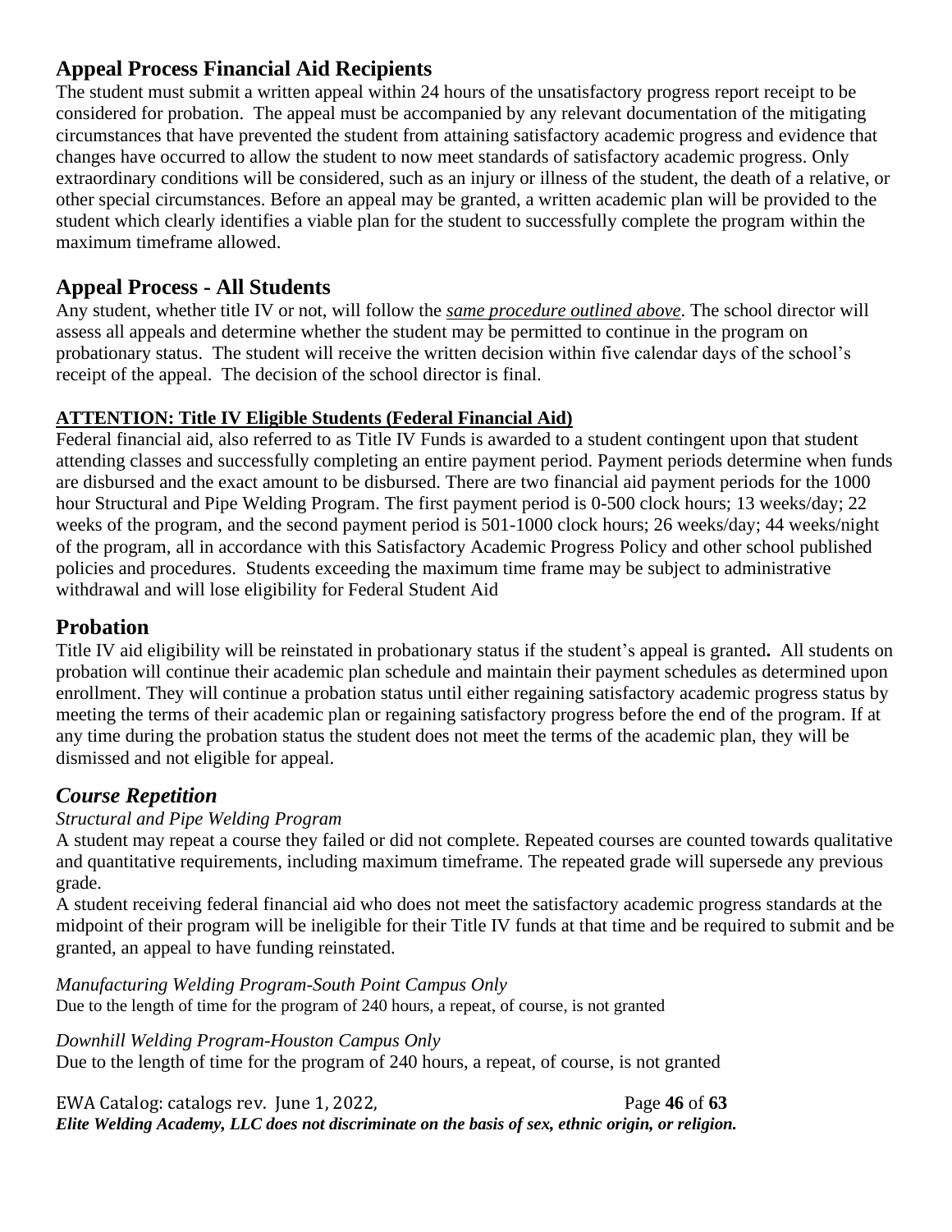## Appeal Process Financial Aid Recipients

The student must submit a written appeal within 24 hours of the unsatisfactory progress report receipt to be considered for probation. The appeal must be accompanied by any relevant documentation of the mitigating circumstances that have prevented the student from attaining satisfactory academic progress and evidence that changes have occurred to allow the student to now meet standards of satisfactory academic progress. Only extraordinary conditions will be considered, such as an injury or illness of the student, the death of a relative, or other special circumstances. Before an appeal may be granted, a written academic plan will be provided to the student which clearly identifies a viable plan for the student to successfully complete the program within the maximum timeframe allowed.

## Appeal Process - All Students

Any student, whether title IV or not, will follow the ***same procedure outlined above***. The school director will assess all appeals and determine whether the student may be permitted to continue in the program on probationary status. The student will receive the written decision within five calendar days of the school's receipt of the appeal. The decision of the school director is final.

**ATTENTION: Title IV Eligible Students (Federal Financial Aid)**

Federal financial aid, also referred to as Title IV Funds is awarded to a student contingent upon that student attending classes and successfully completing an entire payment period. Payment periods determine when funds are disbursed and the exact amount to be disbursed. There are two financial aid payment periods for the 1000 hour Structural and Pipe Welding Program. The first payment period is 0-500 clock hours; 13 weeks/day; 22 weeks of the program, and the second payment period is 501-1000 clock hours; 26 weeks/day; 44 weeks/night of the program, all in accordance with this Satisfactory Academic Progress Policy and other school published policies and procedures. Students exceeding the maximum time frame may be subject to administrative withdrawal and will lose eligibility for Federal Student Aid

## Probation

Title IV aid eligibility will be reinstated in probationary status if the student's appeal is granted**.** All students on probation will continue their academic plan schedule and maintain their payment schedules as determined upon enrollment. They will continue a probation status until either regaining satisfactory academic progress status by meeting the terms of their academic plan or regaining satisfactory progress before the end of the program. If at any time during the probation status the student does not meet the terms of the academic plan, they will be dismissed and not eligible for appeal.

## *Course Repetition*

*Structural and Pipe Welding Program*

A student may repeat a course they failed or did not complete. Repeated courses are counted towards qualitative and quantitative requirements, including maximum timeframe. The repeated grade will supersede any previous grade.

A student receiving federal financial aid who does not meet the satisfactory academic progress standards at the midpoint of their program will be ineligible for their Title IV funds at that time and be required to submit and be granted, an appeal to have funding reinstated.

*Manufacturing Welding Program-South Point Campus Only*

Due to the length of time for the program of 240 hours, a repeat, of course, is not granted

*Downhill Welding Program-Houston Campus Only*

Due to the length of time for the program of 240 hours, a repeat, of course, is not granted

*Elite Welding Academy, LLC does not discriminate on the basis of sex, ethnic origin, or religion.*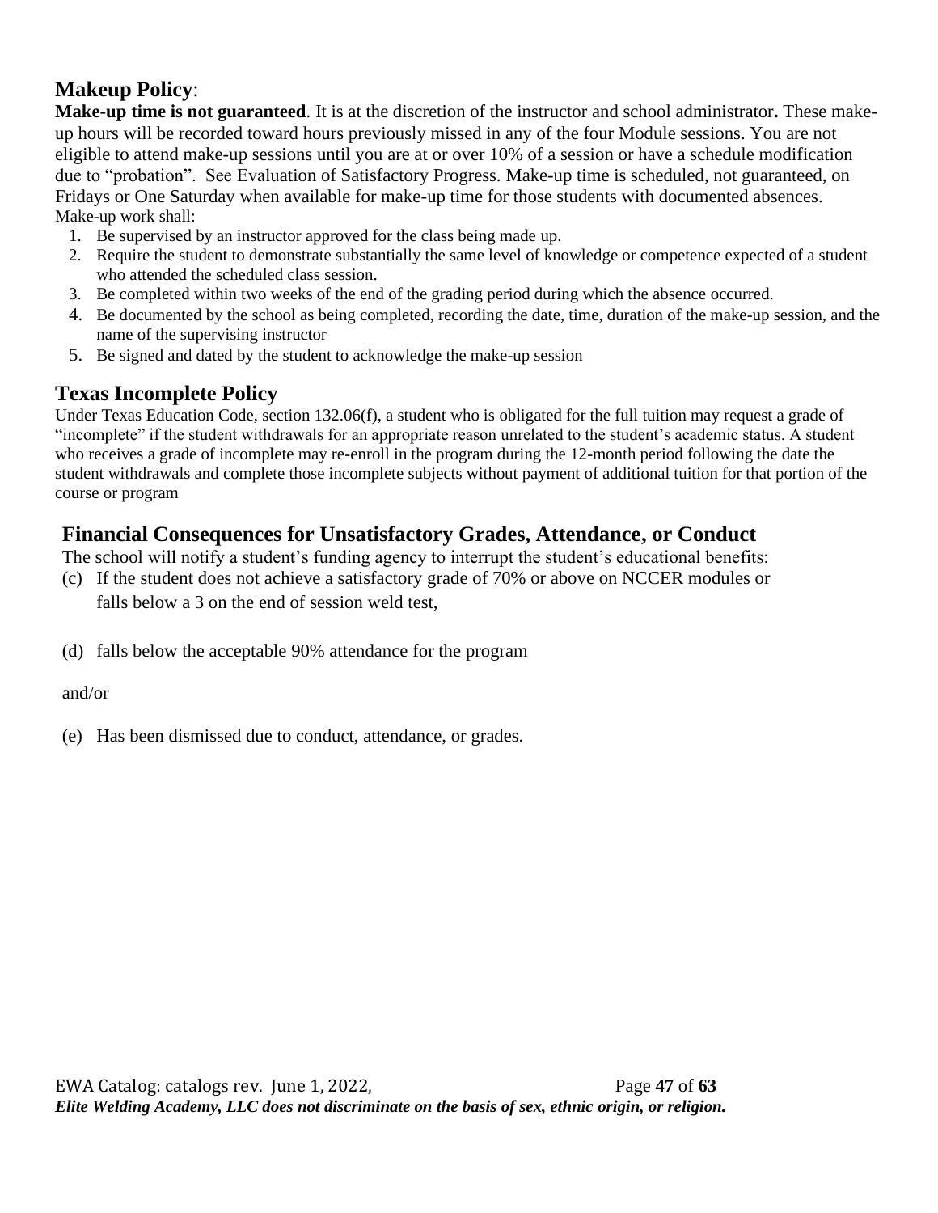## Makeup Policy:

**Make-up time is not guaranteed**. It is at the discretion of the instructor and school administrator**.** These make-up hours will be recorded toward hours previously missed in any of the four Module sessions. You are not eligible to attend make-up sessions until you are at or over 10% of a session or have a schedule modification due to "probation". See Evaluation of Satisfactory Progress. Make-up time is scheduled, not guaranteed, on Fridays or One Saturday when available for make-up time for those students with documented absences.

Make-up work shall:

1. Be supervised by an instructor approved for the class being made up.
2. Require the student to demonstrate substantially the same level of knowledge or competence expected of a student who attended the scheduled class session.
3. Be completed within two weeks of the end of the grading period during which the absence occurred.
4. Be documented by the school as being completed, recording the date, time, duration of the make-up session, and the name of the supervising instructor
5. Be signed and dated by the student to acknowledge the make-up session

## Texas Incomplete Policy

Under Texas Education Code, section 132.06(f), a student who is obligated for the full tuition may request a grade of "incomplete" if the student withdrawals for an appropriate reason unrelated to the student's academic status. A student who receives a grade of incomplete may re-enroll in the program during the 12-month period following the date the student withdrawals and complete those incomplete subjects without payment of additional tuition for that portion of the course or program

## Financial Consequences for Unsatisfactory Grades, Attendance, or Conduct

The school will notify a student's funding agency to interrupt the student's educational benefits:

(c) If the student does not achieve a satisfactory grade of 70% or above on NCCER modules or falls below a 3 on the end of session weld test,

(d) falls below the acceptable 90% attendance for the program

and/or

(e) Has been dismissed due to conduct, attendance, or grades.

*Elite Welding Academy, LLC does not discriminate on the basis of sex, ethnic origin, or religion.*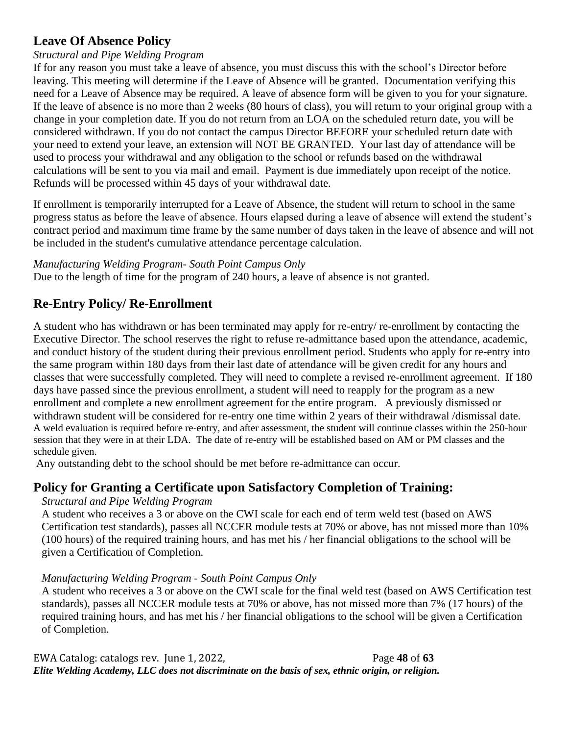## Leave Of Absence Policy

*Structural and Pipe Welding Program*

If for any reason you must take a leave of absence, you must discuss this with the school's Director before leaving. This meeting will determine if the Leave of Absence will be granted. Documentation verifying this need for a Leave of Absence may be required. A leave of absence form will be given to you for your signature. If the leave of absence is no more than 2 weeks (80 hours of class), you will return to your original group with a change in your completion date. If you do not return from an LOA on the scheduled return date, you will be considered withdrawn. If you do not contact the campus Director BEFORE your scheduled return date with your need to extend your leave, an extension will NOT BE GRANTED. Your last day of attendance will be used to process your withdrawal and any obligation to the school or refunds based on the withdrawal calculations will be sent to you via mail and email. Payment is due immediately upon receipt of the notice. Refunds will be processed within 45 days of your withdrawal date.

If enrollment is temporarily interrupted for a Leave of Absence, the student will return to school in the same progress status as before the leave of absence. Hours elapsed during a leave of absence will extend the student's contract period and maximum time frame by the same number of days taken in the leave of absence and will not be included in the student's cumulative attendance percentage calculation.

*Manufacturing Welding Program- South Point Campus Only*

Due to the length of time for the program of 240 hours, a leave of absence is not granted.

## Re-Entry Policy/ Re-Enrollment

A student who has withdrawn or has been terminated may apply for re-entry/ re-enrollment by contacting the Executive Director. The school reserves the right to refuse re-admittance based upon the attendance, academic, and conduct history of the student during their previous enrollment period. Students who apply for re-entry into the same program within 180 days from their last date of attendance will be given credit for any hours and classes that were successfully completed. They will need to complete a revised re-enrollment agreement. If 180 days have passed since the previous enrollment, a student will need to reapply for the program as a new enrollment and complete a new enrollment agreement for the entire program. A previously dismissed or withdrawn student will be considered for re-entry one time within 2 years of their withdrawal /dismissal date. A weld evaluation is required before re-entry, and after assessment, the student will continue classes within the 250-hour session that they were in at their LDA. The date of re-entry will be established based on AM or PM classes and the schedule given.

Any outstanding debt to the school should be met before re-admittance can occur.

## Policy for Granting a Certificate upon Satisfactory Completion of Training:

*Structural and Pipe Welding Program*

A student who receives a 3 or above on the CWI scale for each end of term weld test (based on AWS Certification test standards), passes all NCCER module tests at 70% or above, has not missed more than 10% (100 hours) of the required training hours, and has met his / her financial obligations to the school will be given a Certification of Completion.

*Manufacturing Welding Program - South Point Campus Only*

A student who receives a 3 or above on the CWI scale for the final weld test (based on AWS Certification test standards), passes all NCCER module tests at 70% or above, has not missed more than 7% (17 hours) of the required training hours, and has met his / her financial obligations to the school will be given a Certification of Completion.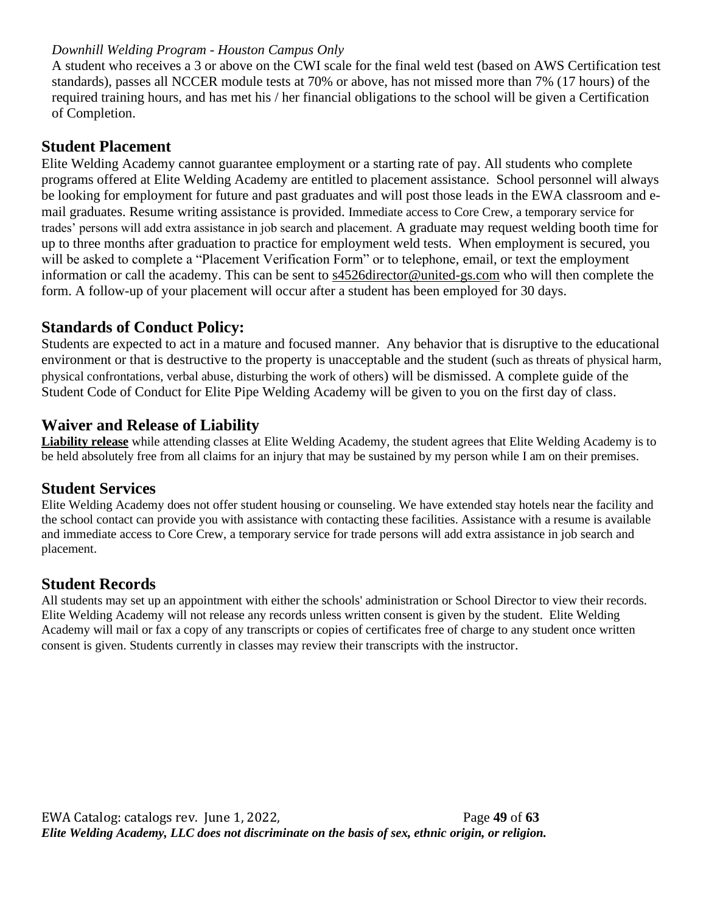*Downhill Welding Program - Houston Campus Only*

A student who receives a 3 or above on the CWI scale for the final weld test (based on AWS Certification test standards), passes all NCCER module tests at 70% or above, has not missed more than 7% (17 hours) of the required training hours, and has met his / her financial obligations to the school will be given a Certification of Completion.

## Student Placement

Elite Welding Academy cannot guarantee employment or a starting rate of pay. All students who complete programs offered at Elite Welding Academy are entitled to placement assistance. School personnel will always be looking for employment for future and past graduates and will post those leads in the EWA classroom and e-mail graduates. Resume writing assistance is provided. Immediate access to Core Crew, a temporary service for trades' persons will add extra assistance in job search and placement. A graduate may request welding booth time for up to three months after graduation to practice for employment weld tests. When employment is secured, you will be asked to complete a "Placement Verification Form" or to telephone, email, or text the employment information or call the academy. This can be sent to s4526director@united-gs.com who will then complete the form. A follow-up of your placement will occur after a student has been employed for 30 days.

## Standards of Conduct Policy:

Students are expected to act in a mature and focused manner. Any behavior that is disruptive to the educational environment or that is destructive to the property is unacceptable and the student (such as threats of physical harm, physical confrontations, verbal abuse, disturbing the work of others) will be dismissed. A complete guide of the Student Code of Conduct for Elite Pipe Welding Academy will be given to you on the first day of class.

## Waiver and Release of Liability

**Liability release** while attending classes at Elite Welding Academy, the student agrees that Elite Welding Academy is to be held absolutely free from all claims for an injury that may be sustained by my person while I am on their premises.

## Student Services

Elite Welding Academy does not offer student housing or counseling. We have extended stay hotels near the facility and the school contact can provide you with assistance with contacting these facilities. Assistance with a resume is available and immediate access to Core Crew, a temporary service for trade persons will add extra assistance in job search and placement.

## Student Records

All students may set up an appointment with either the schools' administration or School Director to view their records. Elite Welding Academy will not release any records unless written consent is given by the student. Elite Welding Academy will mail or fax a copy of any transcripts or copies of certificates free of charge to any student once written consent is given. Students currently in classes may review their transcripts with the instructor.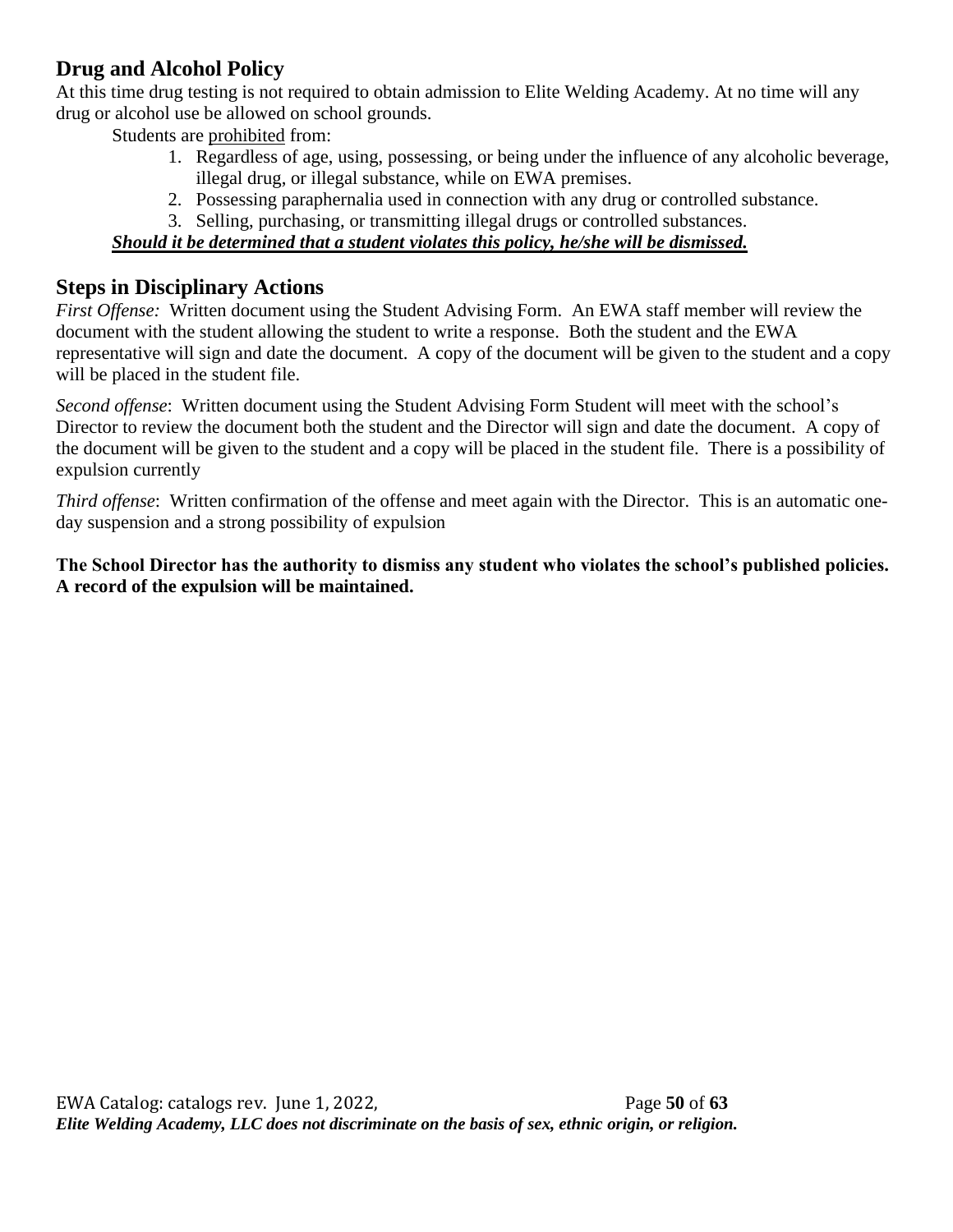## Drug and Alcohol Policy

At this time drug testing is not required to obtain admission to Elite Welding Academy. At no time will any drug or alcohol use be allowed on school grounds.

Students are <u>prohibited</u> from:

1. Regardless of age, using, possessing, or being under the influence of any alcoholic beverage, illegal drug, or illegal substance, while on EWA premises.
2. Possessing paraphernalia used in connection with any drug or controlled substance.
3. Selling, purchasing, or transmitting illegal drugs or controlled substances.

***<u>Should it be determined that a student violates this policy, he/she will be dismissed.</u>***

## Steps in Disciplinary Actions

*First Offense:* Written document using the Student Advising Form. An EWA staff member will review the document with the student allowing the student to write a response. Both the student and the EWA representative will sign and date the document. A copy of the document will be given to the student and a copy will be placed in the student file.

*Second offense*: Written document using the Student Advising Form Student will meet with the school's Director to review the document both the student and the Director will sign and date the document. A copy of the document will be given to the student and a copy will be placed in the student file. There is a possibility of expulsion currently

*Third offense*: Written confirmation of the offense and meet again with the Director. This is an automatic one-day suspension and a strong possibility of expulsion

**The School Director has the authority to dismiss any student who violates the school's published policies. A record of the expulsion will be maintained.**

*Elite Welding Academy, LLC does not discriminate on the basis of sex, ethnic origin, or religion.*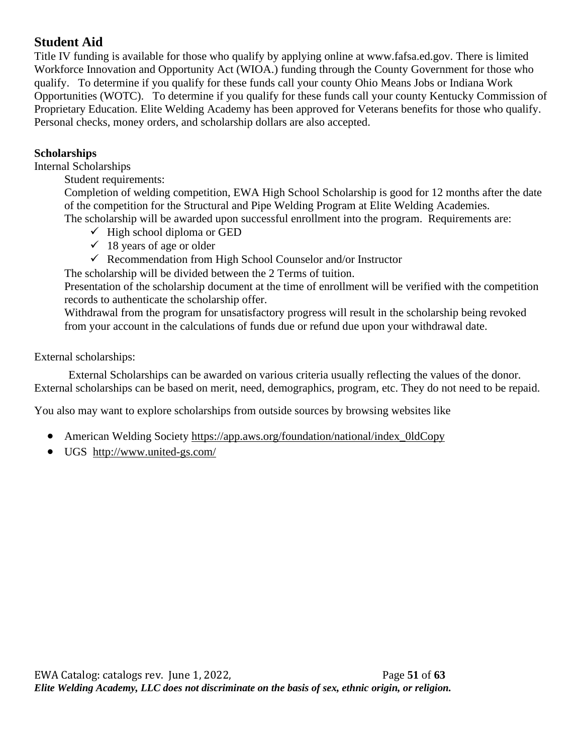## Student Aid

Title IV funding is available for those who qualify by applying online at www.fafsa.ed.gov. There is limited Workforce Innovation and Opportunity Act (WIOA.) funding through the County Government for those who qualify. To determine if you qualify for these funds call your county Ohio Means Jobs or Indiana Work Opportunities (WOTC). To determine if you qualify for these funds call your county Kentucky Commission of Proprietary Education. Elite Welding Academy has been approved for Veterans benefits for those who qualify. Personal checks, money orders, and scholarship dollars are also accepted.

**Scholarships**

Internal Scholarships

Student requirements:

Completion of welding competition, EWA High School Scholarship is good for 12 months after the date of the competition for the Structural and Pipe Welding Program at Elite Welding Academies.

The scholarship will be awarded upon successful enrollment into the program. Requirements are:

- ✓ High school diploma or GED
- ✓ 18 years of age or older
- ✓ Recommendation from High School Counselor and/or Instructor

The scholarship will be divided between the 2 Terms of tuition.

Presentation of the scholarship document at the time of enrollment will be verified with the competition records to authenticate the scholarship offer.

Withdrawal from the program for unsatisfactory progress will result in the scholarship being revoked from your account in the calculations of funds due or refund due upon your withdrawal date.

External scholarships:

External Scholarships can be awarded on various criteria usually reflecting the values of the donor. External scholarships can be based on merit, need, demographics, program, etc. They do not need to be repaid.

You also may want to explore scholarships from outside sources by browsing websites like

- American Welding Society https://app.aws.org/foundation/national/index_0ldCopy
- UGS http://www.united-gs.com/

*Elite Welding Academy, LLC does not discriminate on the basis of sex, ethnic origin, or religion.*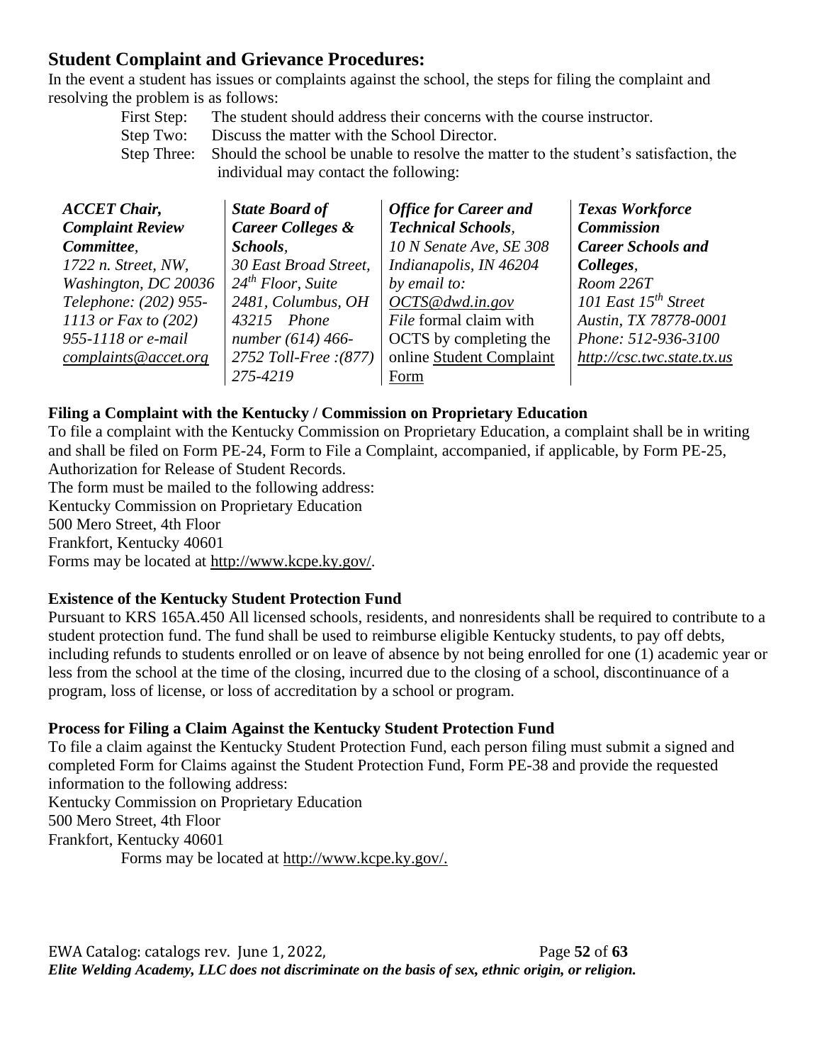## Student Complaint and Grievance Procedures:

In the event a student has issues or complaints against the school, the steps for filing the complaint and resolving the problem is as follows:

First Step: The student should address their concerns with the course instructor.

Step Two: Discuss the matter with the School Director.

Step Three: Should the school be unable to resolve the matter to the student's satisfaction, the individual may contact the following:

| ***ACCET Chair, Complaint Review Committee***, *1722 n. Street, NW, Washington, DC 20036 Telephone: (202) 955-1113 or Fax to (202) 955-1118 or e-mail complaints@accet.org* | ***State Board of Career Colleges & Schools***, *30 East Broad Street, 24th Floor, Suite 2481, Columbus, OH 43215 Phone number (614) 466-2752 Toll-Free :(877) 275-4219* | ***Office for Career and Technical Schools***, *10 N Senate Ave, SE 308 Indianapolis, IN 46204 by email to: OCTS@dwd.in.gov File* formal claim with OCTS by completing the online Student Complaint Form | ***Texas Workforce Commission Career Schools and Colleges***, *Room 226T 101 East 15th Street Austin, TX 78778-0001 Phone: 512-936-3100 http://csc.twc.state.tx.us* |
|---|---|---|---|

**Filing a Complaint with the Kentucky / Commission on Proprietary Education**

To file a complaint with the Kentucky Commission on Proprietary Education, a complaint shall be in writing and shall be filed on Form PE-24, Form to File a Complaint, accompanied, if applicable, by Form PE-25, Authorization for Release of Student Records.

The form must be mailed to the following address:

Kentucky Commission on Proprietary Education
500 Mero Street, 4th Floor
Frankfort, Kentucky 40601

Forms may be located at http://www.kcpe.ky.gov/.

**Existence of the Kentucky Student Protection Fund**

Pursuant to KRS 165A.450 All licensed schools, residents, and nonresidents shall be required to contribute to a student protection fund. The fund shall be used to reimburse eligible Kentucky students, to pay off debts, including refunds to students enrolled or on leave of absence by not being enrolled for one (1) academic year or less from the school at the time of the closing, incurred due to the closing of a school, discontinuance of a program, loss of license, or loss of accreditation by a school or program.

**Process for Filing a Claim Against the Kentucky Student Protection Fund**

To file a claim against the Kentucky Student Protection Fund, each person filing must submit a signed and completed Form for Claims against the Student Protection Fund, Form PE-38 and provide the requested information to the following address:

Kentucky Commission on Proprietary Education
500 Mero Street, 4th Floor
Frankfort, Kentucky 40601

Forms may be located at http://www.kcpe.ky.gov/.

*Elite Welding Academy, LLC does not discriminate on the basis of sex, ethnic origin, or religion.*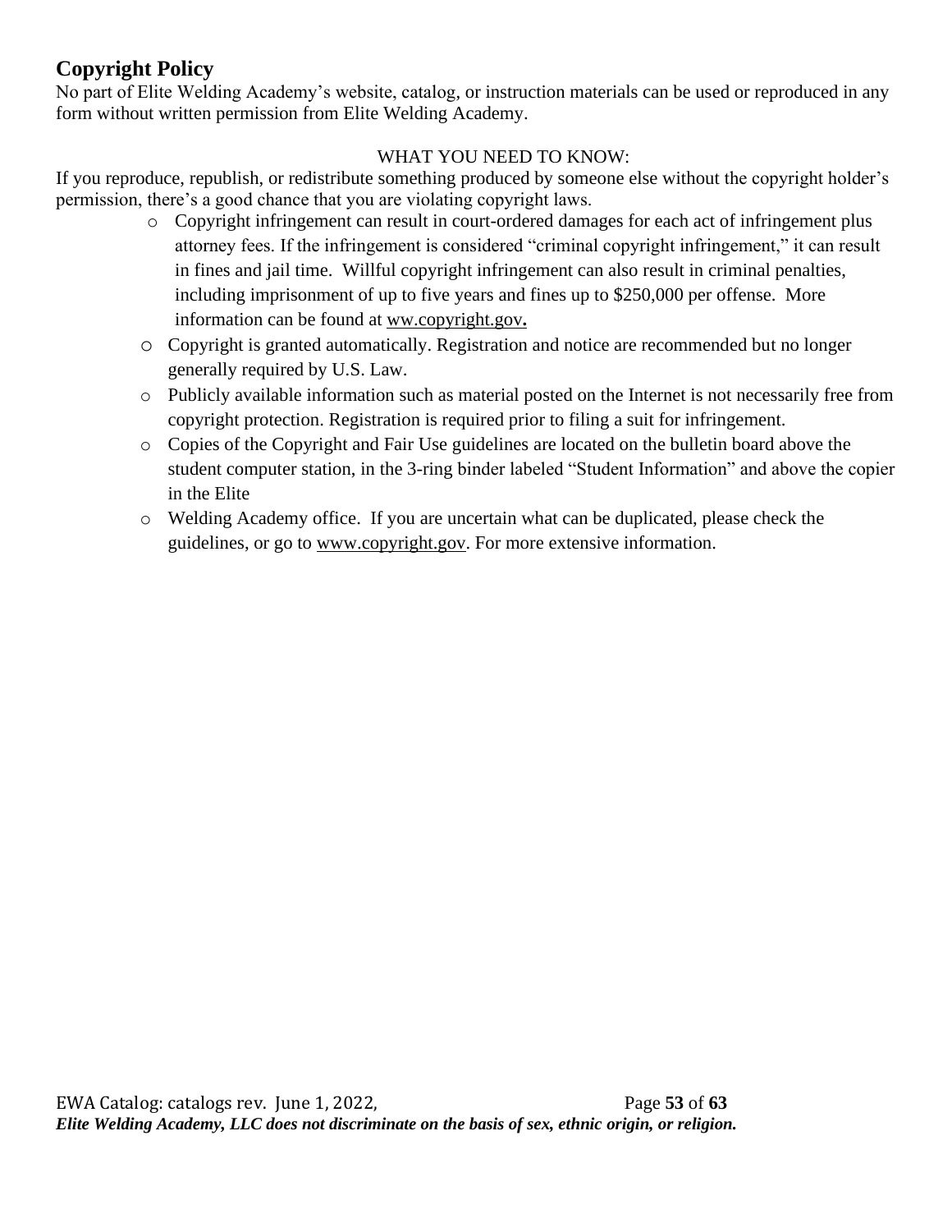## Copyright Policy

No part of Elite Welding Academy's website, catalog, or instruction materials can be used or reproduced in any form without written permission from Elite Welding Academy.

WHAT YOU NEED TO KNOW:

If you reproduce, republish, or redistribute something produced by someone else without the copyright holder's permission, there's a good chance that you are violating copyright laws.

- Copyright infringement can result in court-ordered damages for each act of infringement plus attorney fees. If the infringement is considered "criminal copyright infringement," it can result in fines and jail time. Willful copyright infringement can also result in criminal penalties, including imprisonment of up to five years and fines up to $250,000 per offense. More information can be found at ww.copyright.gov**.**
- Copyright is granted automatically. Registration and notice are recommended but no longer generally required by U.S. Law.
- Publicly available information such as material posted on the Internet is not necessarily free from copyright protection. Registration is required prior to filing a suit for infringement.
- Copies of the Copyright and Fair Use guidelines are located on the bulletin board above the student computer station, in the 3-ring binder labeled "Student Information" and above the copier in the Elite
- Welding Academy office. If you are uncertain what can be duplicated, please check the guidelines, or go to www.copyright.gov. For more extensive information.

*Elite Welding Academy, LLC does not discriminate on the basis of sex, ethnic origin, or religion.*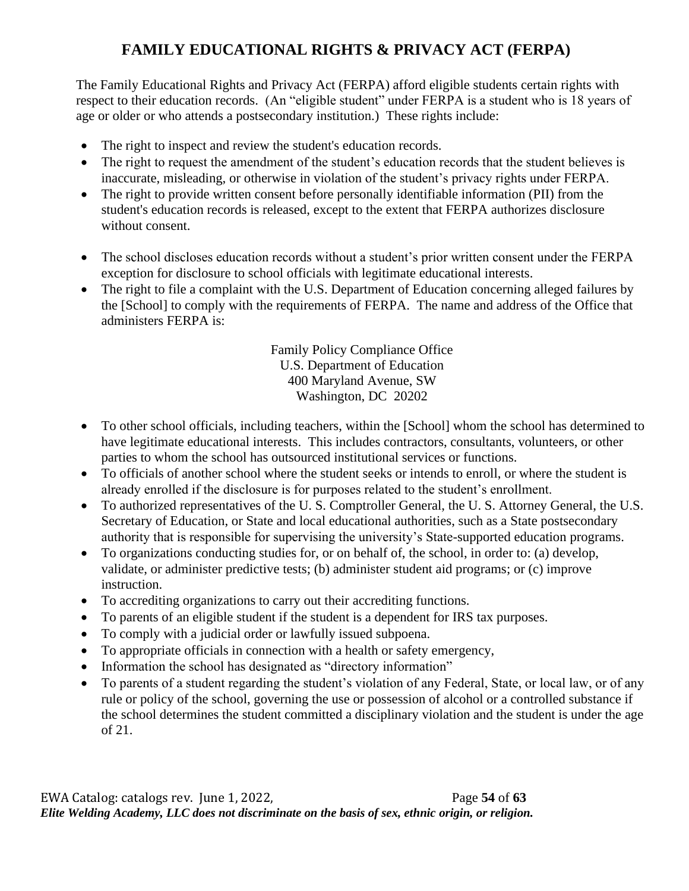# FAMILY EDUCATIONAL RIGHTS & PRIVACY ACT (FERPA)

The Family Educational Rights and Privacy Act (FERPA) afford eligible students certain rights with respect to their education records. (An "eligible student" under FERPA is a student who is 18 years of age or older or who attends a postsecondary institution.) These rights include:

- The right to inspect and review the student's education records.
- The right to request the amendment of the student's education records that the student believes is inaccurate, misleading, or otherwise in violation of the student's privacy rights under FERPA.
- The right to provide written consent before personally identifiable information (PII) from the student's education records is released, except to the extent that FERPA authorizes disclosure without consent.

- The school discloses education records without a student's prior written consent under the FERPA exception for disclosure to school officials with legitimate educational interests.
- The right to file a complaint with the U.S. Department of Education concerning alleged failures by the [School] to comply with the requirements of FERPA. The name and address of the Office that administers FERPA is:

  Family Policy Compliance Office
  U.S. Department of Education
  400 Maryland Avenue, SW
  Washington, DC 20202

- To other school officials, including teachers, within the [School] whom the school has determined to have legitimate educational interests. This includes contractors, consultants, volunteers, or other parties to whom the school has outsourced institutional services or functions.
- To officials of another school where the student seeks or intends to enroll, or where the student is already enrolled if the disclosure is for purposes related to the student's enrollment.
- To authorized representatives of the U. S. Comptroller General, the U. S. Attorney General, the U.S. Secretary of Education, or State and local educational authorities, such as a State postsecondary authority that is responsible for supervising the university's State-supported education programs.
- To organizations conducting studies for, or on behalf of, the school, in order to: (a) develop, validate, or administer predictive tests; (b) administer student aid programs; or (c) improve instruction.
- To accrediting organizations to carry out their accrediting functions.
- To parents of an eligible student if the student is a dependent for IRS tax purposes.
- To comply with a judicial order or lawfully issued subpoena.
- To appropriate officials in connection with a health or safety emergency,
- Information the school has designated as "directory information"
- To parents of a student regarding the student's violation of any Federal, State, or local law, or of any rule or policy of the school, governing the use or possession of alcohol or a controlled substance if the school determines the student committed a disciplinary violation and the student is under the age of 21.

*Elite Welding Academy, LLC does not discriminate on the basis of sex, ethnic origin, or religion.*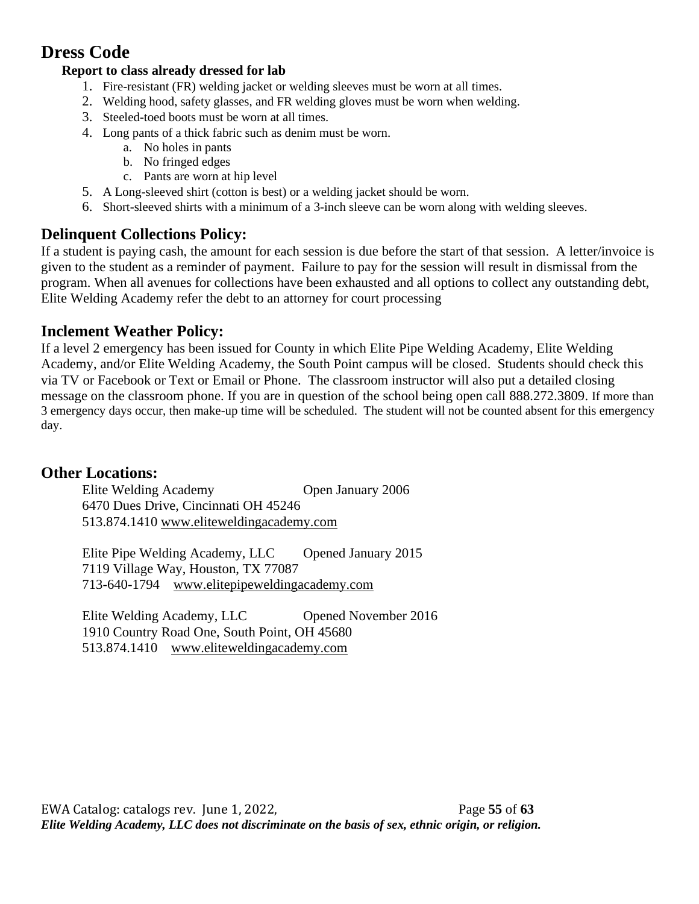# Dress Code

**Report to class already dressed for lab**

1. Fire-resistant (FR) welding jacket or welding sleeves must be worn at all times.
2. Welding hood, safety glasses, and FR welding gloves must be worn when welding.
3. Steeled-toed boots must be worn at all times.
4. Long pants of a thick fabric such as denim must be worn.
   a. No holes in pants
   b. No fringed edges
   c. Pants are worn at hip level
5. A Long-sleeved shirt (cotton is best) or a welding jacket should be worn.
6. Short-sleeved shirts with a minimum of a 3-inch sleeve can be worn along with welding sleeves.

## Delinquent Collections Policy:

If a student is paying cash, the amount for each session is due before the start of that session. A letter/invoice is given to the student as a reminder of payment. Failure to pay for the session will result in dismissal from the program. When all avenues for collections have been exhausted and all options to collect any outstanding debt, Elite Welding Academy refer the debt to an attorney for court processing

## Inclement Weather Policy:

If a level 2 emergency has been issued for County in which Elite Pipe Welding Academy, Elite Welding Academy, and/or Elite Welding Academy, the South Point campus will be closed. Students should check this via TV or Facebook or Text or Email or Phone. The classroom instructor will also put a detailed closing message on the classroom phone. If you are in question of the school being open call 888.272.3809. If more than 3 emergency days occur, then make-up time will be scheduled. The student will not be counted absent for this emergency day.

## Other Locations:

Elite Welding Academy Open January 2006
6470 Dues Drive, Cincinnati OH 45246
513.874.1410 www.eliteweldingacademy.com

Elite Pipe Welding Academy, LLC Opened January 2015
7119 Village Way, Houston, TX 77087
713-640-1794 www.elitepipeweldingacademy.com

Elite Welding Academy, LLC Opened November 2016
1910 Country Road One, South Point, OH 45680
513.874.1410 www.eliteweldingacademy.com

*Elite Welding Academy, LLC does not discriminate on the basis of sex, ethnic origin, or religion.*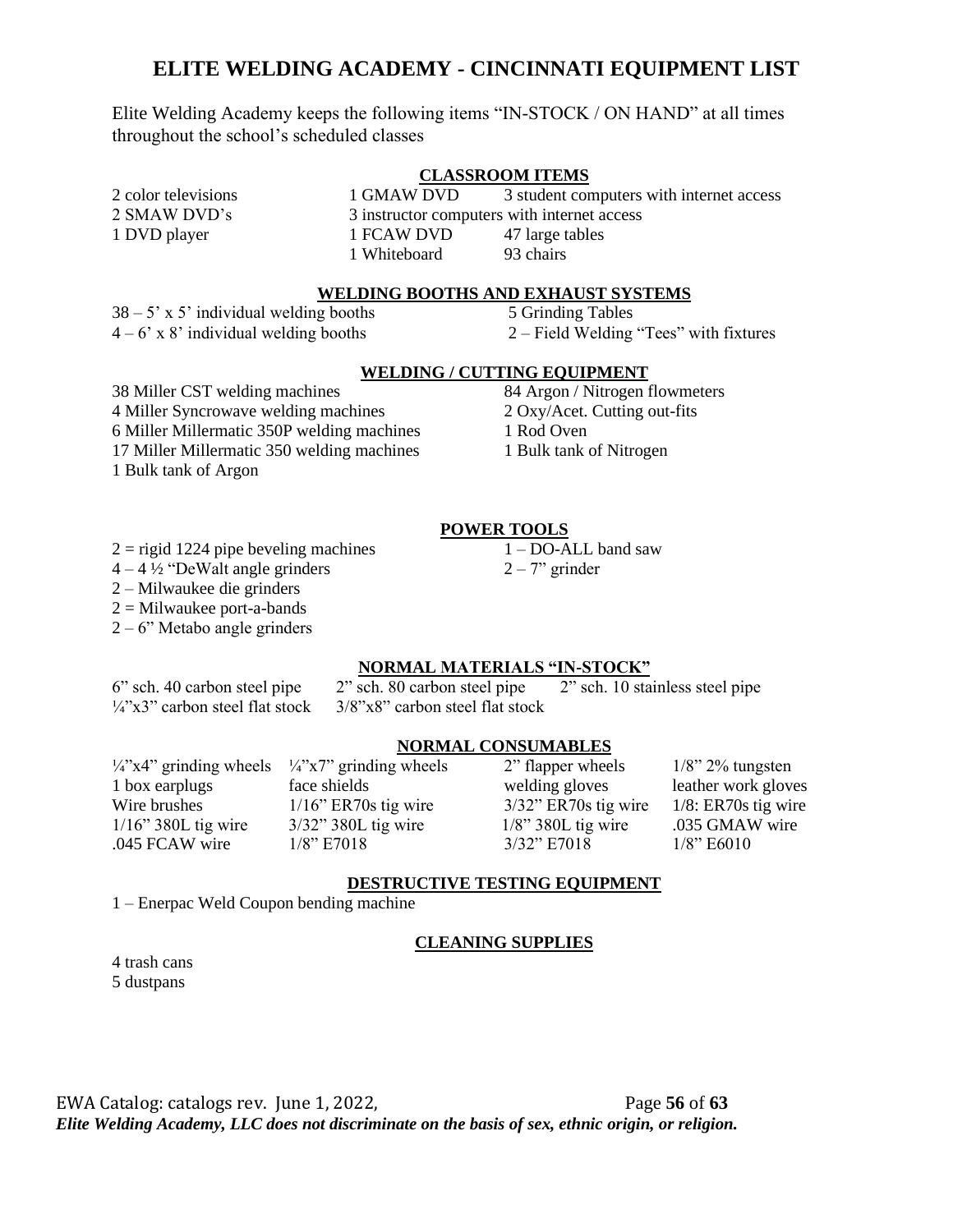# ELITE WELDING ACADEMY - CINCINNATI EQUIPMENT LIST

Elite Welding Academy keeps the following items "IN-STOCK / ON HAND" at all times throughout the school's scheduled classes

## CLASSROOM ITEMS

2 color televisions
2 SMAW DVD's
1 DVD player
1 GMAW DVD
3 instructor computers with internet access
1 FCAW DVD
1 Whiteboard
3 student computers with internet access
47 large tables
93 chairs

## WELDING BOOTHS AND EXHAUST SYSTEMS

38 – 5' x 5' individual welding booths
4 – 6' x 8' individual welding booths
5 Grinding Tables
2 – Field Welding "Tees" with fixtures

## WELDING / CUTTING EQUIPMENT

38 Miller CST welding machines
4 Miller Syncrowave welding machines
6 Miller Millermatic 350P welding machines
17 Miller Millermatic 350 welding machines
1 Bulk tank of Argon
84 Argon / Nitrogen flowmeters
2 Oxy/Acet. Cutting out-fits
1 Rod Oven
1 Bulk tank of Nitrogen

## POWER TOOLS

2 = rigid 1224 pipe beveling machines
4 – 4 ½ "DeWalt angle grinders
2 – Milwaukee die grinders
2 = Milwaukee port-a-bands
2 – 6" Metabo angle grinders
1 – DO-ALL band saw
2 – 7" grinder

## NORMAL MATERIALS "IN-STOCK"

6" sch. 40 carbon steel pipe
2" sch. 80 carbon steel pipe
2" sch. 10 stainless steel pipe
¼"x3" carbon steel flat stock
3/8"x8" carbon steel flat stock

## NORMAL CONSUMABLES

| | | | |
|---|---|---|---|
| ¼"x4" grinding wheels | ¼"x7" grinding wheels | 2" flapper wheels | 1/8" 2% tungsten |
| 1 box earplugs | face shields | welding gloves | leather work gloves |
| Wire brushes | 1/16" ER70s tig wire | 3/32" ER70s tig wire | 1/8: ER70s tig wire |
| 1/16" 380L tig wire | 3/32" 380L tig wire | 1/8" 380L tig wire | .035 GMAW wire |
| .045 FCAW wire | 1/8" E7018 | 3/32" E7018 | 1/8" E6010 |

## DESTRUCTIVE TESTING EQUIPMENT

1 – Enerpac Weld Coupon bending machine

## CLEANING SUPPLIES

4 trash cans
5 dustpans

EWA Catalog: catalogs rev. June 1, 2022,

*Elite Welding Academy, LLC does not discriminate on the basis of sex, ethnic origin, or religion.*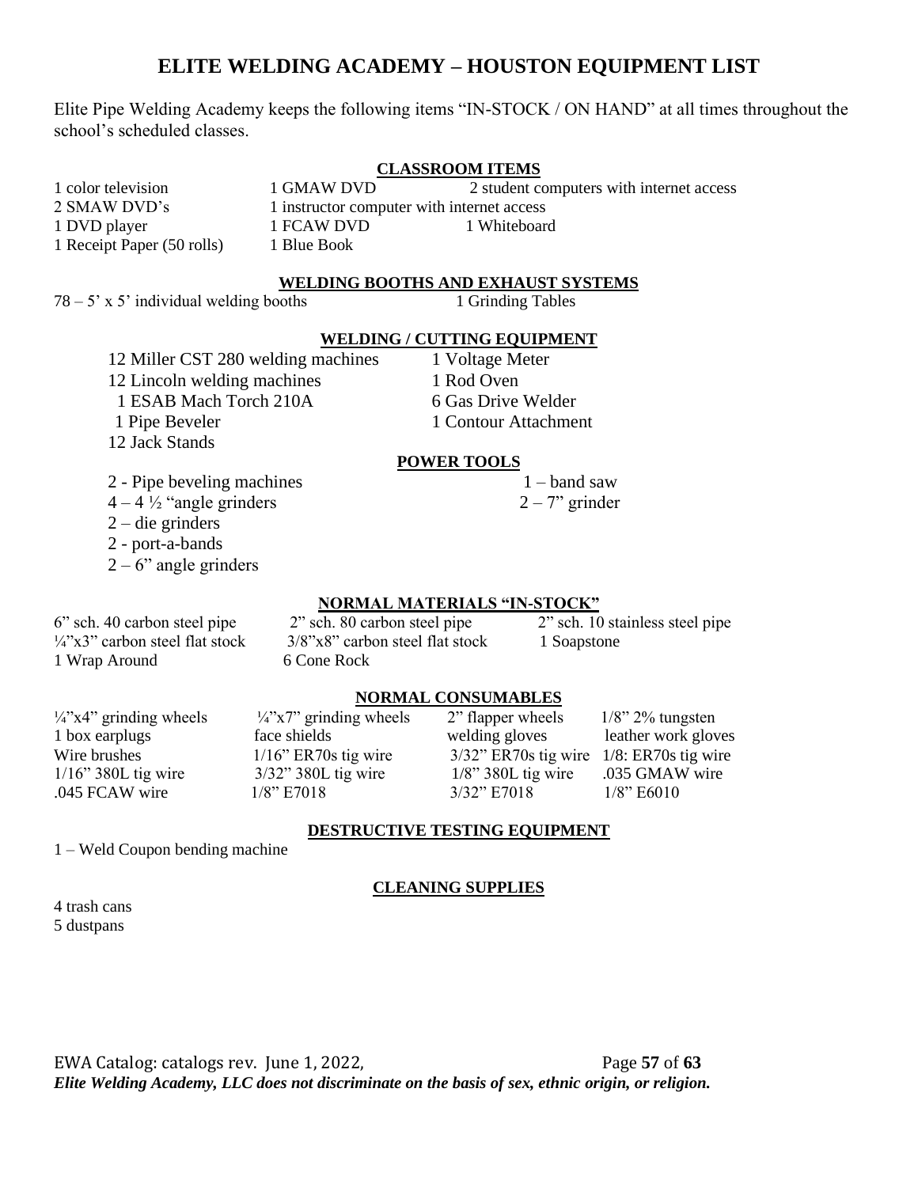# ELITE WELDING ACADEMY – HOUSTON EQUIPMENT LIST

Elite Pipe Welding Academy keeps the following items "IN-STOCK / ON HAND" at all times throughout the school's scheduled classes.

## CLASSROOM ITEMS

| | | |
|---|---|---|
| 1 color television | 1 GMAW DVD | 2 student computers with internet access |
| 2 SMAW DVD's | 1 instructor computer with internet access | |
| 1 DVD player | 1 FCAW DVD | 1 Whiteboard |
| 1 Receipt Paper (50 rolls) | 1 Blue Book | |

## WELDING BOOTHS AND EXHAUST SYSTEMS

| | |
|---|---|
| 78 – 5' x 5' individual welding booths | 1 Grinding Tables |

## WELDING / CUTTING EQUIPMENT

| | |
|---|---|
| 12 Miller CST 280 welding machines | 1 Voltage Meter |
| 12 Lincoln welding machines | 1 Rod Oven |
| 1 ESAB Mach Torch 210A | 6 Gas Drive Welder |
| 1 Pipe Beveler | 1 Contour Attachment |
| 12 Jack Stands | |

## POWER TOOLS

| | |
|---|---|
| 2 - Pipe beveling machines | 1 – band saw |
| 4 – 4 ½ "angle grinders | 2 – 7" grinder |
| 2 – die grinders | |
| 2 - port-a-bands | |
| 2 – 6" angle grinders | |

## NORMAL MATERIALS "IN-STOCK"

| | | |
|---|---|---|
| 6" sch. 40 carbon steel pipe | 2" sch. 80 carbon steel pipe | 2" sch. 10 stainless steel pipe |
| ¼"x3" carbon steel flat stock | 3/8"x8" carbon steel flat stock | 1 Soapstone |
| 1 Wrap Around | 6 Cone Rock | |

## NORMAL CONSUMABLES

| | | | |
|---|---|---|---|
| ¼"x4" grinding wheels | ¼"x7" grinding wheels | 2" flapper wheels | 1/8" 2% tungsten |
| 1 box earplugs | face shields | welding gloves | leather work gloves |
| Wire brushes | 1/16" ER70s tig wire | 3/32" ER70s tig wire | 1/8: ER70s tig wire |
| 1/16" 380L tig wire | 3/32" 380L tig wire | 1/8" 380L tig wire | .035 GMAW wire |
| .045 FCAW wire | 1/8" E7018 | 3/32" E7018 | 1/8" E6010 |

## DESTRUCTIVE TESTING EQUIPMENT

1 – Weld Coupon bending machine

## CLEANING SUPPLIES

4 trash cans

5 dustpans

*Elite Welding Academy, LLC does not discriminate on the basis of sex, ethnic origin, or religion.*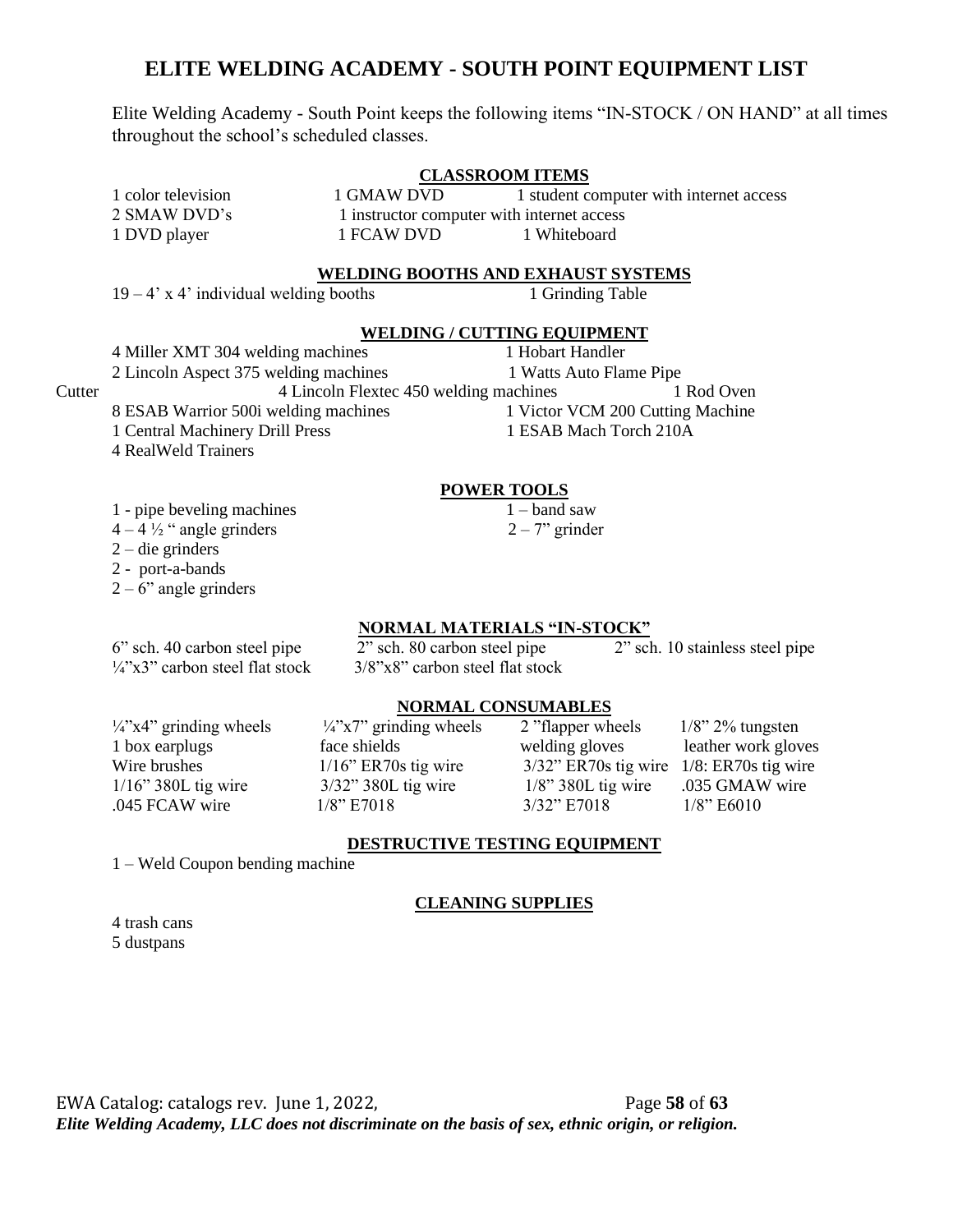# ELITE WELDING ACADEMY - SOUTH POINT EQUIPMENT LIST

Elite Welding Academy - South Point keeps the following items “IN-STOCK / ON HAND” at all times throughout the school’s scheduled classes.

## CLASSROOM ITEMS

- 1 color television
- 1 GMAW DVD
- 1 student computer with internet access
- 2 SMAW DVD’s
- 1 instructor computer with internet access
- 1 DVD player
- 1 FCAW DVD
- 1 Whiteboard

## WELDING BOOTHS AND EXHAUST SYSTEMS

- 19 – 4’ x 4’ individual welding booths
- 1 Grinding Table

## WELDING / CUTTING EQUIPMENT

- 4 Miller XMT 304 welding machines
- 1 Hobart Handler
- 2 Lincoln Aspect 375 welding machines
- 1 Watts Auto Flame Pipe Cutter
- 4 Lincoln Flextec 450 welding machines
- 1 Rod Oven
- 8 ESAB Warrior 500i welding machines
- 1 Victor VCM 200 Cutting Machine
- 1 Central Machinery Drill Press
- 1 ESAB Mach Torch 210A
- 4 RealWeld Trainers

## POWER TOOLS

- 1 - pipe beveling machines
- 1 – band saw
- 4 – 4 ½ “ angle grinders
- 2 – 7” grinder
- 2 – die grinders
- 2 - port-a-bands
- 2 – 6” angle grinders

## NORMAL MATERIALS “IN-STOCK”

- 6” sch. 40 carbon steel pipe
- 2” sch. 80 carbon steel pipe
- 2” sch. 10 stainless steel pipe
- ¼”x3” carbon steel flat stock
- 3/8”x8” carbon steel flat stock

## NORMAL CONSUMABLES

- ¼”x4” grinding wheels
- ¼”x7” grinding wheels
- 2 ”flapper wheels
- 1/8” 2% tungsten
- 1 box earplugs
- face shields
- welding gloves
- leather work gloves
- Wire brushes
- 1/16” ER70s tig wire
- 3/32” ER70s tig wire
- 1/8: ER70s tig wire
- 1/16” 380L tig wire
- 3/32” 380L tig wire
- 1/8” 380L tig wire
- .035 GMAW wire
- .045 FCAW wire
- 1/8” E7018
- 3/32” E7018
- 1/8” E6010

## DESTRUCTIVE TESTING EQUIPMENT

- 1 – Weld Coupon bending machine

## CLEANING SUPPLIES

- 4 trash cans
- 5 dustpans

*Elite Welding Academy, LLC does not discriminate on the basis of sex, ethnic origin, or religion.*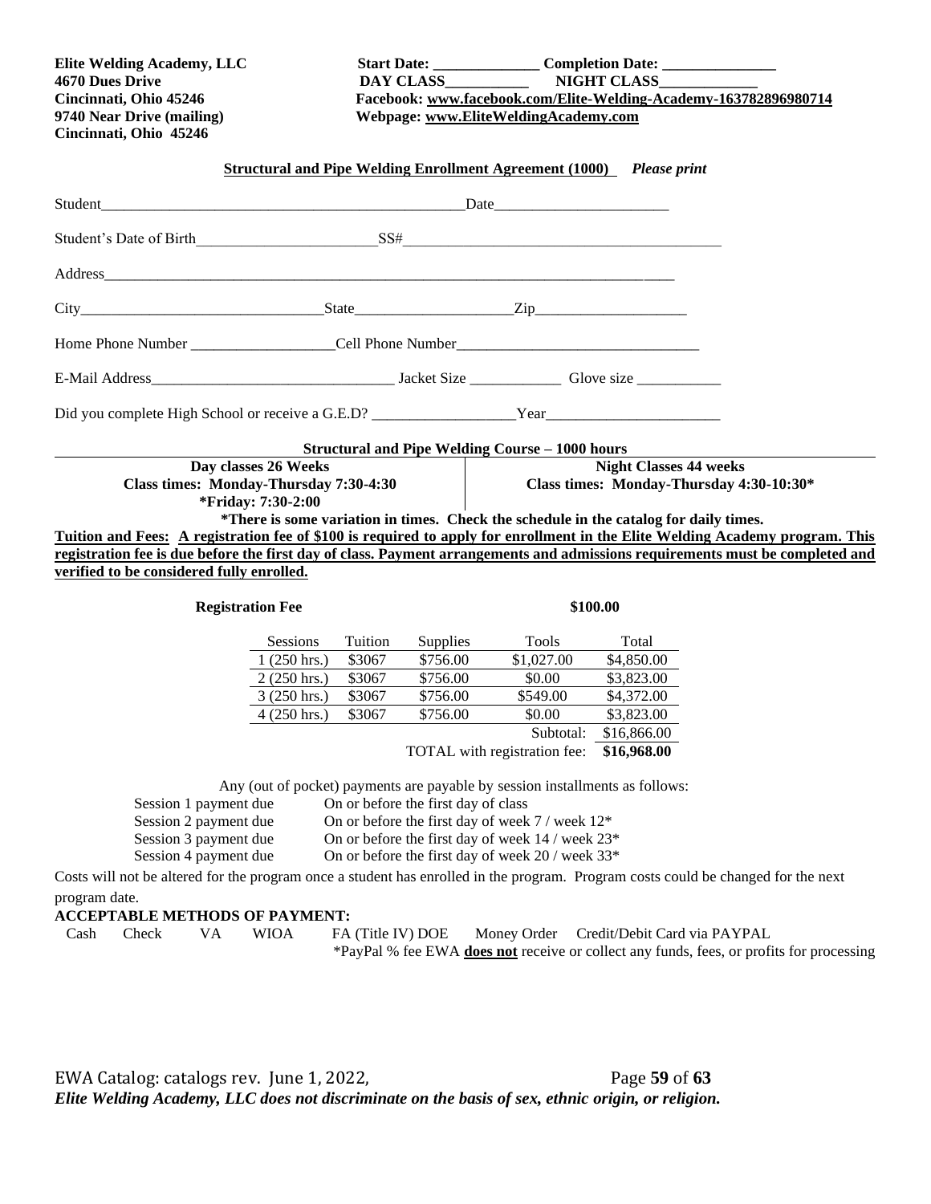**Elite Welding Academy, LLC**
**4670 Dues Drive**
**Cincinnati, Ohio 45246**
**9740 Near Drive (mailing)**
**Cincinnati, Ohio 45246**

**Start Date: ______________ Completion Date: _______________**
**DAY CLASS___________ NIGHT CLASS_____________**
**Facebook: www.facebook.com/Elite-Welding-Academy-163782896980714**
**Webpage: www.EliteWeldingAcademy.com**

**Structural and Pipe Welding Enrollment Agreement (1000)** ***Please print***

Student_________________________________________________Date_______________________

Student's Date of Birth________________________SS#__________________________________________

Address_____________________________________________________________________________

City________________________________State_____________________Zip____________________

Home Phone Number ___________________Cell Phone Number________________________________

E-Mail Address________________________________ Jacket Size ____________ Glove size ___________

Did you complete High School or receive a G.E.D? ___________________Year_______________________

**Structural and Pipe Welding Course – 1000 hours**

| Day classes 26 Weeks | Night Classes 44 weeks |
|---|---|
| Class times: Monday-Thursday 7:30-4:30 | Class times: Monday-Thursday 4:30-10:30* |
| *Friday: 7:30-2:00 | |

**\*There is some variation in times. Check the schedule in the catalog for daily times.**

**Tuition and Fees: A registration fee of $100 is required to apply for enrollment in the Elite Welding Academy program. This registration fee is due before the first day of class. Payment arrangements and admissions requirements must be completed and verified to be considered fully enrolled.**

**Registration Fee** **$100.00**

| Sessions | Tuition | Supplies | Tools | Total |
|---|---|---|---|---|
| 1 (250 hrs.) | $3067 | $756.00 | $1,027.00 | $4,850.00 |
| 2 (250 hrs.) | $3067 | $756.00 | $0.00 | $3,823.00 |
| 3 (250 hrs.) | $3067 | $756.00 | $549.00 | $4,372.00 |
| 4 (250 hrs.) | $3067 | $756.00 | $0.00 | $3,823.00 |
| | | | Subtotal: | $16,866.00 |
| | | | TOTAL with registration fee: | **$16,968.00** |

Any (out of pocket) payments are payable by session installments as follows:

| | |
|---|---|
| Session 1 payment due | On or before the first day of class |
| Session 2 payment due | On or before the first day of week 7 / week 12* |
| Session 3 payment due | On or before the first day of week 14 / week 23* |
| Session 4 payment due | On or before the first day of week 20 / week 33* |

Costs will not be altered for the program once a student has enrolled in the program. Program costs could be changed for the next program date.

**ACCEPTABLE METHODS OF PAYMENT:**

Cash Check VA WIOA FA (Title IV) DOE Money Order Credit/Debit Card via PAYPAL

*PayPal % fee EWA **does not** receive or collect any funds, fees, or profits for processing

*Elite Welding Academy, LLC does not discriminate on the basis of sex, ethnic origin, or religion.*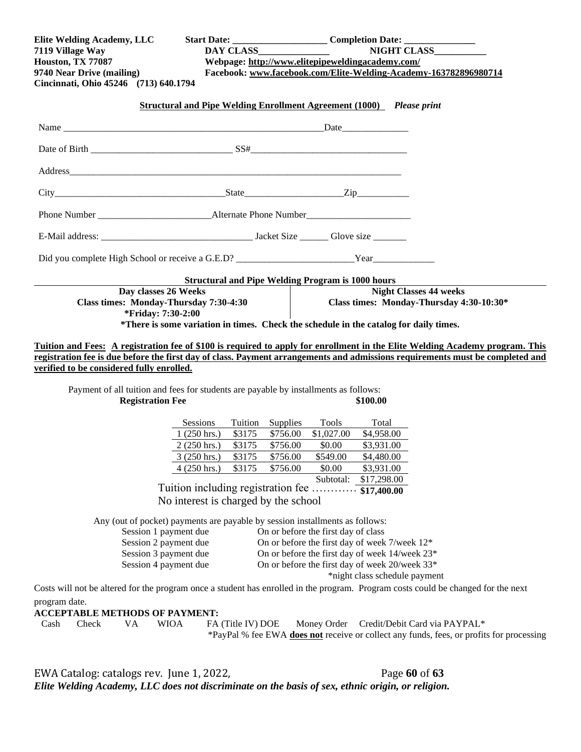**Elite Welding Academy, LLC**
**7119 Village Way**
**Houston, TX 77087**
**9740 Near Drive (mailing)**
**Cincinnati, Ohio 45246 (713) 640.1794**

**Start Date: ____________________ Completion Date: _______________**
**DAY CLASS_______________ NIGHT CLASS___________**
**Webpage: http://www.elitepipeweldingacademy.com/**
**Facebook: www.facebook.com/Elite-Welding-Academy-163782896980714**

**Structural and Pipe Welding Enrollment Agreement (1000)** ***Please print***

Name ________________________________________________________Date______________

Date of Birth ______________________________ SS#_________________________________

Address___________________________________________________________________________

City___________________________________State____________________Zip___________

Phone Number ________________________Alternate Phone Number______________________

E-Mail address: ________________________________ Jacket Size ______ Glove size _______

Did you complete High School or receive a G.E.D? _________________________Year_____________

**Structural and Pipe Welding Program is 1000 hours**

| Day classes 26 Weeks | Night Classes 44 weeks |
|---|---|
| Class times: Monday-Thursday 7:30-4:30 | Class times: Monday-Thursday 4:30-10:30* |
| *Friday: 7:30-2:00 | |

***There is some variation in times. Check the schedule in the catalog for daily times.**

**Tuition and Fees: A registration fee of $100 is required to apply for enrollment in the Elite Welding Academy program. This registration fee is due before the first day of class. Payment arrangements and admissions requirements must be completed and verified to be considered fully enrolled.**

Payment of all tuition and fees for students are payable by installments as follows:

**Registration Fee** **$100.00**

| Sessions | Tuition | Supplies | Tools | Total |
|---|---|---|---|---|
| 1 (250 hrs.) | $3175 | $756.00 | $1,027.00 | $4,958.00 |
| 2 (250 hrs.) | $3175 | $756.00 | $0.00 | $3,931.00 |
| 3 (250 hrs.) | $3175 | $756.00 | $549.00 | $4,480.00 |
| 4 (250 hrs.) | $3175 | $756.00 | $0.00 | $3,931.00 |
| | | | Subtotal: | $17,298.00 |

Tuition including registration fee ………… **$17,400.00**

No interest is charged by the school

Any (out of pocket) payments are payable by session installments as follows:

| | |
|---|---|
| Session 1 payment due | On or before the first day of class |
| Session 2 payment due | On or before the first day of week 7/week 12* |
| Session 3 payment due | On or before the first day of week 14/week 23* |
| Session 4 payment due | On or before the first day of week 20/week 33* |

*night class schedule payment

Costs will not be altered for the program once a student has enrolled in the program. Program costs could be changed for the next program date.

**ACCEPTABLE METHODS OF PAYMENT:**

Cash Check VA WIOA FA (Title IV) DOE Money Order Credit/Debit Card via PAYPAL*

*PayPal % fee EWA **does not** receive or collect any funds, fees, or profits for processing

EWA Catalog: catalogs rev. June 1, 2022,

***Elite Welding Academy, LLC does not discriminate on the basis of sex, ethnic origin, or religion.***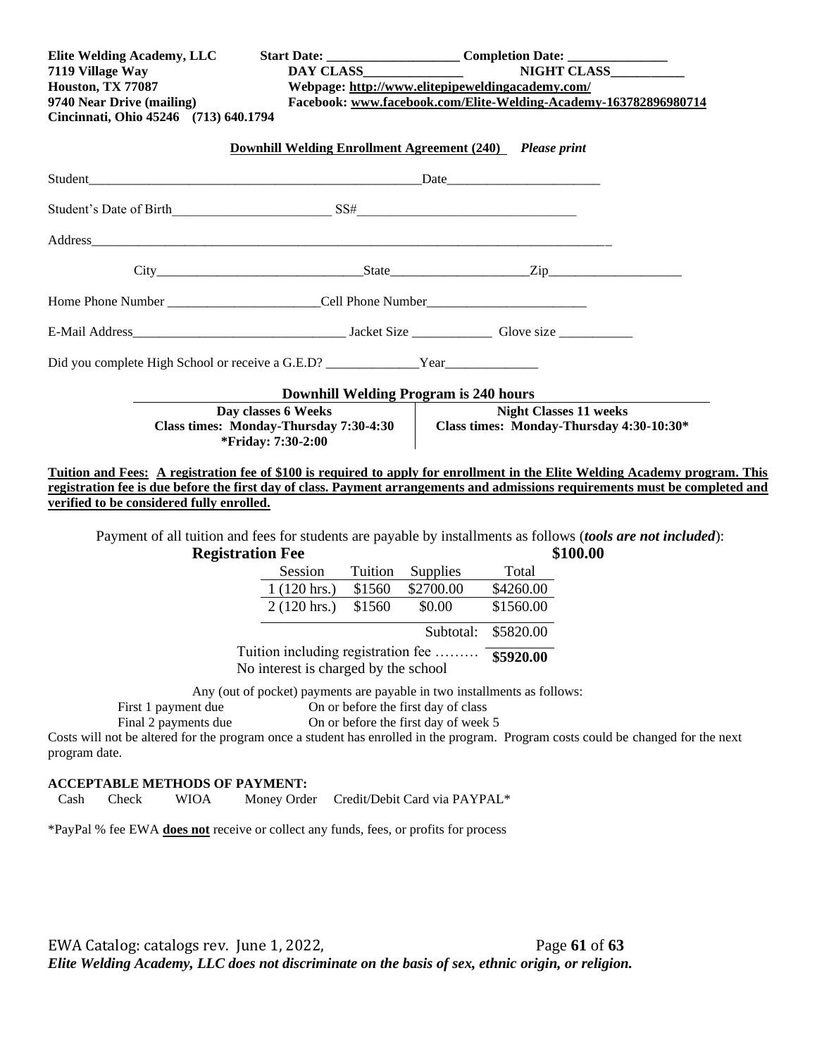**Elite Welding Academy, LLC**
**7119 Village Way**
**Houston, TX 77087**
**9740 Near Drive (mailing)**
**Cincinnati, Ohio 45246 (713) 640.1794**

**Start Date: ____________________ Completion Date: _______________**
**DAY CLASS_______________ NIGHT CLASS___________**
**Webpage: http://www.elitepipeweldingacademy.com/**
**Facebook: www.facebook.com/Elite-Welding-Academy-163782896980714**

**Downhill Welding Enrollment Agreement (240)** ***Please print***

Student_____________________________________________________Date_______________________

Student's Date of Birth________________________ SS#_________________________________

Address___________________________________________________________________________________

City_______________________________State_____________________Zip_____________________

Home Phone Number _______________________Cell Phone Number________________________

E-Mail Address_________________________________ Jacket Size ____________ Glove size ___________

Did you complete High School or receive a G.E.D? ______________Year______________

**Downhill Welding Program is 240 hours**

| Day classes 6 Weeks | Night Classes 11 weeks |
|---|---|
| Class times: Monday-Thursday 7:30-4:30<br>*Friday: 7:30-2:00 | Class times: Monday-Thursday 4:30-10:30* |

**Tuition and Fees: A registration fee of $100 is required to apply for enrollment in the Elite Welding Academy program. This registration fee is due before the first day of class. Payment arrangements and admissions requirements must be completed and verified to be considered fully enrolled.**

Payment of all tuition and fees for students are payable by installments as follows (***tools are not included***):

**Registration Fee** **$100.00**

| Session | Tuition | Supplies | Total |
|---|---|---|---|
| 1 (120 hrs.) | $1560 | $2700.00 | $4260.00 |
| 2 (120 hrs.) | $1560 | $0.00 | $1560.00 |
| | | Subtotal: | $5820.00 |

Tuition including registration fee ……… **$5920.00**
No interest is charged by the school

Any (out of pocket) payments are payable in two installments as follows:

First 1 payment due — On or before the first day of class
Final 2 payments due — On or before the first day of week 5

Costs will not be altered for the program once a student has enrolled in the program. Program costs could be changed for the next program date.

**ACCEPTABLE METHODS OF PAYMENT:**

Cash Check WIOA Money Order Credit/Debit Card via PAYPAL*

*PayPal % fee EWA **does not** receive or collect any funds, fees, or profits for process

*Elite Welding Academy, LLC does not discriminate on the basis of sex, ethnic origin, or religion.*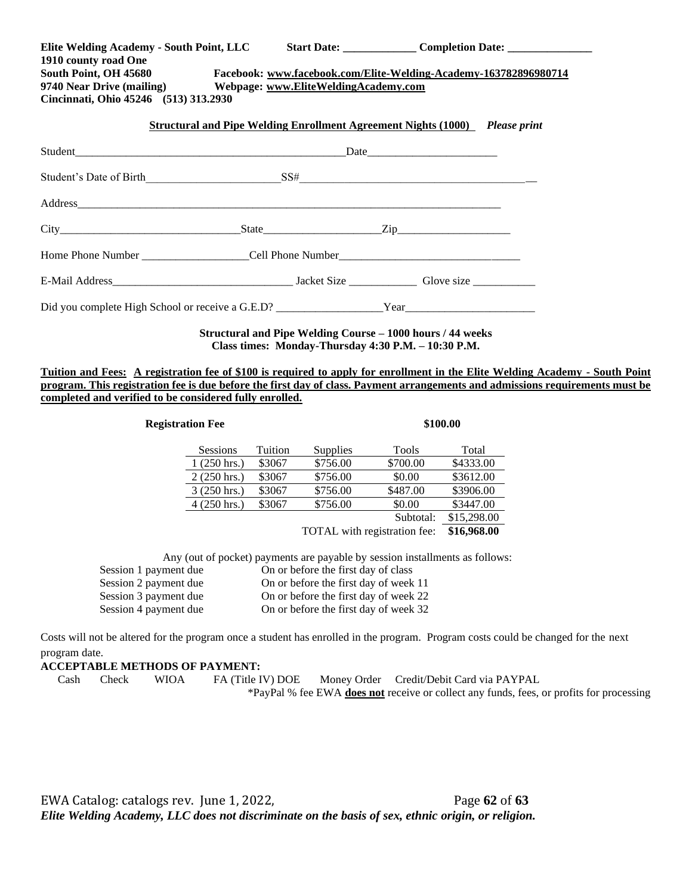**Elite Welding Academy - South Point, LLC** **Start Date: _____________ Completion Date: _______________**
**1910 county road One**
**South Point, OH 45680** **Facebook: www.facebook.com/Elite-Welding-Academy-163782896980714**
**9740 Near Drive (mailing)** **Webpage: www.EliteWeldingAcademy.com**
**Cincinnati, Ohio 45246 (513) 313.2930**

**Structural and Pipe Welding Enrollment Agreement Nights (1000)** *Please print*

Student_______________________________________________Date______________________

Student's Date of Birth_______________________SS#________________________________________

Address__________________________________________________________________________

City_______________________________State____________________Zip____________________

Home Phone Number ___________________Cell Phone Number_______________________________

E-Mail Address________________________________ Jacket Size ____________ Glove size ___________

Did you complete High School or receive a G.E.D? __________________Year______________________

**Structural and Pipe Welding Course – 1000 hours / 44 weeks**
**Class times: Monday-Thursday 4:30 P.M. – 10:30 P.M.**

**Tuition and Fees: A registration fee of $100 is required to apply for enrollment in the Elite Welding Academy - South Point program. This registration fee is due before the first day of class. Payment arrangements and admissions requirements must be completed and verified to be considered fully enrolled.**

**Registration Fee** **$100.00**

| Sessions | Tuition | Supplies | Tools | Total |
|---|---|---|---|---|
| 1 (250 hrs.) | $3067 | $756.00 | $700.00 | $4333.00 |
| 2 (250 hrs.) | $3067 | $756.00 | $0.00 | $3612.00 |
| 3 (250 hrs.) | $3067 | $756.00 | $487.00 | $3906.00 |
| 4 (250 hrs.) | $3067 | $756.00 | $0.00 | $3447.00 |
| | | | Subtotal: | $15,298.00 |
| | | TOTAL with registration fee: | | **$16,968.00** |

Any (out of pocket) payments are payable by session installments as follows:

| | |
|---|---|
| Session 1 payment due | On or before the first day of class |
| Session 2 payment due | On or before the first day of week 11 |
| Session 3 payment due | On or before the first day of week 22 |
| Session 4 payment due | On or before the first day of week 32 |

Costs will not be altered for the program once a student has enrolled in the program. Program costs could be changed for the next program date.

**ACCEPTABLE METHODS OF PAYMENT:**

Cash Check WIOA FA (Title IV) DOE Money Order Credit/Debit Card via PAYPAL

*PayPal % fee EWA **does not** receive or collect any funds, fees, or profits for processing

*Elite Welding Academy, LLC does not discriminate on the basis of sex, ethnic origin, or religion.*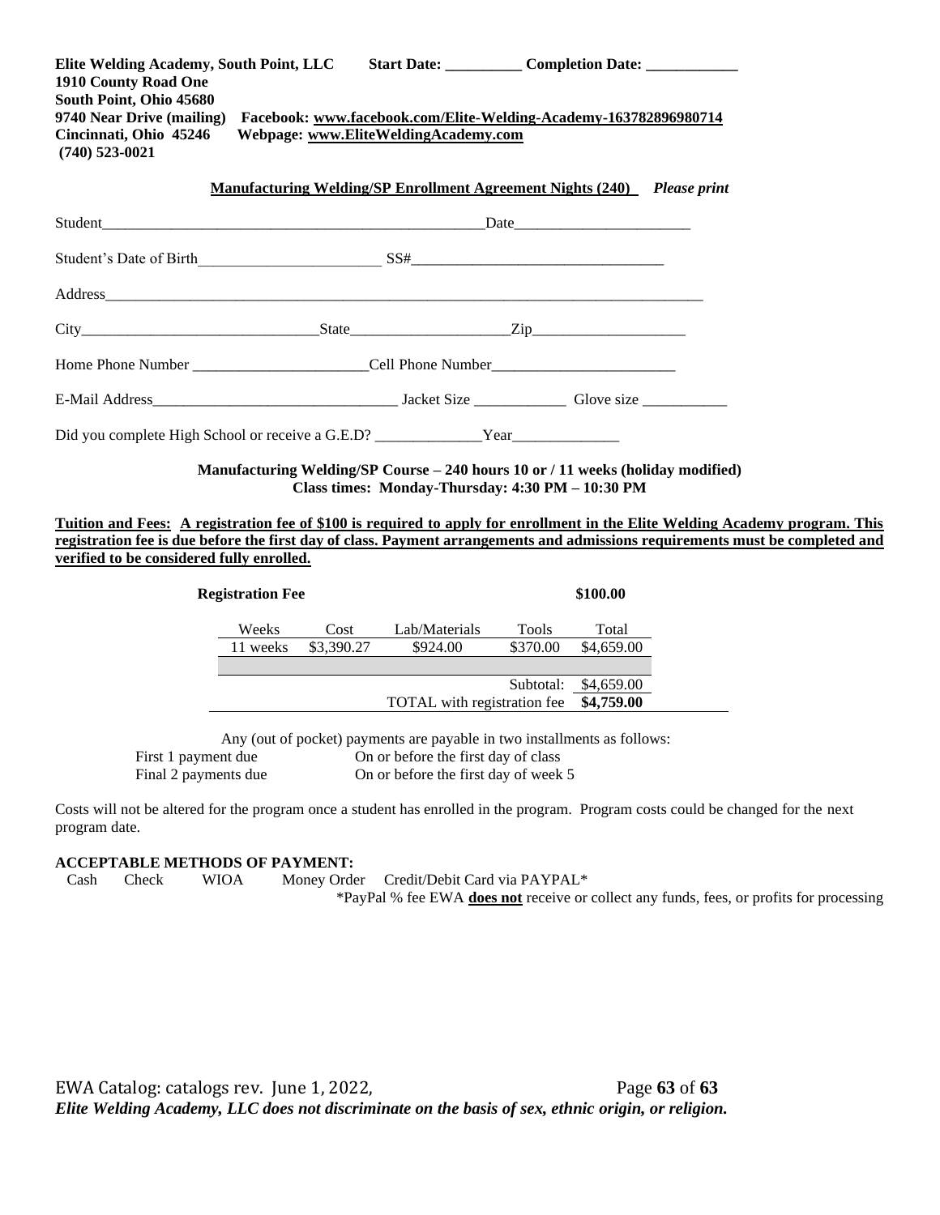**Elite Welding Academy, South Point, LLC** **Start Date: __________ Completion Date: ____________**
**1910 County Road One**
**South Point, Ohio 45680**
**9740 Near Drive (mailing)** **Facebook: www.facebook.com/Elite-Welding-Academy-163782896980714**
**Cincinnati, Ohio 45246** **Webpage: www.EliteWeldingAcademy.com**
**(740) 523-0021**

**Manufacturing Welding/SP Enrollment Agreement Nights (240)** *Please print*

Student___________________________________________________Date_______________________

Student's Date of Birth________________________ SS#_________________________________

Address_______________________________________________________________________________

City_______________________________State____________________Zip____________________

Home Phone Number ______________________Cell Phone Number________________________

E-Mail Address________________________________ Jacket Size ____________ Glove size ___________

Did you complete High School or receive a G.E.D? ______________Year______________

**Manufacturing Welding/SP Course – 240 hours 10 or / 11 weeks (holiday modified)**
**Class times: Monday-Thursday: 4:30 PM – 10:30 PM**

**Tuition and Fees: A registration fee of $100 is required to apply for enrollment in the Elite Welding Academy program. This registration fee is due before the first day of class. Payment arrangements and admissions requirements must be completed and verified to be considered fully enrolled.**

**Registration Fee** **$100.00**

| Weeks | Cost | Lab/Materials | Tools | Total |
|---|---|---|---|---|
| 11 weeks | $3,390.27 | $924.00 | $370.00 | $4,659.00 |
| | | | | |
| | | | Subtotal: | $4,659.00 |
| | | TOTAL with registration fee | | **$4,759.00** |

Any (out of pocket) payments are payable in two installments as follows:

First 1 payment due — On or before the first day of class
Final 2 payments due — On or before the first day of week 5

Costs will not be altered for the program once a student has enrolled in the program. Program costs could be changed for the next program date.

**ACCEPTABLE METHODS OF PAYMENT:**
Cash Check WIOA Money Order Credit/Debit Card via PAYPAL*
*PayPal % fee EWA **does not** receive or collect any funds, fees, or profits for processing

*Elite Welding Academy, LLC does not discriminate on the basis of sex, ethnic origin, or religion.*